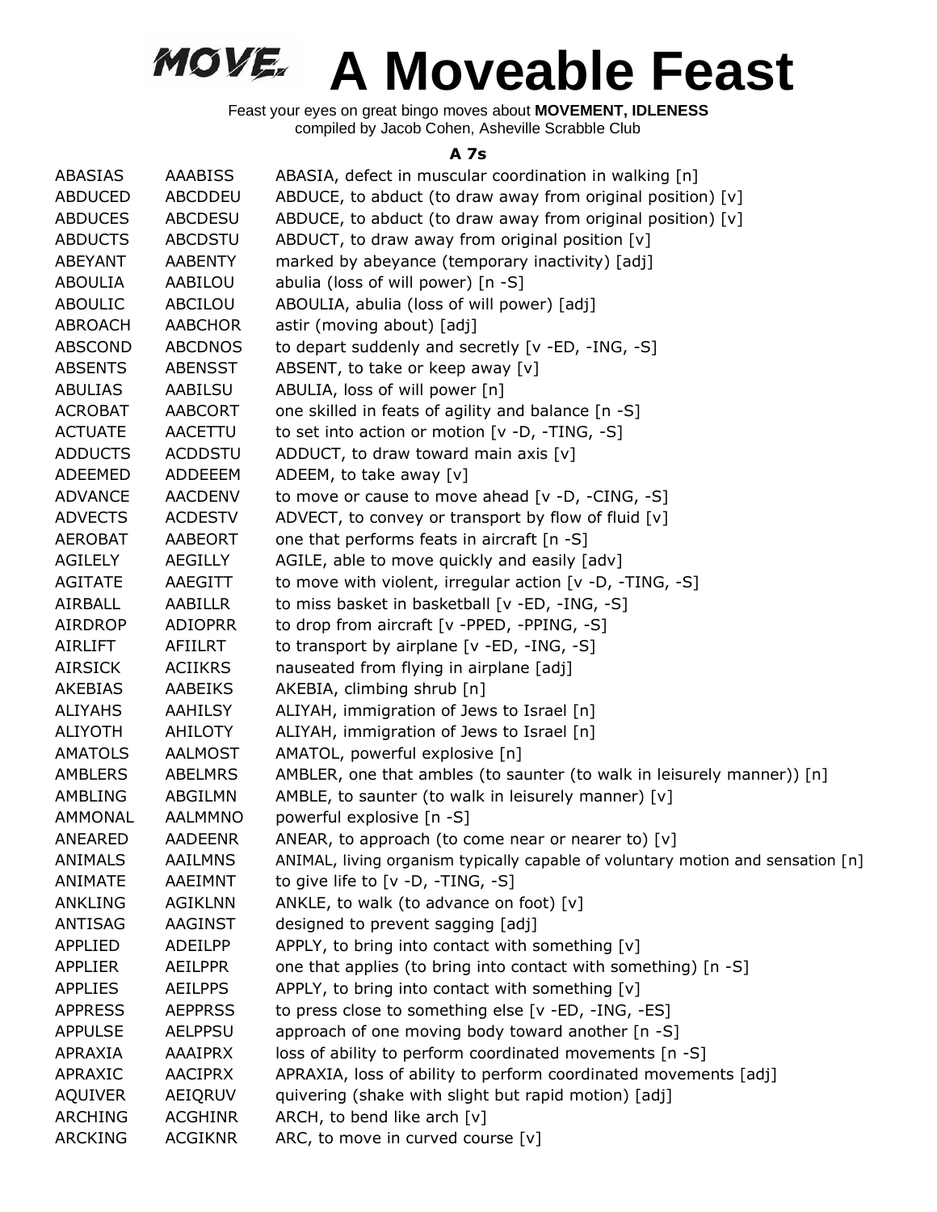# MOVE. A Moveable Feast

Feast your eyes on great bingo moves about **MOVEMENT, IDLENESS**
compiled by Jacob Cohen, Asheville Scrabble Club

### A 7s

| | | |
|---|---|---|
| ABASIAS | AAABISS | ABASIA, defect in muscular coordination in walking [n] |
| ABDUCED | ABCDDEU | ABDUCE, to abduct (to draw away from original position) [v] |
| ABDUCES | ABCDESU | ABDUCE, to abduct (to draw away from original position) [v] |
| ABDUCTS | ABCDSTU | ABDUCT, to draw away from original position [v] |
| ABEYANT | AABENTY | marked by abeyance (temporary inactivity) [adj] |
| ABOULIA | AABILOU | abulia (loss of will power) [n -S] |
| ABOULIC | ABCILOU | ABOULIA, abulia (loss of will power) [adj] |
| ABROACH | AABCHOR | astir (moving about) [adj] |
| ABSCOND | ABCDNOS | to depart suddenly and secretly [v -ED, -ING, -S] |
| ABSENTS | ABENSST | ABSENT, to take or keep away [v] |
| ABULIAS | AABILSU | ABULIA, loss of will power [n] |
| ACROBAT | AABCORT | one skilled in feats of agility and balance [n -S] |
| ACTUATE | AACETTU | to set into action or motion [v -D, -TING, -S] |
| ADDUCTS | ACDDSTU | ADDUCT, to draw toward main axis [v] |
| ADEEMED | ADDEEEM | ADEEM, to take away [v] |
| ADVANCE | AACDENV | to move or cause to move ahead [v -D, -CING, -S] |
| ADVECTS | ACDESTV | ADVECT, to convey or transport by flow of fluid [v] |
| AEROBAT | AABEORT | one that performs feats in aircraft [n -S] |
| AGILELY | AEGILLY | AGILE, able to move quickly and easily [adv] |
| AGITATE | AAEGITT | to move with violent, irregular action [v -D, -TING, -S] |
| AIRBALL | AABILLR | to miss basket in basketball [v -ED, -ING, -S] |
| AIRDROP | ADIOPRR | to drop from aircraft [v -PPED, -PPING, -S] |
| AIRLIFT | AFIILRT | to transport by airplane [v -ED, -ING, -S] |
| AIRSICK | ACIIKRS | nauseated from flying in airplane [adj] |
| AKEBIAS | AABEIKS | AKEBIA, climbing shrub [n] |
| ALIYAHS | AAHILSY | ALIYAH, immigration of Jews to Israel [n] |
| ALIYOTH | AHILOTY | ALIYAH, immigration of Jews to Israel [n] |
| AMATOLS | AALMOST | AMATOL, powerful explosive [n] |
| AMBLERS | ABELMRS | AMBLER, one that ambles (to saunter (to walk in leisurely manner)) [n] |
| AMBLING | ABGILMN | AMBLE, to saunter (to walk in leisurely manner) [v] |
| AMMONAL | AALMMNO | powerful explosive [n -S] |
| ANEARED | AADEENR | ANEAR, to approach (to come near or nearer to) [v] |
| ANIMALS | AAILMNS | ANIMAL, living organism typically capable of voluntary motion and sensation [n] |
| ANIMATE | AAEIMNT | to give life to [v -D, -TING, -S] |
| ANKLING | AGIKLNN | ANKLE, to walk (to advance on foot) [v] |
| ANTISAG | AAGINST | designed to prevent sagging [adj] |
| APPLIED | ADEILPP | APPLY, to bring into contact with something [v] |
| APPLIER | AEILPPR | one that applies (to bring into contact with something) [n -S] |
| APPLIES | AEILPPS | APPLY, to bring into contact with something [v] |
| APPRESS | AEPPRSS | to press close to something else [v -ED, -ING, -ES] |
| APPULSE | AELPPSU | approach of one moving body toward another [n -S] |
| APRAXIA | AAAIPRX | loss of ability to perform coordinated movements [n -S] |
| APRAXIC | AACIPRX | APRAXIA, loss of ability to perform coordinated movements [adj] |
| AQUIVER | AEIQRUV | quivering (shake with slight but rapid motion) [adj] |
| ARCHING | ACGHINR | ARCH, to bend like arch [v] |
| ARCKING | ACGIKNR | ARC, to move in curved course [v] |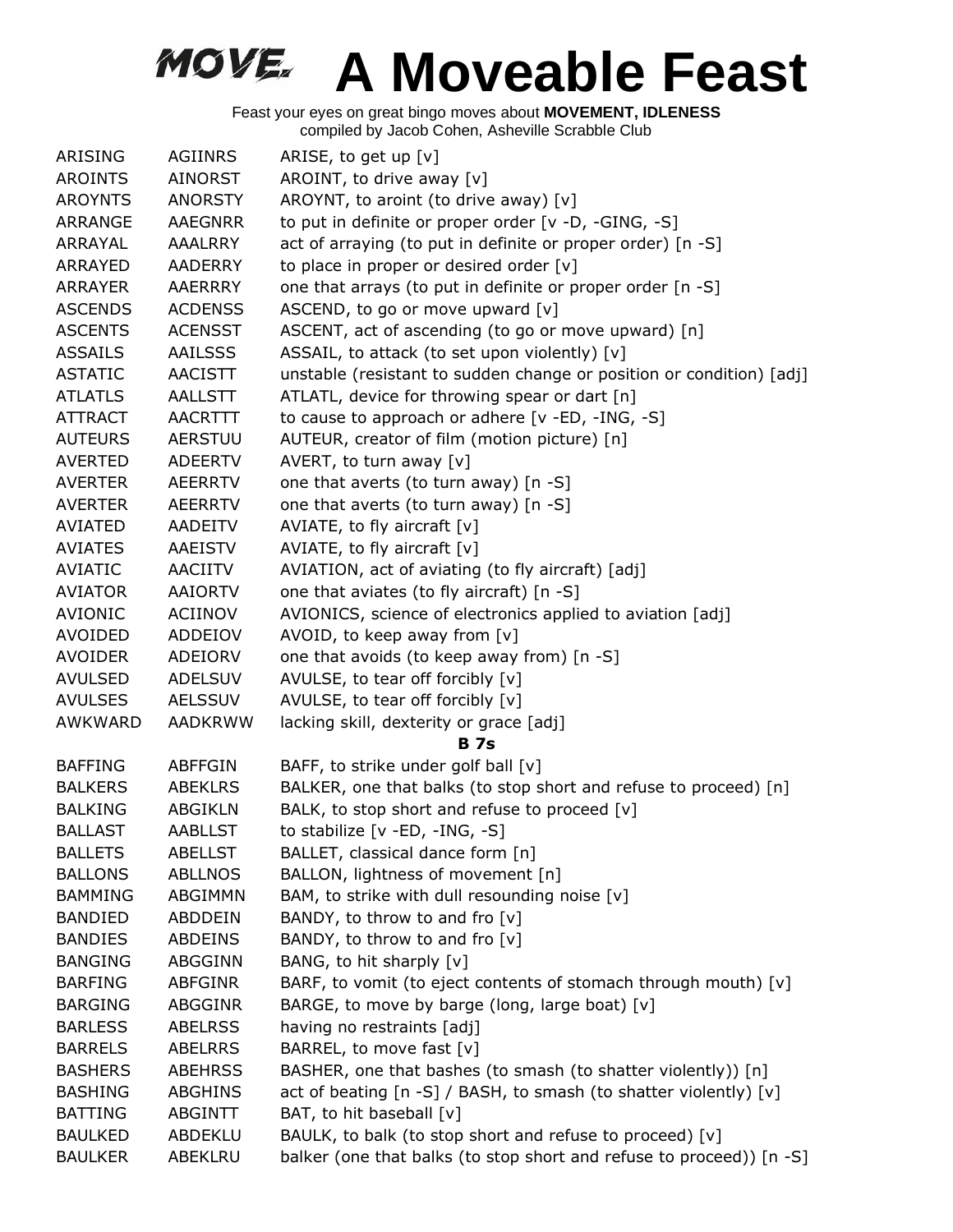# A Moveable Feast

Feast your eyes on great bingo moves about **MOVEMENT, IDLENESS**
compiled by Jacob Cohen, Asheville Scrabble Club

| | | |
|---|---|---|
| ARISING | AGIINRS | ARISE, to get up [v] |
| AROINTS | AINORST | AROINT, to drive away [v] |
| AROYNTS | ANORSTY | AROYNT, to aroint (to drive away) [v] |
| ARRANGE | AAEGNRR | to put in definite or proper order [v -D, -GING, -S] |
| ARRAYAL | AAALRRY | act of arraying (to put in definite or proper order) [n -S] |
| ARRAYED | AADERRY | to place in proper or desired order [v] |
| ARRAYER | AAERRRY | one that arrays (to put in definite or proper order [n -S] |
| ASCENDS | ACDENSS | ASCEND, to go or move upward [v] |
| ASCENTS | ACENSST | ASCENT, act of ascending (to go or move upward) [n] |
| ASSAILS | AAILSSS | ASSAIL, to attack (to set upon violently) [v] |
| ASTATIC | AACISTT | unstable (resistant to sudden change or position or condition) [adj] |
| ATLATLS | AALLSTT | ATLATL, device for throwing spear or dart [n] |
| ATTRACT | AACRTTT | to cause to approach or adhere [v -ED, -ING, -S] |
| AUTEURS | AERSTUU | AUTEUR, creator of film (motion picture) [n] |
| AVERTED | ADEERTV | AVERT, to turn away [v] |
| AVERTER | AEERRTV | one that averts (to turn away) [n -S] |
| AVERTER | AEERRTV | one that averts (to turn away) [n -S] |
| AVIATED | AADEITV | AVIATE, to fly aircraft [v] |
| AVIATES | AAEISTV | AVIATE, to fly aircraft [v] |
| AVIATIC | AACIITV | AVIATION, act of aviating (to fly aircraft) [adj] |
| AVIATOR | AAIORTV | one that aviates (to fly aircraft) [n -S] |
| AVIONIC | ACIINOV | AVIONICS, science of electronics applied to aviation [adj] |
| AVOIDED | ADDEIOV | AVOID, to keep away from [v] |
| AVOIDER | ADEIORV | one that avoids (to keep away from) [n -S] |
| AVULSED | ADELSUV | AVULSE, to tear off forcibly [v] |
| AVULSES | AELSSUV | AVULSE, to tear off forcibly [v] |
| AWKWARD | AADKRWW | lacking skill, dexterity or grace [adj] |

**B 7s**

| | | |
|---|---|---|
| BAFFING | ABFFGIN | BAFF, to strike under golf ball [v] |
| BALKERS | ABEKLRS | BALKER, one that balks (to stop short and refuse to proceed) [n] |
| BALKING | ABGIKLN | BALK, to stop short and refuse to proceed [v] |
| BALLAST | AABLLST | to stabilize [v -ED, -ING, -S] |
| BALLETS | ABELLST | BALLET, classical dance form [n] |
| BALLONS | ABLLNOS | BALLON, lightness of movement [n] |
| BAMMING | ABGIMMN | BAM, to strike with dull resounding noise [v] |
| BANDIED | ABDDEIN | BANDY, to throw to and fro [v] |
| BANDIES | ABDEINS | BANDY, to throw to and fro [v] |
| BANGING | ABGGINN | BANG, to hit sharply [v] |
| BARFING | ABFGINR | BARF, to vomit (to eject contents of stomach through mouth) [v] |
| BARGING | ABGGINR | BARGE, to move by barge (long, large boat) [v] |
| BARLESS | ABELRSS | having no restraints [adj] |
| BARRELS | ABELRRS | BARREL, to move fast [v] |
| BASHERS | ABEHRSS | BASHER, one that bashes (to smash (to shatter violently)) [n] |
| BASHING | ABGHINS | act of beating [n -S] / BASH, to smash (to shatter violently) [v] |
| BATTING | ABGINTT | BAT, to hit baseball [v] |
| BAULKED | ABDEKLU | BAULK, to balk (to stop short and refuse to proceed) [v] |
| BAULKER | ABEKLRU | balker (one that balks (to stop short and refuse to proceed)) [n -S] |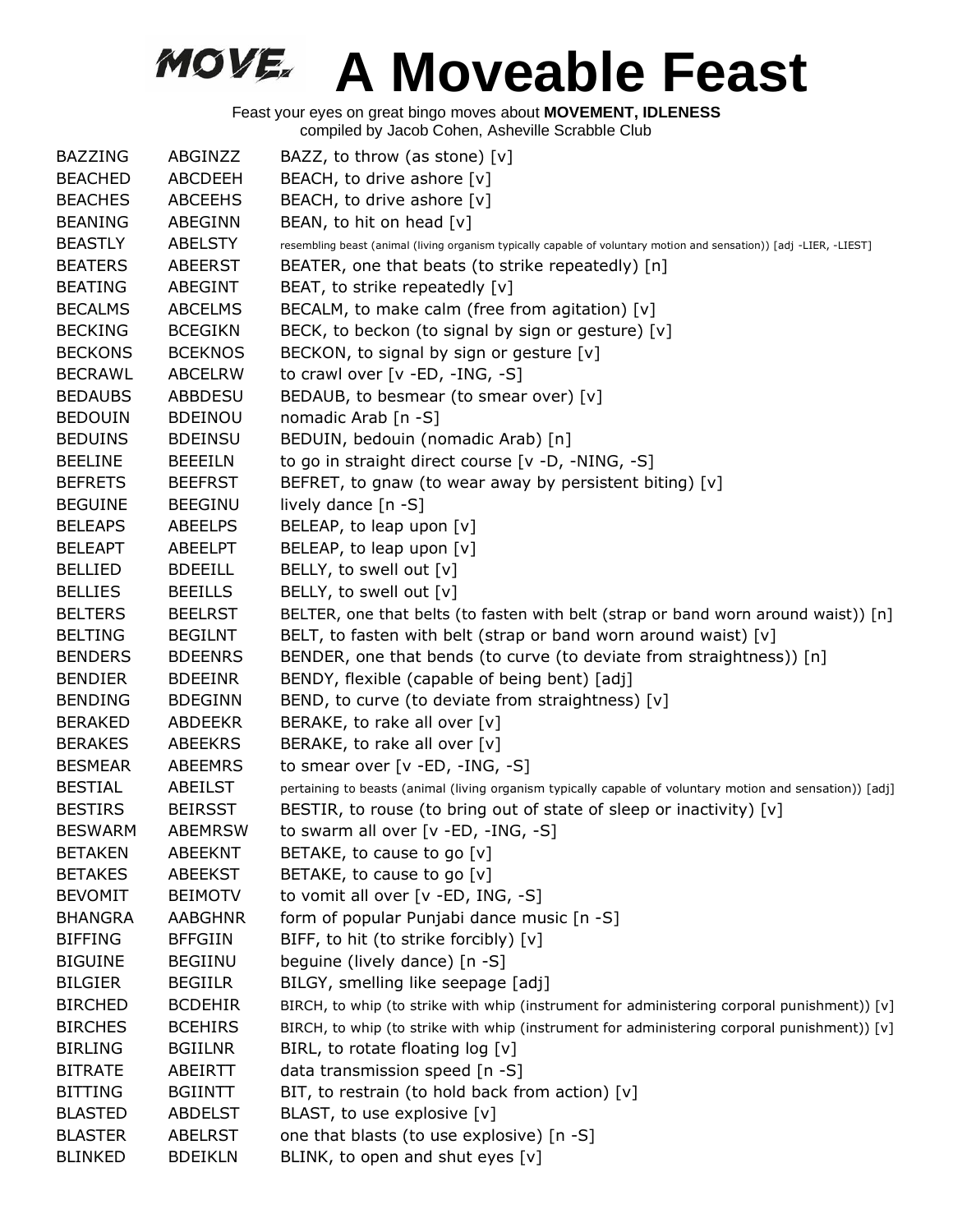# A Moveable Feast

Feast your eyes on great bingo moves about **MOVEMENT, IDLENESS**
compiled by Jacob Cohen, Asheville Scrabble Club

| | | |
|---|---|---|
| BAZZING | ABGINZZ | BAZZ, to throw (as stone) [v] |
| BEACHED | ABCDEEH | BEACH, to drive ashore [v] |
| BEACHES | ABCEEHS | BEACH, to drive ashore [v] |
| BEANING | ABEGINN | BEAN, to hit on head [v] |
| BEASTLY | ABELSTY | resembling beast (animal (living organism typically capable of voluntary motion and sensation)) [adj -LIER, -LIEST] |
| BEATERS | ABEERST | BEATER, one that beats (to strike repeatedly) [n] |
| BEATING | ABEGINT | BEAT, to strike repeatedly [v] |
| BECALMS | ABCELMS | BECALM, to make calm (free from agitation) [v] |
| BECKING | BCEGIKN | BECK, to beckon (to signal by sign or gesture) [v] |
| BECKONS | BCEKNOS | BECKON, to signal by sign or gesture [v] |
| BECRAWL | ABCELRW | to crawl over [v -ED, -ING, -S] |
| BEDAUBS | ABBDESU | BEDAUB, to besmear (to smear over) [v] |
| BEDOUIN | BDEINOU | nomadic Arab [n -S] |
| BEDUINS | BDEINSU | BEDUIN, bedouin (nomadic Arab) [n] |
| BEELINE | BEEEILN | to go in straight direct course [v -D, -NING, -S] |
| BEFRETS | BEEFRST | BEFRET, to gnaw (to wear away by persistent biting) [v] |
| BEGUINE | BEEGINU | lively dance [n -S] |
| BELEAPS | ABEELPS | BELEAP, to leap upon [v] |
| BELEAPT | ABEELPT | BELEAP, to leap upon [v] |
| BELLIED | BDEEILL | BELLY, to swell out [v] |
| BELLIES | BEEILLS | BELLY, to swell out [v] |
| BELTERS | BEELRST | BELTER, one that belts (to fasten with belt (strap or band worn around waist)) [n] |
| BELTING | BEGILNT | BELT, to fasten with belt (strap or band worn around waist) [v] |
| BENDERS | BDEENRS | BENDER, one that bends (to curve (to deviate from straightness)) [n] |
| BENDIER | BDEEINR | BENDY, flexible (capable of being bent) [adj] |
| BENDING | BDEGINN | BEND, to curve (to deviate from straightness) [v] |
| BERAKED | ABDEEKR | BERAKE, to rake all over [v] |
| BERAKES | ABEEKRS | BERAKE, to rake all over [v] |
| BESMEAR | ABEEMRS | to smear over [v -ED, -ING, -S] |
| BESTIAL | ABEILST | pertaining to beasts (animal (living organism typically capable of voluntary motion and sensation)) [adj] |
| BESTIRS | BEIRSST | BESTIR, to rouse (to bring out of state of sleep or inactivity) [v] |
| BESWARM | ABEMRSW | to swarm all over [v -ED, -ING, -S] |
| BETAKEN | ABEEKNT | BETAKE, to cause to go [v] |
| BETAKES | ABEEKST | BETAKE, to cause to go [v] |
| BEVOMIT | BEIMOTV | to vomit all over [v -ED, ING, -S] |
| BHANGRA | AABGHNR | form of popular Punjabi dance music [n -S] |
| BIFFING | BFFGIIN | BIFF, to hit (to strike forcibly) [v] |
| BIGUINE | BEGIINU | beguine (lively dance) [n -S] |
| BILGIER | BEGIILR | BILGY, smelling like seepage [adj] |
| BIRCHED | BCDEHIR | BIRCH, to whip (to strike with whip (instrument for administering corporal punishment)) [v] |
| BIRCHES | BCEHIRS | BIRCH, to whip (to strike with whip (instrument for administering corporal punishment)) [v] |
| BIRLING | BGIILNR | BIRL, to rotate floating log [v] |
| BITRATE | ABEIRTT | data transmission speed [n -S] |
| BITTING | BGIINTT | BIT, to restrain (to hold back from action) [v] |
| BLASTED | ABDELST | BLAST, to use explosive [v] |
| BLASTER | ABELRST | one that blasts (to use explosive) [n -S] |
| BLINKED | BDEIKLN | BLINK, to open and shut eyes [v] |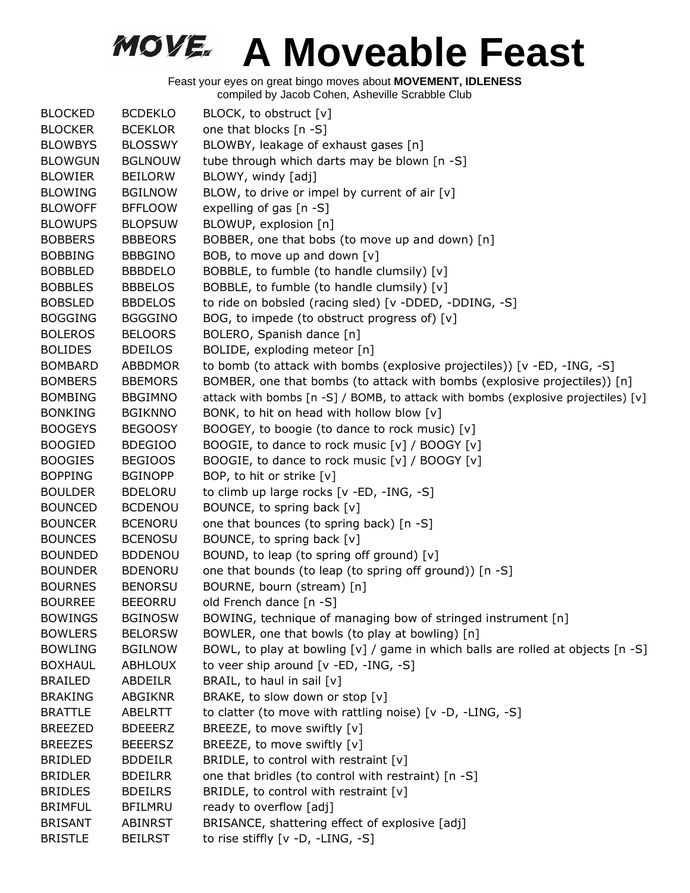# A Moveable Feast

Feast your eyes on great bingo moves about **MOVEMENT, IDLENESS**
compiled by Jacob Cohen, Asheville Scrabble Club

| | | |
|---|---|---|
| BLOCKED | BCDEKLO | BLOCK, to obstruct [v] |
| BLOCKER | BCEKLOR | one that blocks [n -S] |
| BLOWBYS | BLOSSWY | BLOWBY, leakage of exhaust gases [n] |
| BLOWGUN | BGLNOUW | tube through which darts may be blown [n -S] |
| BLOWIER | BEILORW | BLOWY, windy [adj] |
| BLOWING | BGILNOW | BLOW, to drive or impel by current of air [v] |
| BLOWOFF | BFFLOOW | expelling of gas [n -S] |
| BLOWUPS | BLOPSUW | BLOWUP, explosion [n] |
| BOBBERS | BBBEORS | BOBBER, one that bobs (to move up and down) [n] |
| BOBBING | BBBGINO | BOB, to move up and down [v] |
| BOBBLED | BBBDELO | BOBBLE, to fumble (to handle clumsily) [v] |
| BOBBLES | BBBELOS | BOBBLE, to fumble (to handle clumsily) [v] |
| BOBSLED | BBDELOS | to ride on bobsled (racing sled) [v -DDED, -DDING, -S] |
| BOGGING | BGGGINO | BOG, to impede (to obstruct progress of) [v] |
| BOLEROS | BELOORS | BOLERO, Spanish dance [n] |
| BOLIDES | BDEILOS | BOLIDE, exploding meteor [n] |
| BOMBARD | ABBDMOR | to bomb (to attack with bombs (explosive projectiles)) [v -ED, -ING, -S] |
| BOMBERS | BBEMORS | BOMBER, one that bombs (to attack with bombs (explosive projectiles)) [n] |
| BOMBING | BBGIMNO | attack with bombs [n -S] / BOMB, to attack with bombs (explosive projectiles) [v] |
| BONKING | BGIKNNO | BONK, to hit on head with hollow blow [v] |
| BOOGEYS | BEGOOSY | BOOGEY, to boogie (to dance to rock music) [v] |
| BOOGIED | BDEGIOO | BOOGIE, to dance to rock music [v] / BOOGY [v] |
| BOOGIES | BEGIOOS | BOOGIE, to dance to rock music [v] / BOOGY [v] |
| BOPPING | BGINOPP | BOP, to hit or strike [v] |
| BOULDER | BDELORU | to climb up large rocks [v -ED, -ING, -S] |
| BOUNCED | BCDENOU | BOUNCE, to spring back [v] |
| BOUNCER | BCENORU | one that bounces (to spring back) [n -S] |
| BOUNCES | BCENOSU | BOUNCE, to spring back [v] |
| BOUNDED | BDDENOU | BOUND, to leap (to spring off ground) [v] |
| BOUNDER | BDENORU | one that bounds (to leap (to spring off ground)) [n -S] |
| BOURNES | BENORSU | BOURNE, bourn (stream) [n] |
| BOURREE | BEEORRU | old French dance [n -S] |
| BOWINGS | BGINOSW | BOWING, technique of managing bow of stringed instrument [n] |
| BOWLERS | BELORSW | BOWLER, one that bowls (to play at bowling) [n] |
| BOWLING | BGILNOW | BOWL, to play at bowling [v] / game in which balls are rolled at objects [n -S] |
| BOXHAUL | ABHLOUX | to veer ship around [v -ED, -ING, -S] |
| BRAILED | ABDEILR | BRAIL, to haul in sail [v] |
| BRAKING | ABGIKNR | BRAKE, to slow down or stop [v] |
| BRATTLE | ABELRTT | to clatter (to move with rattling noise) [v -D, -LING, -S] |
| BREEZED | BDEEERZ | BREEZE, to move swiftly [v] |
| BREEZES | BEEERSZ | BREEZE, to move swiftly [v] |
| BRIDLED | BDDEILR | BRIDLE, to control with restraint [v] |
| BRIDLER | BDEILRR | one that bridles (to control with restraint) [n -S] |
| BRIDLES | BDEILRS | BRIDLE, to control with restraint [v] |
| BRIMFUL | BFILMRU | ready to overflow [adj] |
| BRISANT | ABINRST | BRISANCE, shattering effect of explosive [adj] |
| BRISTLE | BEILRST | to rise stiffly [v -D, -LING, -S] |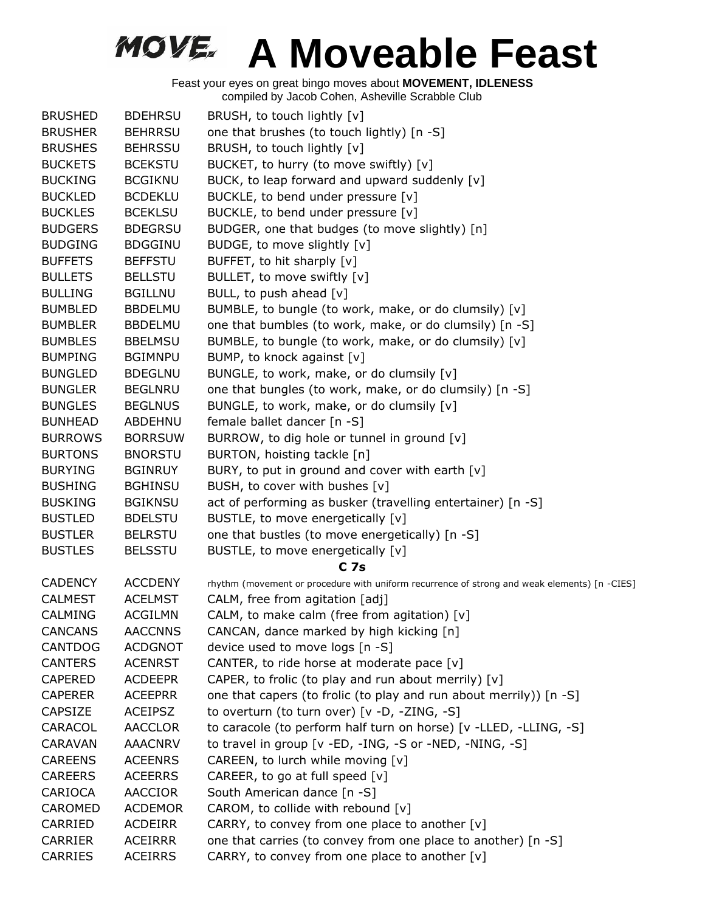# A Moveable Feast

Feast your eyes on great bingo moves about **MOVEMENT, IDLENESS**
compiled by Jacob Cohen, Asheville Scrabble Club

| | | |
|---|---|---|
| BRUSHED | BDEHRSU | BRUSH, to touch lightly [v] |
| BRUSHER | BEHRRSU | one that brushes (to touch lightly) [n -S] |
| BRUSHES | BEHRSSU | BRUSH, to touch lightly [v] |
| BUCKETS | BCEKSTU | BUCKET, to hurry (to move swiftly) [v] |
| BUCKING | BCGIKNU | BUCK, to leap forward and upward suddenly [v] |
| BUCKLED | BCDEKLU | BUCKLE, to bend under pressure [v] |
| BUCKLES | BCEKLSU | BUCKLE, to bend under pressure [v] |
| BUDGERS | BDEGRSU | BUDGER, one that budges (to move slightly) [n] |
| BUDGING | BDGGINU | BUDGE, to move slightly [v] |
| BUFFETS | BEFFSTU | BUFFET, to hit sharply [v] |
| BULLETS | BELLSTU | BULLET, to move swiftly [v] |
| BULLING | BGILLNU | BULL, to push ahead [v] |
| BUMBLED | BBDELMU | BUMBLE, to bungle (to work, make, or do clumsily) [v] |
| BUMBLER | BBDELMU | one that bumbles (to work, make, or do clumsily) [n -S] |
| BUMBLES | BBELMSU | BUMBLE, to bungle (to work, make, or do clumsily) [v] |
| BUMPING | BGIMNPU | BUMP, to knock against [v] |
| BUNGLED | BDEGLNU | BUNGLE, to work, make, or do clumsily [v] |
| BUNGLER | BEGLNRU | one that bungles (to work, make, or do clumsily) [n -S] |
| BUNGLES | BEGLNUS | BUNGLE, to work, make, or do clumsily [v] |
| BUNHEAD | ABDEHNU | female ballet dancer [n -S] |
| BURROWS | BORRSUW | BURROW, to dig hole or tunnel in ground [v] |
| BURTONS | BNORSTU | BURTON, hoisting tackle [n] |
| BURYING | BGINRUY | BURY, to put in ground and cover with earth [v] |
| BUSHING | BGHINSU | BUSH, to cover with bushes [v] |
| BUSKING | BGIKNSU | act of performing as busker (travelling entertainer) [n -S] |
| BUSTLED | BDELSTU | BUSTLE, to move energetically [v] |
| BUSTLER | BELRSTU | one that bustles (to move energetically) [n -S] |
| BUSTLES | BELSSTU | BUSTLE, to move energetically [v] |

**C 7s**

| | | |
|---|---|---|
| CADENCY | ACCDENY | rhythm (movement or procedure with uniform recurrence of strong and weak elements) [n -CIES] |
| CALMEST | ACELMST | CALM, free from agitation [adj] |
| CALMING | ACGILMN | CALM, to make calm (free from agitation) [v] |
| CANCANS | AACCNNS | CANCAN, dance marked by high kicking [n] |
| CANTDOG | ACDGNOT | device used to move logs [n -S] |
| CANTERS | ACENRST | CANTER, to ride horse at moderate pace [v] |
| CAPERED | ACDEEPR | CAPER, to frolic (to play and run about merrily) [v] |
| CAPERER | ACEEPRR | one that capers (to frolic (to play and run about merrily)) [n -S] |
| CAPSIZE | ACEIPSZ | to overturn (to turn over) [v -D, -ZING, -S] |
| CARACOL | AACCLOR | to caracole (to perform half turn on horse) [v -LLED, -LLING, -S] |
| CARAVAN | AAACNRV | to travel in group [v -ED, -ING, -S or -NED, -NING, -S] |
| CAREENS | ACEENRS | CAREEN, to lurch while moving [v] |
| CAREERS | ACEERRS | CAREER, to go at full speed [v] |
| CARIOCA | AACCIOR | South American dance [n -S] |
| CAROMED | ACDEMOR | CAROM, to collide with rebound [v] |
| CARRIED | ACDEIRR | CARRY, to convey from one place to another [v] |
| CARRIER | ACEIRRR | one that carries (to convey from one place to another) [n -S] |
| CARRIES | ACEIRRS | CARRY, to convey from one place to another [v] |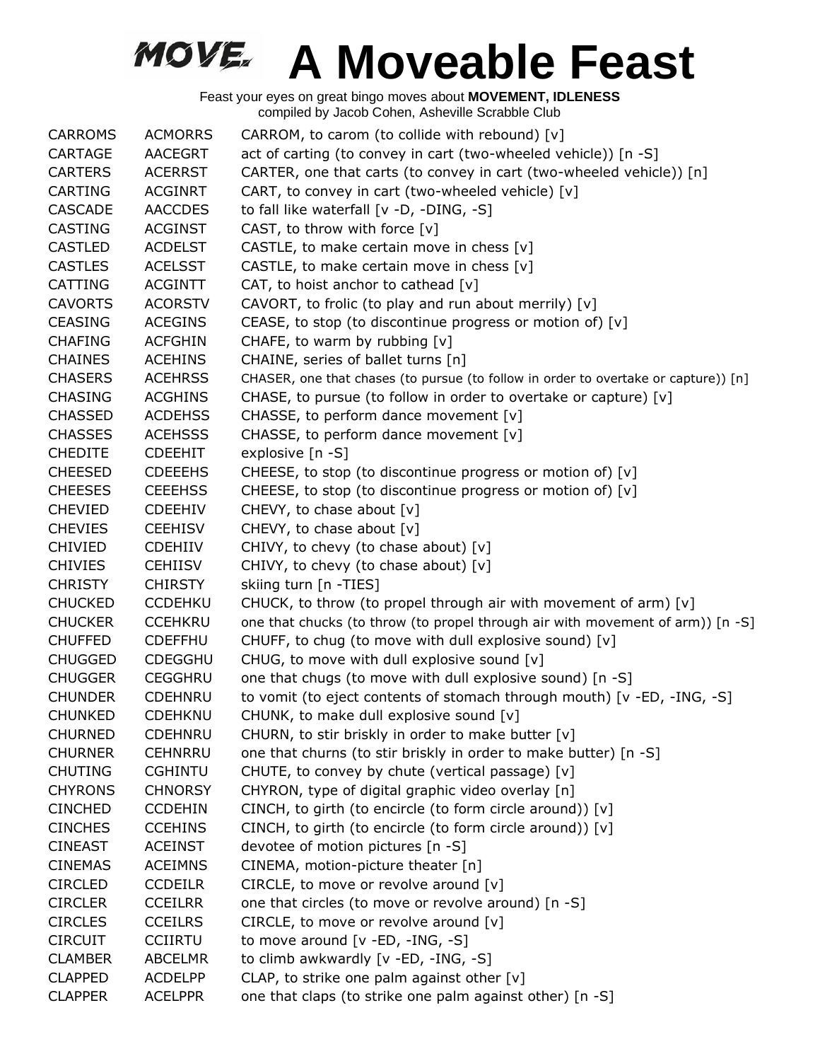# A Moveable Feast

Feast your eyes on great bingo moves about **MOVEMENT, IDLENESS**
compiled by Jacob Cohen, Asheville Scrabble Club

| | | |
|---|---|---|
| CARROMS | ACMORRS | CARROM, to carom (to collide with rebound) [v] |
| CARTAGE | AACEGRT | act of carting (to convey in cart (two-wheeled vehicle)) [n -S] |
| CARTERS | ACERRST | CARTER, one that carts (to convey in cart (two-wheeled vehicle)) [n] |
| CARTING | ACGINRT | CART, to convey in cart (two-wheeled vehicle) [v] |
| CASCADE | AACCDES | to fall like waterfall [v -D, -DING, -S] |
| CASTING | ACGINST | CAST, to throw with force [v] |
| CASTLED | ACDELST | CASTLE, to make certain move in chess [v] |
| CASTLES | ACELSST | CASTLE, to make certain move in chess [v] |
| CATTING | ACGINTT | CAT, to hoist anchor to cathead [v] |
| CAVORTS | ACORSTV | CAVORT, to frolic (to play and run about merrily) [v] |
| CEASING | ACEGINS | CEASE, to stop (to discontinue progress or motion of) [v] |
| CHAFING | ACFGHIN | CHAFE, to warm by rubbing [v] |
| CHAINES | ACEHINS | CHAINE, series of ballet turns [n] |
| CHASERS | ACEHRSS | CHASER, one that chases (to pursue (to follow in order to overtake or capture)) [n] |
| CHASING | ACGHINS | CHASE, to pursue (to follow in order to overtake or capture) [v] |
| CHASSED | ACDEHSS | CHASSE, to perform dance movement [v] |
| CHASSES | ACEHSSS | CHASSE, to perform dance movement [v] |
| CHEDITE | CDEEHIT | explosive [n -S] |
| CHEESED | CDEEEHS | CHEESE, to stop (to discontinue progress or motion of) [v] |
| CHEESES | CEEEHSS | CHEESE, to stop (to discontinue progress or motion of) [v] |
| CHEVIED | CDEEHIV | CHEVY, to chase about [v] |
| CHEVIES | CEEHISV | CHEVY, to chase about [v] |
| CHIVIED | CDEHIIV | CHIVY, to chevy (to chase about) [v] |
| CHIVIES | CEHIISV | CHIVY, to chevy (to chase about) [v] |
| CHRISTY | CHIRSTY | skiing turn [n -TIES] |
| CHUCKED | CCDEHKU | CHUCK, to throw (to propel through air with movement of arm) [v] |
| CHUCKER | CCEHKRU | one that chucks (to throw (to propel through air with movement of arm)) [n -S] |
| CHUFFED | CDEFFHU | CHUFF, to chug (to move with dull explosive sound) [v] |
| CHUGGED | CDEGGHU | CHUG, to move with dull explosive sound [v] |
| CHUGGER | CEGGHRU | one that chugs (to move with dull explosive sound) [n -S] |
| CHUNDER | CDEHNRU | to vomit (to eject contents of stomach through mouth) [v -ED, -ING, -S] |
| CHUNKED | CDEHKNU | CHUNK, to make dull explosive sound [v] |
| CHURNED | CDEHNRU | CHURN, to stir briskly in order to make butter [v] |
| CHURNER | CEHNRRU | one that churns (to stir briskly in order to make butter) [n -S] |
| CHUTING | CGHINTU | CHUTE, to convey by chute (vertical passage) [v] |
| CHYRONS | CHNORSY | CHYRON, type of digital graphic video overlay [n] |
| CINCHED | CCDEHIN | CINCH, to girth (to encircle (to form circle around)) [v] |
| CINCHES | CCEHINS | CINCH, to girth (to encircle (to form circle around)) [v] |
| CINEAST | ACEINST | devotee of motion pictures [n -S] |
| CINEMAS | ACEIMNS | CINEMA, motion-picture theater [n] |
| CIRCLED | CCDEILR | CIRCLE, to move or revolve around [v] |
| CIRCLER | CCEILRR | one that circles (to move or revolve around) [n -S] |
| CIRCLES | CCEILRS | CIRCLE, to move or revolve around [v] |
| CIRCUIT | CCIIRTU | to move around [v -ED, -ING, -S] |
| CLAMBER | ABCELMR | to climb awkwardly [v -ED, -ING, -S] |
| CLAPPED | ACDELPP | CLAP, to strike one palm against other [v] |
| CLAPPER | ACELPPR | one that claps (to strike one palm against other) [n -S] |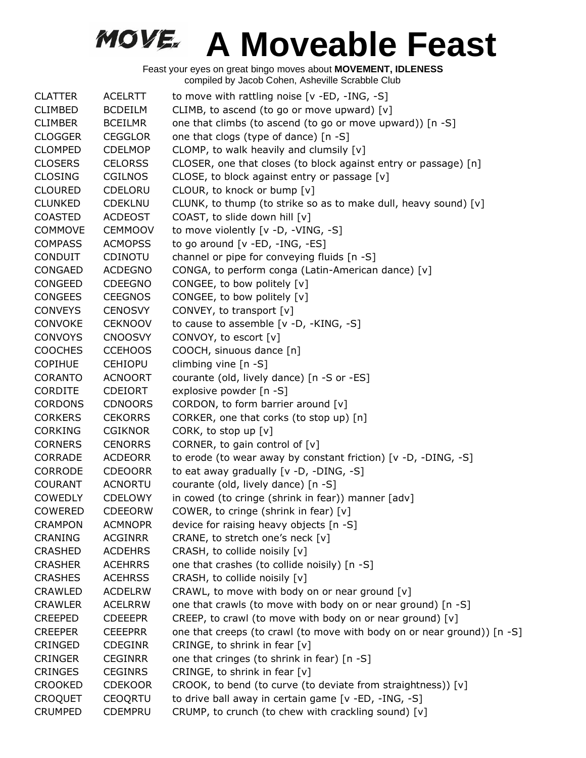# A Moveable Feast

Feast your eyes on great bingo moves about **MOVEMENT, IDLENESS**
compiled by Jacob Cohen, Asheville Scrabble Club

| | | |
|---|---|---|
| CLATTER | ACELRTT | to move with rattling noise [v -ED, -ING, -S] |
| CLIMBED | BCDEILM | CLIMB, to ascend (to go or move upward) [v] |
| CLIMBER | BCEILMR | one that climbs (to ascend (to go or move upward)) [n -S] |
| CLOGGER | CEGGLOR | one that clogs (type of dance) [n -S] |
| CLOMPED | CDELMOP | CLOMP, to walk heavily and clumsily [v] |
| CLOSERS | CELORSS | CLOSER, one that closes (to block against entry or passage) [n] |
| CLOSING | CGILNOS | CLOSE, to block against entry or passage [v] |
| CLOURED | CDELORU | CLOUR, to knock or bump [v] |
| CLUNKED | CDEKLNU | CLUNK, to thump (to strike so as to make dull, heavy sound) [v] |
| COASTED | ACDEOST | COAST, to slide down hill [v] |
| COMMOVE | CEMMOOV | to move violently [v -D, -VING, -S] |
| COMPASS | ACMOPSS | to go around [v -ED, -ING, -ES] |
| CONDUIT | CDINOTU | channel or pipe for conveying fluids [n -S] |
| CONGAED | ACDEGNO | CONGA, to perform conga (Latin-American dance) [v] |
| CONGEED | CDEEGNO | CONGEE, to bow politely [v] |
| CONGEES | CEEGNOS | CONGEE, to bow politely [v] |
| CONVEYS | CENOSVY | CONVEY, to transport [v] |
| CONVOKE | CEKNOOV | to cause to assemble [v -D, -KING, -S] |
| CONVOYS | CNOOSVY | CONVOY, to escort [v] |
| COOCHES | CCEHOOS | COOCH, sinuous dance [n] |
| COPIHUE | CEHIOPU | climbing vine [n -S] |
| CORANTO | ACNOORT | courante (old, lively dance) [n -S or -ES] |
| CORDITE | CDEIORT | explosive powder [n -S] |
| CORDONS | CDNOORS | CORDON, to form barrier around [v] |
| CORKERS | CEKORRS | CORKER, one that corks (to stop up) [n] |
| CORKING | CGIKNOR | CORK, to stop up [v] |
| CORNERS | CENORRS | CORNER, to gain control of [v] |
| CORRADE | ACDEORR | to erode (to wear away by constant friction) [v -D, -DING, -S] |
| CORRODE | CDEOORR | to eat away gradually [v -D, -DING, -S] |
| COURANT | ACNORTU | courante (old, lively dance) [n -S] |
| COWEDLY | CDELOWY | in cowed (to cringe (shrink in fear)) manner [adv] |
| COWERED | CDEEORW | COWER, to cringe (shrink in fear) [v] |
| CRAMPON | ACMNOPR | device for raising heavy objects [n -S] |
| CRANING | ACGINRR | CRANE, to stretch one’s neck [v] |
| CRASHED | ACDEHRS | CRASH, to collide noisily [v] |
| CRASHER | ACEHRRS | one that crashes (to collide noisily) [n -S] |
| CRASHES | ACEHRSS | CRASH, to collide noisily [v] |
| CRAWLED | ACDELRW | CRAWL, to move with body on or near ground [v] |
| CRAWLER | ACELRRW | one that crawls (to move with body on or near ground) [n -S] |
| CREEPED | CDEEEPR | CREEP, to crawl (to move with body on or near ground) [v] |
| CREEPER | CEEEPRR | one that creeps (to crawl (to move with body on or near ground)) [n -S] |
| CRINGED | CDEGINR | CRINGE, to shrink in fear [v] |
| CRINGER | CEGINRR | one that cringes (to shrink in fear) [n -S] |
| CRINGES | CEGINRS | CRINGE, to shrink in fear [v] |
| CROOKED | CDEKOOR | CROOK, to bend (to curve (to deviate from straightness)) [v] |
| CROQUET | CEOQRTU | to drive ball away in certain game [v -ED, -ING, -S] |
| CRUMPED | CDEMPRU | CRUMP, to crunch (to chew with crackling sound) [v] |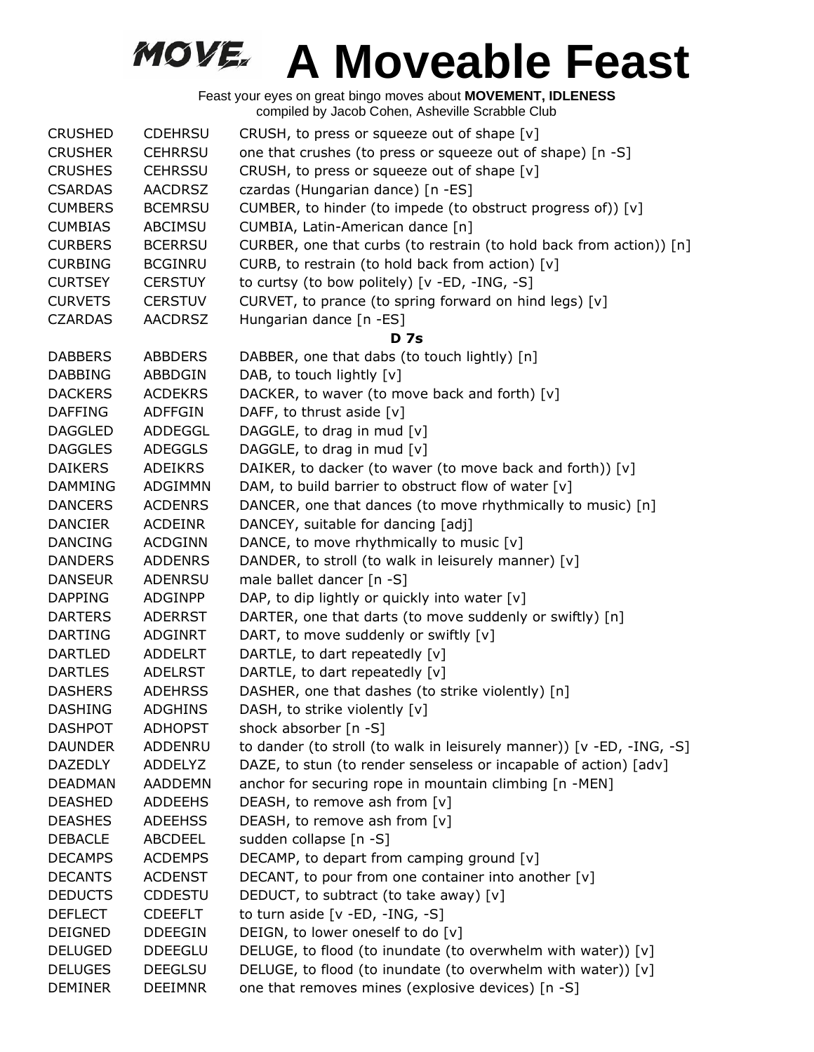# A Moveable Feast

Feast your eyes on great bingo moves about **MOVEMENT, IDLENESS**
compiled by Jacob Cohen, Asheville Scrabble Club

| | | |
|---|---|---|
| CRUSHED | CDEHRSU | CRUSH, to press or squeeze out of shape [v] |
| CRUSHER | CEHRRSU | one that crushes (to press or squeeze out of shape) [n -S] |
| CRUSHES | CEHRSSU | CRUSH, to press or squeeze out of shape [v] |
| CSARDAS | AACDRSZ | czardas (Hungarian dance) [n -ES] |
| CUMBERS | BCEMRSU | CUMBER, to hinder (to impede (to obstruct progress of)) [v] |
| CUMBIAS | ABCIMSU | CUMBIA, Latin-American dance [n] |
| CURBERS | BCERRSU | CURBER, one that curbs (to restrain (to hold back from action)) [n] |
| CURBING | BCGINRU | CURB, to restrain (to hold back from action) [v] |
| CURTSEY | CERSTUY | to curtsy (to bow politely) [v -ED, -ING, -S] |
| CURVETS | CERSTUV | CURVET, to prance (to spring forward on hind legs) [v] |
| CZARDAS | AACDRSZ | Hungarian dance [n -ES] |

**D 7s**

| | | |
|---|---|---|
| DABBERS | ABBDERS | DABBER, one that dabs (to touch lightly) [n] |
| DABBING | ABBDGIN | DAB, to touch lightly [v] |
| DACKERS | ACDEKRS | DACKER, to waver (to move back and forth) [v] |
| DAFFING | ADFFGIN | DAFF, to thrust aside [v] |
| DAGGLED | ADDEGGL | DAGGLE, to drag in mud [v] |
| DAGGLES | ADEGGLS | DAGGLE, to drag in mud [v] |
| DAIKERS | ADEIKRS | DAIKER, to dacker (to waver (to move back and forth)) [v] |
| DAMMING | ADGIMMN | DAM, to build barrier to obstruct flow of water [v] |
| DANCERS | ACDENRS | DANCER, one that dances (to move rhythmically to music) [n] |
| DANCIER | ACDEINR | DANCEY, suitable for dancing [adj] |
| DANCING | ACDGINN | DANCE, to move rhythmically to music [v] |
| DANDERS | ADDENRS | DANDER, to stroll (to walk in leisurely manner) [v] |
| DANSEUR | ADENRSU | male ballet dancer [n -S] |
| DAPPING | ADGINPP | DAP, to dip lightly or quickly into water [v] |
| DARTERS | ADERRST | DARTER, one that darts (to move suddenly or swiftly) [n] |
| DARTING | ADGINRT | DART, to move suddenly or swiftly [v] |
| DARTLED | ADDELRT | DARTLE, to dart repeatedly [v] |
| DARTLES | ADELRST | DARTLE, to dart repeatedly [v] |
| DASHERS | ADEHRSS | DASHER, one that dashes (to strike violently) [n] |
| DASHING | ADGHINS | DASH, to strike violently [v] |
| DASHPOT | ADHOPST | shock absorber [n -S] |
| DAUNDER | ADDENRU | to dander (to stroll (to walk in leisurely manner)) [v -ED, -ING, -S] |
| DAZEDLY | ADDELYZ | DAZE, to stun (to render senseless or incapable of action) [adv] |
| DEADMAN | AADDEMN | anchor for securing rope in mountain climbing [n -MEN] |
| DEASHED | ADDEEHS | DEASH, to remove ash from [v] |
| DEASHES | ADEEHSS | DEASH, to remove ash from [v] |
| DEBACLE | ABCDEEL | sudden collapse [n -S] |
| DECAMPS | ACDEMPS | DECAMP, to depart from camping ground [v] |
| DECANTS | ACDENST | DECANT, to pour from one container into another [v] |
| DEDUCTS | CDDESTU | DEDUCT, to subtract (to take away) [v] |
| DEFLECT | CDEEFLT | to turn aside [v -ED, -ING, -S] |
| DEIGNED | DDEEGIN | DEIGN, to lower oneself to do [v] |
| DELUGED | DDEEGLU | DELUGE, to flood (to inundate (to overwhelm with water)) [v] |
| DELUGES | DEEGLSU | DELUGE, to flood (to inundate (to overwhelm with water)) [v] |
| DEMINER | DEEIMNR | one that removes mines (explosive devices) [n -S] |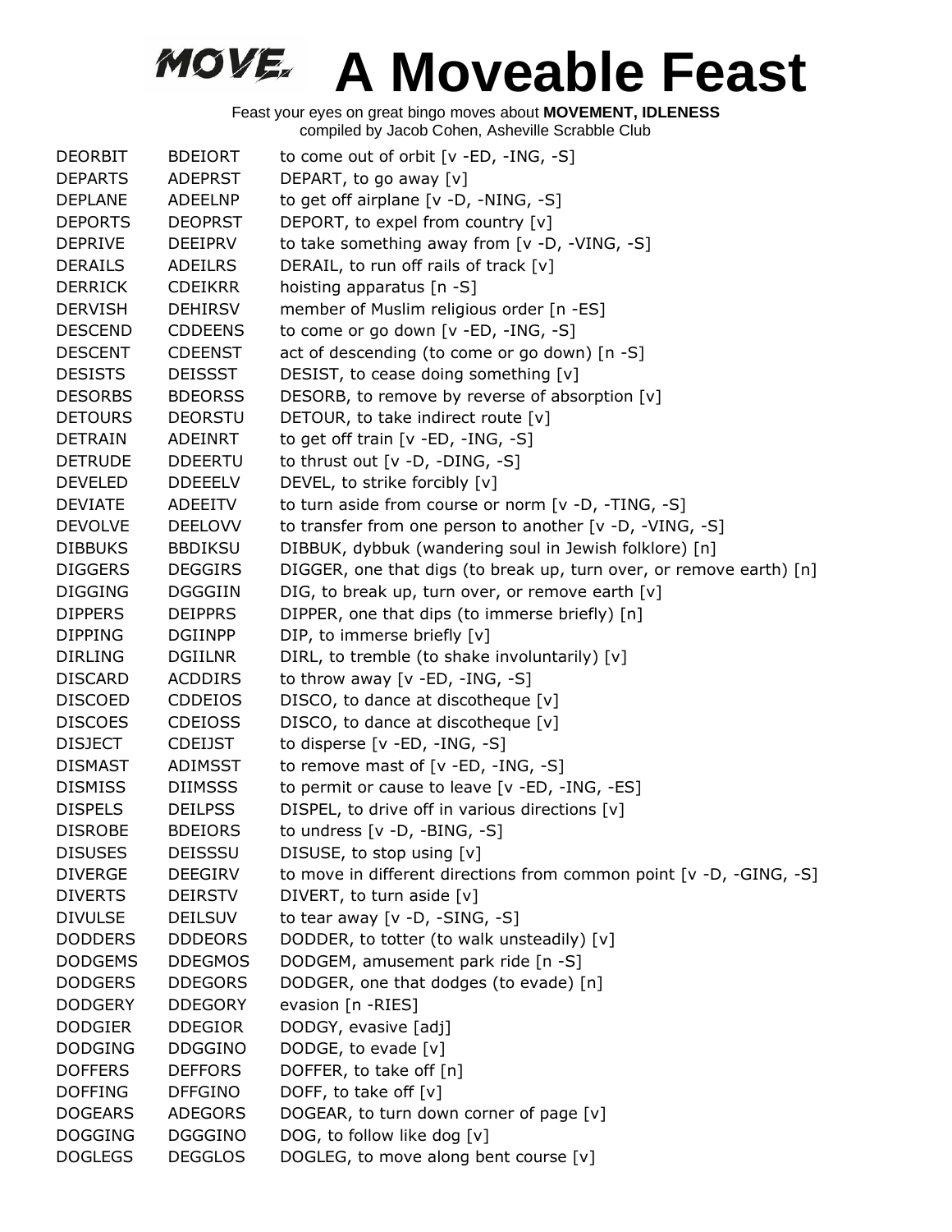# A Moveable Feast

Feast your eyes on great bingo moves about **MOVEMENT, IDLENESS**
compiled by Jacob Cohen, Asheville Scrabble Club

| | | |
|---|---|---|
| DEORBIT | BDEIORT | to come out of orbit [v -ED, -ING, -S] |
| DEPARTS | ADEPRST | DEPART, to go away [v] |
| DEPLANE | ADEELNP | to get off airplane [v -D, -NING, -S] |
| DEPORTS | DEOPRST | DEPORT, to expel from country [v] |
| DEPRIVE | DEEIPRV | to take something away from [v -D, -VING, -S] |
| DERAILS | ADEILRS | DERAIL, to run off rails of track [v] |
| DERRICK | CDEIKRR | hoisting apparatus [n -S] |
| DERVISH | DEHIRSV | member of Muslim religious order [n -ES] |
| DESCEND | CDDEENS | to come or go down [v -ED, -ING, -S] |
| DESCENT | CDEENST | act of descending (to come or go down) [n -S] |
| DESISTS | DEISSST | DESIST, to cease doing something [v] |
| DESORBS | BDEORSS | DESORB, to remove by reverse of absorption [v] |
| DETOURS | DEORSTU | DETOUR, to take indirect route [v] |
| DETRAIN | ADEINRT | to get off train [v -ED, -ING, -S] |
| DETRUDE | DDEERTU | to thrust out [v -D, -DING, -S] |
| DEVELED | DDEEELV | DEVEL, to strike forcibly [v] |
| DEVIATE | ADEEITV | to turn aside from course or norm [v -D, -TING, -S] |
| DEVOLVE | DEELOVV | to transfer from one person to another [v -D, -VING, -S] |
| DIBBUKS | BBDIKSU | DIBBUK, dybbuk (wandering soul in Jewish folklore) [n] |
| DIGGERS | DEGGIRS | DIGGER, one that digs (to break up, turn over, or remove earth) [n] |
| DIGGING | DGGGIIN | DIG, to break up, turn over, or remove earth [v] |
| DIPPERS | DEIPPRS | DIPPER, one that dips (to immerse briefly) [n] |
| DIPPING | DGIINPP | DIP, to immerse briefly [v] |
| DIRLING | DGIILNR | DIRL, to tremble (to shake involuntarily) [v] |
| DISCARD | ACDDIRS | to throw away [v -ED, -ING, -S] |
| DISCOED | CDDEIOS | DISCO, to dance at discotheque [v] |
| DISCOES | CDEIOSS | DISCO, to dance at discotheque [v] |
| DISJECT | CDEIJST | to disperse [v -ED, -ING, -S] |
| DISMAST | ADIMSST | to remove mast of [v -ED, -ING, -S] |
| DISMISS | DIIMSSS | to permit or cause to leave [v -ED, -ING, -ES] |
| DISPELS | DEILPSS | DISPEL, to drive off in various directions [v] |
| DISROBE | BDEIORS | to undress [v -D, -BING, -S] |
| DISUSES | DEISSSU | DISUSE, to stop using [v] |
| DIVERGE | DEEGIRV | to move in different directions from common point [v -D, -GING, -S] |
| DIVERTS | DEIRSTV | DIVERT, to turn aside [v] |
| DIVULSE | DEILSUV | to tear away [v -D, -SING, -S] |
| DODDERS | DDDEORS | DODDER, to totter (to walk unsteadily) [v] |
| DODGEMS | DDEGMOS | DODGEM, amusement park ride [n -S] |
| DODGERS | DDEGORS | DODGER, one that dodges (to evade) [n] |
| DODGERY | DDEGORY | evasion [n -RIES] |
| DODGIER | DDEGIOR | DODGY, evasive [adj] |
| DODGING | DDGGINO | DODGE, to evade [v] |
| DOFFERS | DEFFORS | DOFFER, to take off [n] |
| DOFFING | DFFGINO | DOFF, to take off [v] |
| DOGEARS | ADEGORS | DOGEAR, to turn down corner of page [v] |
| DOGGING | DGGGINO | DOG, to follow like dog [v] |
| DOGLEGS | DEGGLOS | DOGLEG, to move along bent course [v] |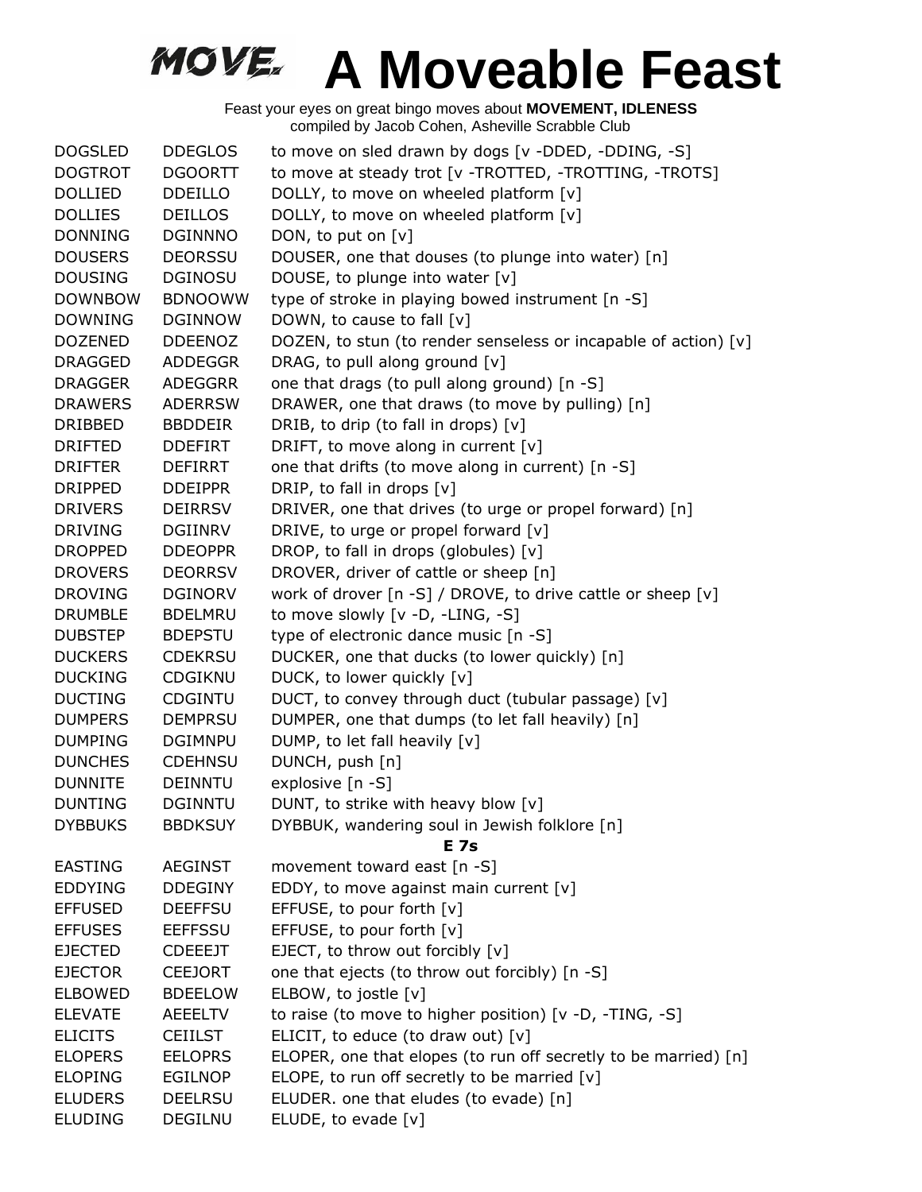# A Moveable Feast

Feast your eyes on great bingo moves about **MOVEMENT, IDLENESS**
compiled by Jacob Cohen, Asheville Scrabble Club

| | | |
|---|---|---|
| DOGSLED | DDEGLOS | to move on sled drawn by dogs [v -DDED, -DDING, -S] |
| DOGTROT | DGOORTT | to move at steady trot [v -TROTTED, -TROTTING, -TROTS] |
| DOLLIED | DDEILLO | DOLLY, to move on wheeled platform [v] |
| DOLLIES | DEILLOS | DOLLY, to move on wheeled platform [v] |
| DONNING | DGINNNO | DON, to put on [v] |
| DOUSERS | DEORSSU | DOUSER, one that douses (to plunge into water) [n] |
| DOUSING | DGINOSU | DOUSE, to plunge into water [v] |
| DOWNBOW | BDNOOWW | type of stroke in playing bowed instrument [n -S] |
| DOWNING | DGINNOW | DOWN, to cause to fall [v] |
| DOZENED | DDEENOZ | DOZEN, to stun (to render senseless or incapable of action) [v] |
| DRAGGED | ADDEGGR | DRAG, to pull along ground [v] |
| DRAGGER | ADEGGRR | one that drags (to pull along ground) [n -S] |
| DRAWERS | ADERRSW | DRAWER, one that draws (to move by pulling) [n] |
| DRIBBED | BBDDEIR | DRIB, to drip (to fall in drops) [v] |
| DRIFTED | DDEFIRT | DRIFT, to move along in current [v] |
| DRIFTER | DEFIRRT | one that drifts (to move along in current) [n -S] |
| DRIPPED | DDEIPPR | DRIP, to fall in drops [v] |
| DRIVERS | DEIRRSV | DRIVER, one that drives (to urge or propel forward) [n] |
| DRIVING | DGIINRV | DRIVE, to urge or propel forward [v] |
| DROPPED | DDEOPPR | DROP, to fall in drops (globules) [v] |
| DROVERS | DEORRSV | DROVER, driver of cattle or sheep [n] |
| DROVING | DGINORV | work of drover [n -S] / DROVE, to drive cattle or sheep [v] |
| DRUMBLE | BDELMRU | to move slowly [v -D, -LING, -S] |
| DUBSTEP | BDEPSTU | type of electronic dance music [n -S] |
| DUCKERS | CDEKRSU | DUCKER, one that ducks (to lower quickly) [n] |
| DUCKING | CDGIKNU | DUCK, to lower quickly [v] |
| DUCTING | CDGINTU | DUCT, to convey through duct (tubular passage) [v] |
| DUMPERS | DEMPRSU | DUMPER, one that dumps (to let fall heavily) [n] |
| DUMPING | DGIMNPU | DUMP, to let fall heavily [v] |
| DUNCHES | CDEHNSU | DUNCH, push [n] |
| DUNNITE | DEINNTU | explosive [n -S] |
| DUNTING | DGINNTU | DUNT, to strike with heavy blow [v] |
| DYBBUKS | BBDKSUY | DYBBUK, wandering soul in Jewish folklore [n] |
| | | **E 7s** |
| EASTING | AEGINST | movement toward east [n -S] |
| EDDYING | DDEGINY | EDDY, to move against main current [v] |
| EFFUSED | DEEFFSU | EFFUSE, to pour forth [v] |
| EFFUSES | EEFFSSU | EFFUSE, to pour forth [v] |
| EJECTED | CDEEEJT | EJECT, to throw out forcibly [v] |
| EJECTOR | CEEJORT | one that ejects (to throw out forcibly) [n -S] |
| ELBOWED | BDEELOW | ELBOW, to jostle [v] |
| ELEVATE | AEEELTV | to raise (to move to higher position) [v -D, -TING, -S] |
| ELICITS | CEIILST | ELICIT, to educe (to draw out) [v] |
| ELOPERS | EELOPRS | ELOPER, one that elopes (to run off secretly to be married) [n] |
| ELOPING | EGILNOP | ELOPE, to run off secretly to be married [v] |
| ELUDERS | DEELRSU | ELUDER. one that eludes (to evade) [n] |
| ELUDING | DEGILNU | ELUDE, to evade [v] |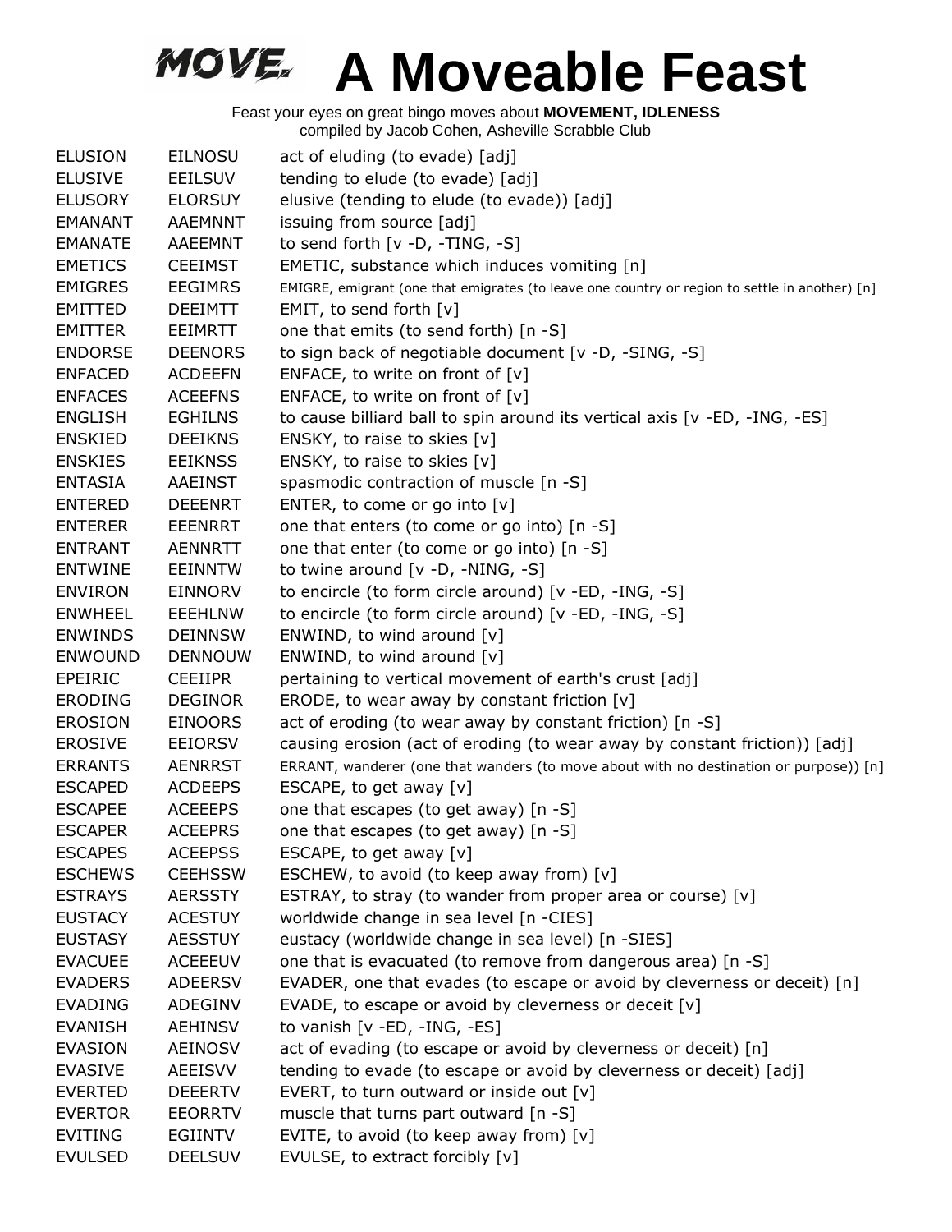# A Moveable Feast

Feast your eyes on great bingo moves about **MOVEMENT, IDLENESS**
compiled by Jacob Cohen, Asheville Scrabble Club

| | | |
|---|---|---|
| ELUSION | EILNOSU | act of eluding (to evade) [adj] |
| ELUSIVE | EEILSUV | tending to elude (to evade) [adj] |
| ELUSORY | ELORSUY | elusive (tending to elude (to evade)) [adj] |
| EMANANT | AAEMNNT | issuing from source [adj] |
| EMANATE | AAEEMNT | to send forth [v -D, -TING, -S] |
| EMETICS | CEEIMST | EMETIC, substance which induces vomiting [n] |
| EMIGRES | EEGIMRS | EMIGRE, emigrant (one that emigrates (to leave one country or region to settle in another) [n] |
| EMITTED | DEEIMTT | EMIT, to send forth [v] |
| EMITTER | EEIMRTT | one that emits (to send forth) [n -S] |
| ENDORSE | DEENORS | to sign back of negotiable document [v -D, -SING, -S] |
| ENFACED | ACDEEFN | ENFACE, to write on front of [v] |
| ENFACES | ACEEFNS | ENFACE, to write on front of [v] |
| ENGLISH | EGHILNS | to cause billiard ball to spin around its vertical axis [v -ED, -ING, -ES] |
| ENSKIED | DEEIKNS | ENSKY, to raise to skies [v] |
| ENSKIES | EEIKNSS | ENSKY, to raise to skies [v] |
| ENTASIA | AAEINST | spasmodic contraction of muscle [n -S] |
| ENTERED | DEEENRT | ENTER, to come or go into [v] |
| ENTERER | EEENRRT | one that enters (to come or go into) [n -S] |
| ENTRANT | AENNRTT | one that enter (to come or go into) [n -S] |
| ENTWINE | EEINNTW | to twine around [v -D, -NING, -S] |
| ENVIRON | EINNORV | to encircle (to form circle around) [v -ED, -ING, -S] |
| ENWHEEL | EEEHLNW | to encircle (to form circle around) [v -ED, -ING, -S] |
| ENWINDS | DEINNSW | ENWIND, to wind around [v] |
| ENWOUND | DENNOUW | ENWIND, to wind around [v] |
| EPEIRIC | CEEIIPR | pertaining to vertical movement of earth's crust [adj] |
| ERODING | DEGINOR | ERODE, to wear away by constant friction [v] |
| EROSION | EINOORS | act of eroding (to wear away by constant friction) [n -S] |
| EROSIVE | EEIORSV | causing erosion (act of eroding (to wear away by constant friction)) [adj] |
| ERRANTS | AENRRST | ERRANT, wanderer (one that wanders (to move about with no destination or purpose)) [n] |
| ESCAPED | ACDEEPS | ESCAPE, to get away [v] |
| ESCAPEE | ACEEEPS | one that escapes (to get away) [n -S] |
| ESCAPER | ACEEPRS | one that escapes (to get away) [n -S] |
| ESCAPES | ACEEPSS | ESCAPE, to get away [v] |
| ESCHEWS | CEEHSSW | ESCHEW, to avoid (to keep away from) [v] |
| ESTRAYS | AERSSTY | ESTRAY, to stray (to wander from proper area or course) [v] |
| EUSTACY | ACESTUY | worldwide change in sea level [n -CIES] |
| EUSTASY | AESSTUY | eustacy (worldwide change in sea level) [n -SIES] |
| EVACUEE | ACEEEUV | one that is evacuated (to remove from dangerous area) [n -S] |
| EVADERS | ADEERSV | EVADER, one that evades (to escape or avoid by cleverness or deceit) [n] |
| EVADING | ADEGINV | EVADE, to escape or avoid by cleverness or deceit [v] |
| EVANISH | AEHINSV | to vanish [v -ED, -ING, -ES] |
| EVASION | AEINOSV | act of evading (to escape or avoid by cleverness or deceit) [n] |
| EVASIVE | AEEISVV | tending to evade (to escape or avoid by cleverness or deceit) [adj] |
| EVERTED | DEEERTV | EVERT, to turn outward or inside out [v] |
| EVERTOR | EEORRTV | muscle that turns part outward [n -S] |
| EVITING | EGIINTV | EVITE, to avoid (to keep away from) [v] |
| EVULSED | DEELSUV | EVULSE, to extract forcibly [v] |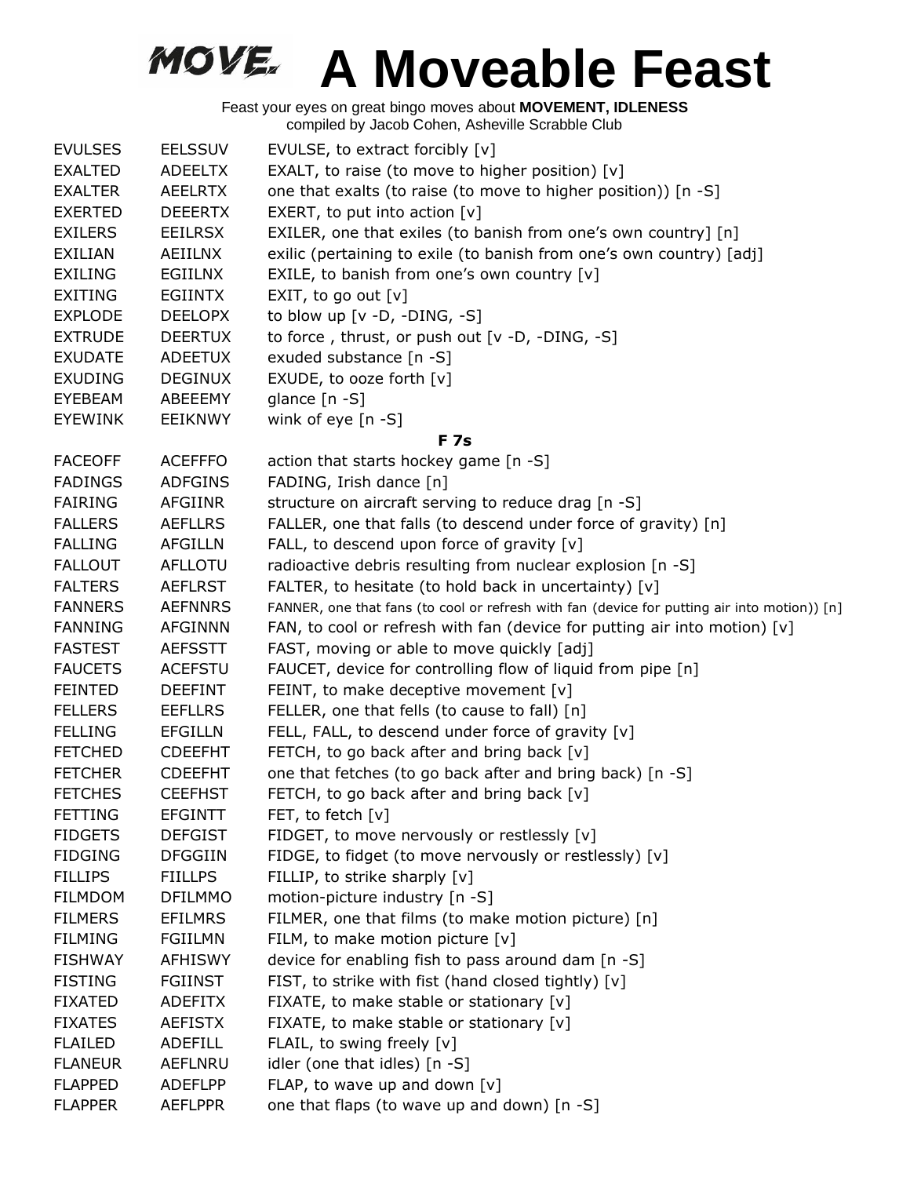# A Moveable Feast

Feast your eyes on great bingo moves about **MOVEMENT, IDLENESS**
compiled by Jacob Cohen, Asheville Scrabble Club

| | | |
|---|---|---|
| EVULSES | EELSSUV | EVULSE, to extract forcibly [v] |
| EXALTED | ADEELTX | EXALT, to raise (to move to higher position) [v] |
| EXALTER | AEELRTX | one that exalts (to raise (to move to higher position)) [n -S] |
| EXERTED | DEEERTX | EXERT, to put into action [v] |
| EXILERS | EEILRSX | EXILER, one that exiles (to banish from one's own country] [n] |
| EXILIAN | AEIILNX | exilic (pertaining to exile (to banish from one's own country) [adj] |
| EXILING | EGIILNX | EXILE, to banish from one's own country [v] |
| EXITING | EGIINTX | EXIT, to go out [v] |
| EXPLODE | DEELOPX | to blow up [v -D, -DING, -S] |
| EXTRUDE | DEERTUX | to force , thrust, or push out [v -D, -DING, -S] |
| EXUDATE | ADEETUX | exuded substance [n -S] |
| EXUDING | DEGINUX | EXUDE, to ooze forth [v] |
| EYEBEAM | ABEEEMY | glance [n -S] |
| EYEWINK | EEIKNWY | wink of eye [n -S] |
| | | **F 7s** |
| FACEOFF | ACEFFFO | action that starts hockey game [n -S] |
| FADINGS | ADFGINS | FADING, Irish dance [n] |
| FAIRING | AFGIINR | structure on aircraft serving to reduce drag [n -S] |
| FALLERS | AEFLLRS | FALLER, one that falls (to descend under force of gravity) [n] |
| FALLING | AFGILLN | FALL, to descend upon force of gravity [v] |
| FALLOUT | AFLLOTU | radioactive debris resulting from nuclear explosion [n -S] |
| FALTERS | AEFLRST | FALTER, to hesitate (to hold back in uncertainty) [v] |
| FANNERS | AEFNNRS | FANNER, one that fans (to cool or refresh with fan (device for putting air into motion)) [n] |
| FANNING | AFGINNN | FAN, to cool or refresh with fan (device for putting air into motion) [v] |
| FASTEST | AEFSSTT | FAST, moving or able to move quickly [adj] |
| FAUCETS | ACEFSTU | FAUCET, device for controlling flow of liquid from pipe [n] |
| FEINTED | DEEFINT | FEINT, to make deceptive movement [v] |
| FELLERS | EEFLLRS | FELLER, one that fells (to cause to fall) [n] |
| FELLING | EFGILLN | FELL, FALL, to descend under force of gravity [v] |
| FETCHED | CDEEFHT | FETCH, to go back after and bring back [v] |
| FETCHER | CDEEFHT | one that fetches (to go back after and bring back) [n -S] |
| FETCHES | CEEFHST | FETCH, to go back after and bring back [v] |
| FETTING | EFGINTT | FET, to fetch [v] |
| FIDGETS | DEFGIST | FIDGET, to move nervously or restlessly [v] |
| FIDGING | DFGGIIN | FIDGE, to fidget (to move nervously or restlessly) [v] |
| FILLIPS | FIILLPS | FILLIP, to strike sharply [v] |
| FILMDOM | DFILMMO | motion-picture industry [n -S] |
| FILMERS | EFILMRS | FILMER, one that films (to make motion picture) [n] |
| FILMING | FGIILMN | FILM, to make motion picture [v] |
| FISHWAY | AFHISWY | device for enabling fish to pass around dam [n -S] |
| FISTING | FGIINST | FIST, to strike with fist (hand closed tightly) [v] |
| FIXATED | ADEFITX | FIXATE, to make stable or stationary [v] |
| FIXATES | AEFISTX | FIXATE, to make stable or stationary [v] |
| FLAILED | ADEFILL | FLAIL, to swing freely [v] |
| FLANEUR | AEFLNRU | idler (one that idles) [n -S] |
| FLAPPED | ADEFLPP | FLAP, to wave up and down [v] |
| FLAPPER | AEFLPPR | one that flaps (to wave up and down) [n -S] |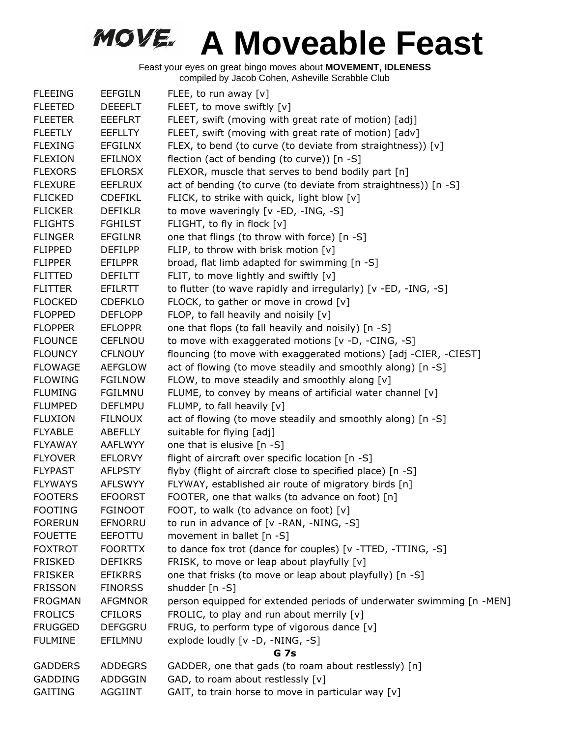# MOVE. A Moveable Feast

Feast your eyes on great bingo moves about **MOVEMENT, IDLENESS**
compiled by Jacob Cohen, Asheville Scrabble Club

| | | |
|---|---|---|
| FLEEING | EEFGILN | FLEE, to run away [v] |
| FLEETED | DEEEFLT | FLEET, to move swiftly [v] |
| FLEETER | EEEFLRT | FLEET, swift (moving with great rate of motion) [adj] |
| FLEETLY | EEFLLTY | FLEET, swift (moving with great rate of motion) [adv] |
| FLEXING | EFGILNX | FLEX, to bend (to curve (to deviate from straightness)) [v] |
| FLEXION | EFILNOX | flection (act of bending (to curve)) [n -S] |
| FLEXORS | EFLORSX | FLEXOR, muscle that serves to bend bodily part [n] |
| FLEXURE | EEFLRUX | act of bending (to curve (to deviate from straightness)) [n -S] |
| FLICKED | CDEFIKL | FLICK, to strike with quick, light blow [v] |
| FLICKER | DEFIKLR | to move waveringly [v -ED, -ING, -S] |
| FLIGHTS | FGHILST | FLIGHT, to fly in flock [v] |
| FLINGER | EFGILNR | one that flings (to throw with force) [n -S] |
| FLIPPED | DEFILPP | FLIP, to throw with brisk motion [v] |
| FLIPPER | EFILPPR | broad, flat limb adapted for swimming [n -S] |
| FLITTED | DEFILTT | FLIT, to move lightly and swiftly [v] |
| FLITTER | EFILRTT | to flutter (to wave rapidly and irregularly) [v -ED, -ING, -S] |
| FLOCKED | CDEFKLO | FLOCK, to gather or move in crowd [v] |
| FLOPPED | DEFLOPP | FLOP, to fall heavily and noisily [v] |
| FLOPPER | EFLOPPR | one that flops (to fall heavily and noisily) [n -S] |
| FLOUNCE | CEFLNOU | to move with exaggerated motions [v -D, -CING, -S] |
| FLOUNCY | CFLNOUY | flouncing (to move with exaggerated motions) [adj -CIER, -CIEST] |
| FLOWAGE | AEFGLOW | act of flowing (to move steadily and smoothly along) [n -S] |
| FLOWING | FGILNOW | FLOW, to move steadily and smoothly along [v] |
| FLUMING | FGILMNU | FLUME, to convey by means of artificial water channel [v] |
| FLUMPED | DEFLMPU | FLUMP, to fall heavily [v] |
| FLUXION | FILNOUX | act of flowing (to move steadily and smoothly along) [n -S] |
| FLYABLE | ABEFLLY | suitable for flying [adj] |
| FLYAWAY | AAFLWYY | one that is elusive [n -S] |
| FLYOVER | EFLORVY | flight of aircraft over specific location [n -S] |
| FLYPAST | AFLPSTY | flyby (flight of aircraft close to specified place) [n -S] |
| FLYWAYS | AFLSWYY | FLYWAY, established air route of migratory birds [n] |
| FOOTERS | EFOORST | FOOTER, one that walks (to advance on foot) [n] |
| FOOTING | FGINOOT | FOOT, to walk (to advance on foot) [v] |
| FORERUN | EFNORRU | to run in advance of [v -RAN, -NING, -S] |
| FOUETTE | EEFOTTU | movement in ballet [n -S] |
| FOXTROT | FOORTTX | to dance fox trot (dance for couples) [v -TTED, -TTING, -S] |
| FRISKED | DEFIKRS | FRISK, to move or leap about playfully [v] |
| FRISKER | EFIKRRS | one that frisks (to move or leap about playfully) [n -S] |
| FRISSON | FINORSS | shudder [n -S] |
| FROGMAN | AFGMNOR | person equipped for extended periods of underwater swimming [n -MEN] |
| FROLICS | CFILORS | FROLIC, to play and run about merrily [v] |
| FRUGGED | DEFGGRU | FRUG, to perform type of vigorous dance [v] |
| FULMINE | EFILMNU | explode loudly [v -D, -NING, -S] |

### G 7s

| | | |
|---|---|---|
| GADDERS | ADDEGRS | GADDER, one that gads (to roam about restlessly) [n] |
| GADDING | ADDGGIN | GAD, to roam about restlessly [v] |
| GAITING | AGGIINT | GAIT, to train horse to move in particular way [v] |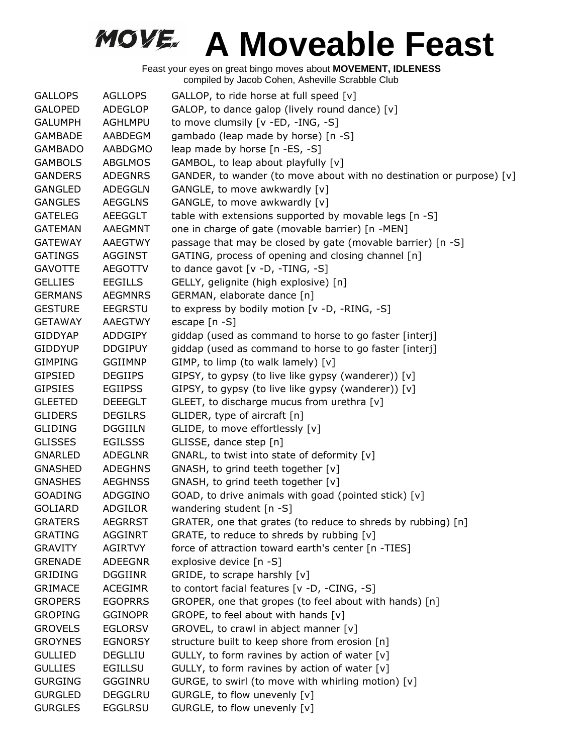# A Moveable Feast

Feast your eyes on great bingo moves about **MOVEMENT, IDLENESS**
compiled by Jacob Cohen, Asheville Scrabble Club

| | | |
|---|---|---|
| GALLOPS | AGLLOPS | GALLOP, to ride horse at full speed [v] |
| GALOPED | ADEGLOP | GALOP, to dance galop (lively round dance) [v] |
| GALUMPH | AGHLMPU | to move clumsily [v -ED, -ING, -S] |
| GAMBADE | AABDEGM | gambado (leap made by horse) [n -S] |
| GAMBADO | AABDGMO | leap made by horse [n -ES, -S] |
| GAMBOLS | ABGLMOS | GAMBOL, to leap about playfully [v] |
| GANDERS | ADEGNRS | GANDER, to wander (to move about with no destination or purpose) [v] |
| GANGLED | ADEGGLN | GANGLE, to move awkwardly [v] |
| GANGLES | AEGGLNS | GANGLE, to move awkwardly [v] |
| GATELEG | AEEGGLT | table with extensions supported by movable legs [n -S] |
| GATEMAN | AAEGMNT | one in charge of gate (movable barrier) [n -MEN] |
| GATEWAY | AAEGTWY | passage that may be closed by gate (movable barrier) [n -S] |
| GATINGS | AGGINST | GATING, process of opening and closing channel [n] |
| GAVOTTE | AEGOTTV | to dance gavot [v -D, -TING, -S] |
| GELLIES | EEGILLS | GELLY, gelignite (high explosive) [n] |
| GERMANS | AEGMNRS | GERMAN, elaborate dance [n] |
| GESTURE | EEGRSTU | to express by bodily motion [v -D, -RING, -S] |
| GETAWAY | AAEGTWY | escape [n -S] |
| GIDDYAP | ADDGIPY | giddap (used as command to horse to go faster [interj] |
| GIDDYUP | DDGIPUY | giddap (used as command to horse to go faster [interj] |
| GIMPING | GGIIMNP | GIMP, to limp (to walk lamely) [v] |
| GIPSIED | DEGIIPS | GIPSY, to gypsy (to live like gypsy (wanderer)) [v] |
| GIPSIES | EGIIPSS | GIPSY, to gypsy (to live like gypsy (wanderer)) [v] |
| GLEETED | DEEEGLT | GLEET, to discharge mucus from urethra [v] |
| GLIDERS | DEGILRS | GLIDER, type of aircraft [n] |
| GLIDING | DGGIILN | GLIDE, to move effortlessly [v] |
| GLISSES | EGILSSS | GLISSE, dance step [n] |
| GNARLED | ADEGLNR | GNARL, to twist into state of deformity [v] |
| GNASHED | ADEGHNS | GNASH, to grind teeth together [v] |
| GNASHES | AEGHNSS | GNASH, to grind teeth together [v] |
| GOADING | ADGGINO | GOAD, to drive animals with goad (pointed stick) [v] |
| GOLIARD | ADGILOR | wandering student [n -S] |
| GRATERS | AEGRRST | GRATER, one that grates (to reduce to shreds by rubbing) [n] |
| GRATING | AGGINRT | GRATE, to reduce to shreds by rubbing [v] |
| GRAVITY | AGIRTVY | force of attraction toward earth's center [n -TIES] |
| GRENADE | ADEEGNR | explosive device [n -S] |
| GRIDING | DGGIINR | GRIDE, to scrape harshly [v] |
| GRIMACE | ACEGIMR | to contort facial features [v -D, -CING, -S] |
| GROPERS | EGOPRRS | GROPER, one that gropes (to feel about with hands) [n] |
| GROPING | GGINOPR | GROPE, to feel about with hands [v] |
| GROVELS | EGLORSV | GROVEL, to crawl in abject manner [v] |
| GROYNES | EGNORSY | structure built to keep shore from erosion [n] |
| GULLIED | DEGLLIU | GULLY, to form ravines by action of water [v] |
| GULLIES | EGILLSU | GULLY, to form ravines by action of water [v] |
| GURGING | GGGINRU | GURGE, to swirl (to move with whirling motion) [v] |
| GURGLED | DEGGLRU | GURGLE, to flow unevenly [v] |
| GURGLES | EGGLRSU | GURGLE, to flow unevenly [v] |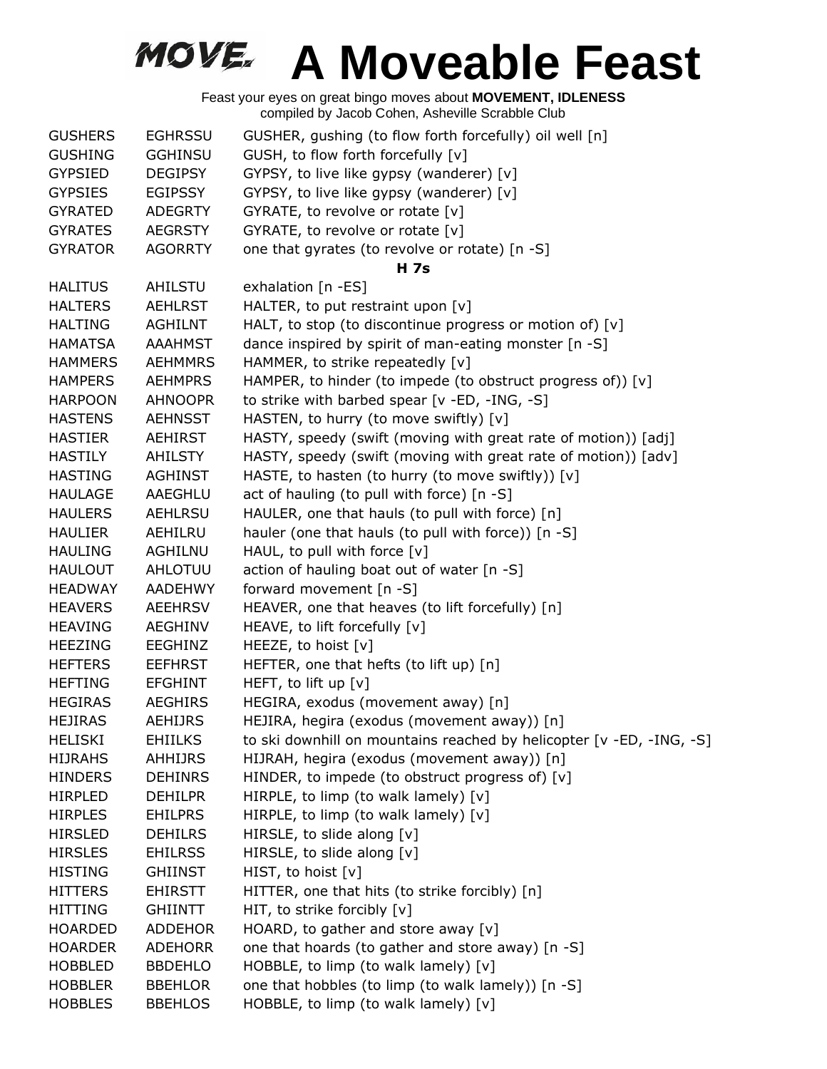# A Moveable Feast

Feast your eyes on great bingo moves about **MOVEMENT, IDLENESS**
compiled by Jacob Cohen, Asheville Scrabble Club

| | | |
|---|---|---|
| GUSHERS | EGHRSSU | GUSHER, gushing (to flow forth forcefully) oil well [n] |
| GUSHING | GGHINSU | GUSH, to flow forth forcefully [v] |
| GYPSIED | DEGIPSY | GYPSY, to live like gypsy (wanderer) [v] |
| GYPSIES | EGIPSSY | GYPSY, to live like gypsy (wanderer) [v] |
| GYRATED | ADEGRTY | GYRATE, to revolve or rotate [v] |
| GYRATES | AEGRSTY | GYRATE, to revolve or rotate [v] |
| GYRATOR | AGORRTY | one that gyrates (to revolve or rotate) [n -S] |

**H 7s**

| | | |
|---|---|---|
| HALITUS | AHILSTU | exhalation [n -ES] |
| HALTERS | AEHLRST | HALTER, to put restraint upon [v] |
| HALTING | AGHILNT | HALT, to stop (to discontinue progress or motion of) [v] |
| HAMATSA | AAAHMST | dance inspired by spirit of man-eating monster [n -S] |
| HAMMERS | AEHMMRS | HAMMER, to strike repeatedly [v] |
| HAMPERS | AEHMPRS | HAMPER, to hinder (to impede (to obstruct progress of)) [v] |
| HARPOON | AHNOOPR | to strike with barbed spear [v -ED, -ING, -S] |
| HASTENS | AEHNSST | HASTEN, to hurry (to move swiftly) [v] |
| HASTIER | AEHIRST | HASTY, speedy (swift (moving with great rate of motion)) [adj] |
| HASTILY | AHILSTY | HASTY, speedy (swift (moving with great rate of motion)) [adv] |
| HASTING | AGHINST | HASTE, to hasten (to hurry (to move swiftly)) [v] |
| HAULAGE | AAEGHLU | act of hauling (to pull with force) [n -S] |
| HAULERS | AEHLRSU | HAULER, one that hauls (to pull with force) [n] |
| HAULIER | AEHILRU | hauler (one that hauls (to pull with force)) [n -S] |
| HAULING | AGHILNU | HAUL, to pull with force [v] |
| HAULOUT | AHLOTUU | action of hauling boat out of water [n -S] |
| HEADWAY | AADEHWY | forward movement [n -S] |
| HEAVERS | AEEHRSV | HEAVER, one that heaves (to lift forcefully) [n] |
| HEAVING | AEGHINV | HEAVE, to lift forcefully [v] |
| HEEZING | EEGHINZ | HEEZE, to hoist [v] |
| HEFTERS | EEFHRST | HEFTER, one that hefts (to lift up) [n] |
| HEFTING | EFGHINT | HEFT, to lift up [v] |
| HEGIRAS | AEGHIRS | HEGIRA, exodus (movement away) [n] |
| HEJIRAS | AEHIJRS | HEJIRA, hegira (exodus (movement away)) [n] |
| HELISKI | EHIILKS | to ski downhill on mountains reached by helicopter [v -ED, -ING, -S] |
| HIJRAHS | AHHIJRS | HIJRAH, hegira (exodus (movement away)) [n] |
| HINDERS | DEHINRS | HINDER, to impede (to obstruct progress of) [v] |
| HIRPLED | DEHILPR | HIRPLE, to limp (to walk lamely) [v] |
| HIRPLES | EHILPRS | HIRPLE, to limp (to walk lamely) [v] |
| HIRSLED | DEHILRS | HIRSLE, to slide along [v] |
| HIRSLES | EHILRSS | HIRSLE, to slide along [v] |
| HISTING | GHIINST | HIST, to hoist [v] |
| HITTERS | EHIRSTT | HITTER, one that hits (to strike forcibly) [n] |
| HITTING | GHIINTT | HIT, to strike forcibly [v] |
| HOARDED | ADDEHOR | HOARD, to gather and store away [v] |
| HOARDER | ADEHORR | one that hoards (to gather and store away) [n -S] |
| HOBBLED | BBDEHLO | HOBBLE, to limp (to walk lamely) [v] |
| HOBBLER | BBEHLOR | one that hobbles (to limp (to walk lamely)) [n -S] |
| HOBBLES | BBEHLOS | HOBBLE, to limp (to walk lamely) [v] |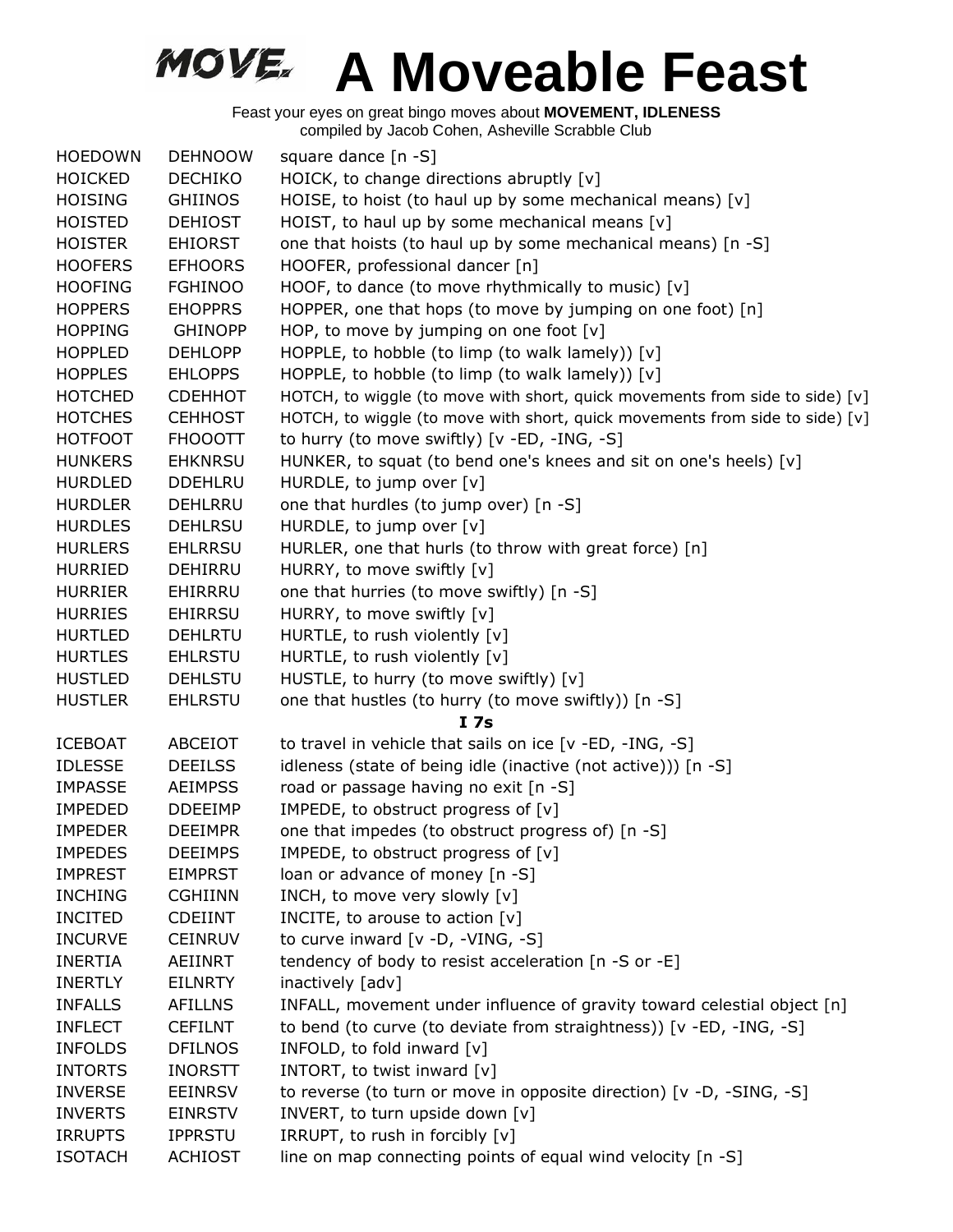# A Moveable Feast

Feast your eyes on great bingo moves about **MOVEMENT, IDLENESS**
compiled by Jacob Cohen, Asheville Scrabble Club

| | | |
|---|---|---|
| HOEDOWN | DEHNOOW | square dance [n -S] |
| HOICKED | DECHIKO | HOICK, to change directions abruptly [v] |
| HOISING | GHIINOS | HOISE, to hoist (to haul up by some mechanical means) [v] |
| HOISTED | DEHIOST | HOIST, to haul up by some mechanical means [v] |
| HOISTER | EHIORST | one that hoists (to haul up by some mechanical means) [n -S] |
| HOOFERS | EFHOORS | HOOFER, professional dancer [n] |
| HOOFING | FGHINOO | HOOF, to dance (to move rhythmically to music) [v] |
| HOPPERS | EHOPPRS | HOPPER, one that hops (to move by jumping on one foot) [n] |
| HOPPING | GHINOPP | HOP, to move by jumping on one foot [v] |
| HOPPLED | DEHLOPP | HOPPLE, to hobble (to limp (to walk lamely)) [v] |
| HOPPLES | EHLOPPS | HOPPLE, to hobble (to limp (to walk lamely)) [v] |
| HOTCHED | CDEHHOT | HOTCH, to wiggle (to move with short, quick movements from side to side) [v] |
| HOTCHES | CEHHOST | HOTCH, to wiggle (to move with short, quick movements from side to side) [v] |
| HOTFOOT | FHOOOTT | to hurry (to move swiftly) [v -ED, -ING, -S] |
| HUNKERS | EHKNRSU | HUNKER, to squat (to bend one's knees and sit on one's heels) [v] |
| HURDLED | DDEHLRU | HURDLE, to jump over [v] |
| HURDLER | DEHLRRU | one that hurdles (to jump over) [n -S] |
| HURDLES | DEHLRSU | HURDLE, to jump over [v] |
| HURLERS | EHLRRSU | HURLER, one that hurls (to throw with great force) [n] |
| HURRIED | DEHIRRU | HURRY, to move swiftly [v] |
| HURRIER | EHIRRRU | one that hurries (to move swiftly) [n -S] |
| HURRIES | EHIRRSU | HURRY, to move swiftly [v] |
| HURTLED | DEHLRTU | HURTLE, to rush violently [v] |
| HURTLES | EHLRSTU | HURTLE, to rush violently [v] |
| HUSTLED | DEHLSTU | HUSTLE, to hurry (to move swiftly) [v] |
| HUSTLER | EHLRSTU | one that hustles (to hurry (to move swiftly)) [n -S] |
| | | **I 7s** |
| ICEBOAT | ABCEIOT | to travel in vehicle that sails on ice [v -ED, -ING, -S] |
| IDLESSE | DEEILSS | idleness (state of being idle (inactive (not active))) [n -S] |
| IMPASSE | AEIMPSS | road or passage having no exit [n -S] |
| IMPEDED | DDEEIMP | IMPEDE, to obstruct progress of [v] |
| IMPEDER | DEEIMPR | one that impedes (to obstruct progress of) [n -S] |
| IMPEDES | DEEIMPS | IMPEDE, to obstruct progress of [v] |
| IMPREST | EIMPRST | loan or advance of money [n -S] |
| INCHING | CGHIINN | INCH, to move very slowly [v] |
| INCITED | CDEIINT | INCITE, to arouse to action [v] |
| INCURVE | CEINRUV | to curve inward [v -D, -VING, -S] |
| INERTIA | AEIINRT | tendency of body to resist acceleration [n -S or -E] |
| INERTLY | EILNRTY | inactively [adv] |
| INFALLS | AFILLNS | INFALL, movement under influence of gravity toward celestial object [n] |
| INFLECT | CEFILNT | to bend (to curve (to deviate from straightness)) [v -ED, -ING, -S] |
| INFOLDS | DFILNOS | INFOLD, to fold inward [v] |
| INTORTS | INORSTT | INTORT, to twist inward [v] |
| INVERSE | EEINRSV | to reverse (to turn or move in opposite direction) [v -D, -SING, -S] |
| INVERTS | EINRSTV | INVERT, to turn upside down [v] |
| IRRUPTS | IPPRSTU | IRRUPT, to rush in forcibly [v] |
| ISOTACH | ACHIOST | line on map connecting points of equal wind velocity [n -S] |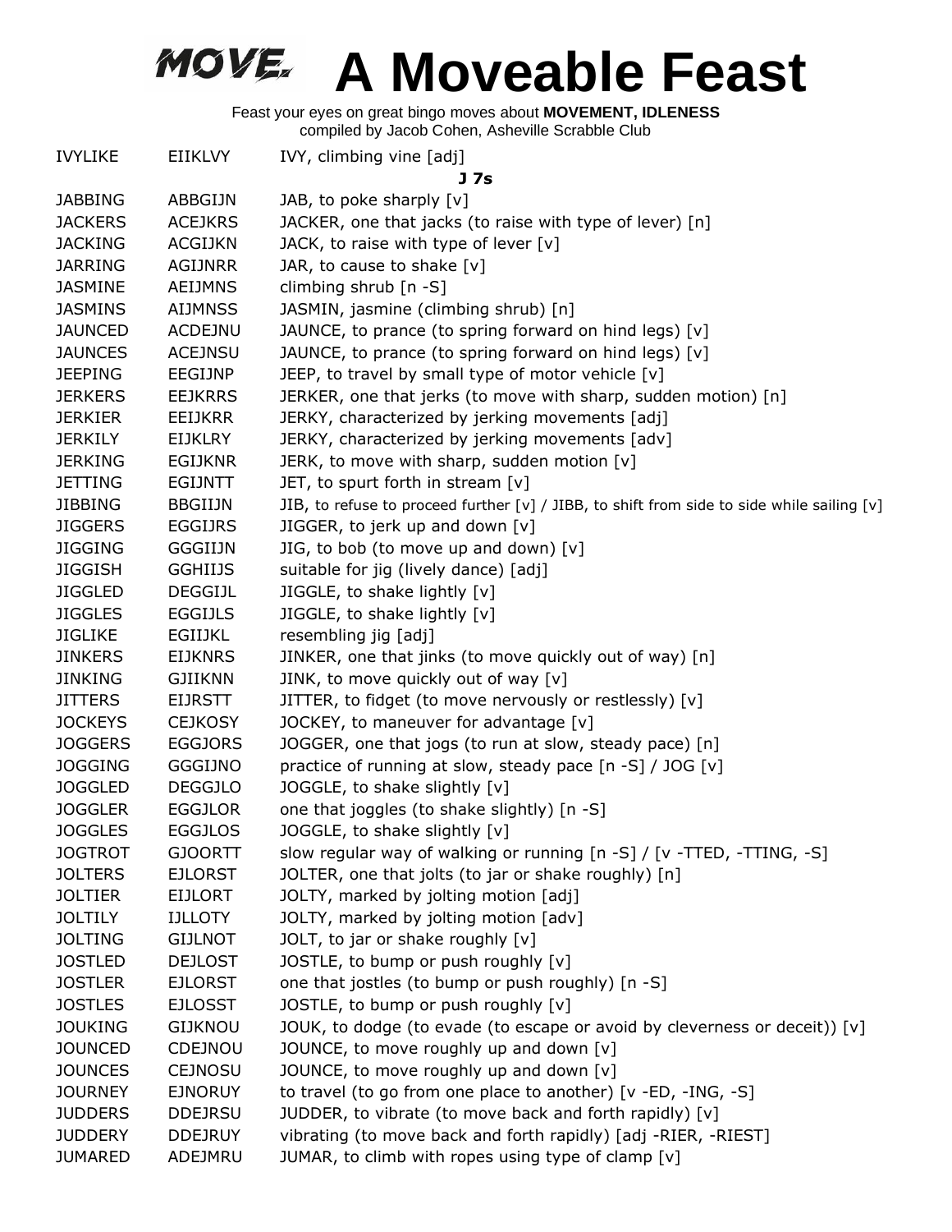# A Moveable Feast

Feast your eyes on great bingo moves about **MOVEMENT, IDLENESS**
compiled by Jacob Cohen, Asheville Scrabble Club

| | | |
|---|---|---|
| IVYLIKE | EIIKLVY | IVY, climbing vine [adj] |
| | | **J 7s** |
| JABBING | ABBGIJN | JAB, to poke sharply [v] |
| JACKERS | ACEJKRS | JACKER, one that jacks (to raise with type of lever) [n] |
| JACKING | ACGIJKN | JACK, to raise with type of lever [v] |
| JARRING | AGIJNRR | JAR, to cause to shake [v] |
| JASMINE | AEIJMNS | climbing shrub [n -S] |
| JASMINS | AIJMNSS | JASMIN, jasmine (climbing shrub) [n] |
| JAUNCED | ACDEJNU | JAUNCE, to prance (to spring forward on hind legs) [v] |
| JAUNCES | ACEJNSU | JAUNCE, to prance (to spring forward on hind legs) [v] |
| JEEPING | EEGIJNP | JEEP, to travel by small type of motor vehicle [v] |
| JERKERS | EEJKRRS | JERKER, one that jerks (to move with sharp, sudden motion) [n] |
| JERKIER | EEIJKRR | JERKY, characterized by jerking movements [adj] |
| JERKILY | EIJKLRY | JERKY, characterized by jerking movements [adv] |
| JERKING | EGIJKNR | JERK, to move with sharp, sudden motion [v] |
| JETTING | EGIJNTT | JET, to spurt forth in stream [v] |
| JIBBING | BBGIIJN | JIB, to refuse to proceed further [v] / JIBB, to shift from side to side while sailing [v] |
| JIGGERS | EGGIJRS | JIGGER, to jerk up and down [v] |
| JIGGING | GGGIIJN | JIG, to bob (to move up and down) [v] |
| JIGGISH | GGHIIJS | suitable for jig (lively dance) [adj] |
| JIGGLED | DEGGIJL | JIGGLE, to shake lightly [v] |
| JIGGLES | EGGIJLS | JIGGLE, to shake lightly [v] |
| JIGLIKE | EGIIJKL | resembling jig [adj] |
| JINKERS | EIJKNRS | JINKER, one that jinks (to move quickly out of way) [n] |
| JINKING | GJIIKNN | JINK, to move quickly out of way [v] |
| JITTERS | EIJRSTT | JITTER, to fidget (to move nervously or restlessly) [v] |
| JOCKEYS | CEJKOSY | JOCKEY, to maneuver for advantage [v] |
| JOGGERS | EGGJORS | JOGGER, one that jogs (to run at slow, steady pace) [n] |
| JOGGING | GGGIJNO | practice of running at slow, steady pace [n -S] / JOG [v] |
| JOGGLED | DEGGJLO | JOGGLE, to shake slightly [v] |
| JOGGLER | EGGJLOR | one that joggles (to shake slightly) [n -S] |
| JOGGLES | EGGJLOS | JOGGLE, to shake slightly [v] |
| JOGTROT | GJOORTT | slow regular way of walking or running [n -S] / [v -TTED, -TTING, -S] |
| JOLTERS | EJLORST | JOLTER, one that jolts (to jar or shake roughly) [n] |
| JOLTIER | EIJLORT | JOLTY, marked by jolting motion [adj] |
| JOLTILY | IJLLOTY | JOLTY, marked by jolting motion [adv] |
| JOLTING | GIJLNOT | JOLT, to jar or shake roughly [v] |
| JOSTLED | DEJLOST | JOSTLE, to bump or push roughly [v] |
| JOSTLER | EJLORST | one that jostles (to bump or push roughly) [n -S] |
| JOSTLES | EJLOSST | JOSTLE, to bump or push roughly [v] |
| JOUKING | GIJKNOU | JOUK, to dodge (to evade (to escape or avoid by cleverness or deceit)) [v] |
| JOUNCED | CDEJNOU | JOUNCE, to move roughly up and down [v] |
| JOUNCES | CEJNOSU | JOUNCE, to move roughly up and down [v] |
| JOURNEY | EJNORUY | to travel (to go from one place to another) [v -ED, -ING, -S] |
| JUDDERS | DDEJRSU | JUDDER, to vibrate (to move back and forth rapidly) [v] |
| JUDDERY | DDEJRUY | vibrating (to move back and forth rapidly) [adj -RIER, -RIEST] |
| JUMARED | ADEJMRU | JUMAR, to climb with ropes using type of clamp [v] |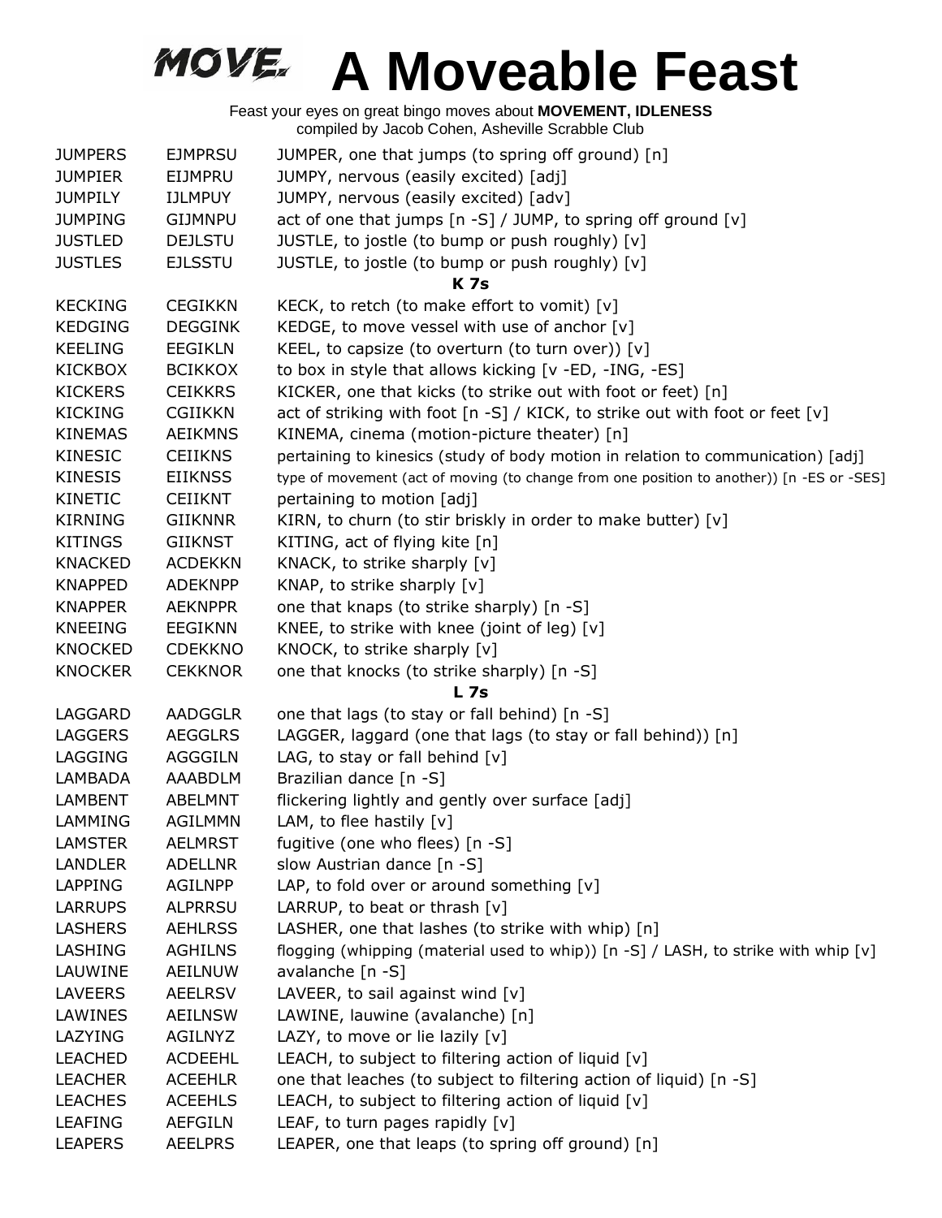# A Moveable Feast

Feast your eyes on great bingo moves about **MOVEMENT, IDLENESS**
compiled by Jacob Cohen, Asheville Scrabble Club

| | | |
|---|---|---|
| JUMPERS | EJMPRSU | JUMPER, one that jumps (to spring off ground) [n] |
| JUMPIER | EIJMPRU | JUMPY, nervous (easily excited) [adj] |
| JUMPILY | IJLMPUY | JUMPY, nervous (easily excited) [adv] |
| JUMPING | GIJMNPU | act of one that jumps [n -S] / JUMP, to spring off ground [v] |
| JUSTLED | DEJLSTU | JUSTLE, to jostle (to bump or push roughly) [v] |
| JUSTLES | EJLSSTU | JUSTLE, to jostle (to bump or push roughly) [v] |
| | | **K 7s** |
| KECKING | CEGIKKN | KECK, to retch (to make effort to vomit) [v] |
| KEDGING | DEGGINK | KEDGE, to move vessel with use of anchor [v] |
| KEELING | EEGIKLN | KEEL, to capsize (to overturn (to turn over)) [v] |
| KICKBOX | BCIKKOX | to box in style that allows kicking [v -ED, -ING, -ES] |
| KICKERS | CEIKKRS | KICKER, one that kicks (to strike out with foot or feet) [n] |
| KICKING | CGIIKKN | act of striking with foot [n -S] / KICK, to strike out with foot or feet [v] |
| KINEMAS | AEIKMNS | KINEMA, cinema (motion-picture theater) [n] |
| KINESIC | CEIIKNS | pertaining to kinesics (study of body motion in relation to communication) [adj] |
| KINESIS | EIIKNSS | type of movement (act of moving (to change from one position to another)) [n -ES or -SES] |
| KINETIC | CEIIKNT | pertaining to motion [adj] |
| KIRNING | GIIKNNR | KIRN, to churn (to stir briskly in order to make butter) [v] |
| KITINGS | GIIKNST | KITING, act of flying kite [n] |
| KNACKED | ACDEKKN | KNACK, to strike sharply [v] |
| KNAPPED | ADEKNPP | KNAP, to strike sharply [v] |
| KNAPPER | AEKNPPR | one that knaps (to strike sharply) [n -S] |
| KNEEING | EEGIKNN | KNEE, to strike with knee (joint of leg) [v] |
| KNOCKED | CDEKKNO | KNOCK, to strike sharply [v] |
| KNOCKER | CEKKNOR | one that knocks (to strike sharply) [n -S] |
| | | **L 7s** |
| LAGGARD | AADGGLR | one that lags (to stay or fall behind) [n -S] |
| LAGGERS | AEGGLRS | LAGGER, laggard (one that lags (to stay or fall behind)) [n] |
| LAGGING | AGGGILN | LAG, to stay or fall behind [v] |
| LAMBADA | AAABDLM | Brazilian dance [n -S] |
| LAMBENT | ABELMNT | flickering lightly and gently over surface [adj] |
| LAMMING | AGILMMN | LAM, to flee hastily [v] |
| LAMSTER | AELMRST | fugitive (one who flees) [n -S] |
| LANDLER | ADELLNR | slow Austrian dance [n -S] |
| LAPPING | AGILNPP | LAP, to fold over or around something [v] |
| LARRUPS | ALPRRSU | LARRUP, to beat or thrash [v] |
| LASHERS | AEHLRSS | LASHER, one that lashes (to strike with whip) [n] |
| LASHING | AGHILNS | flogging (whipping (material used to whip)) [n -S] / LASH, to strike with whip [v] |
| LAUWINE | AEILNUW | avalanche [n -S] |
| LAVEERS | AEELRSV | LAVEER, to sail against wind [v] |
| LAWINES | AEILNSW | LAWINE, lauwine (avalanche) [n] |
| LAZYING | AGILNYZ | LAZY, to move or lie lazily [v] |
| LEACHED | ACDEEHL | LEACH, to subject to filtering action of liquid [v] |
| LEACHER | ACEEHLR | one that leaches (to subject to filtering action of liquid) [n -S] |
| LEACHES | ACEEHLS | LEACH, to subject to filtering action of liquid [v] |
| LEAFING | AEFGILN | LEAF, to turn pages rapidly [v] |
| LEAPERS | AEELPRS | LEAPER, one that leaps (to spring off ground) [n] |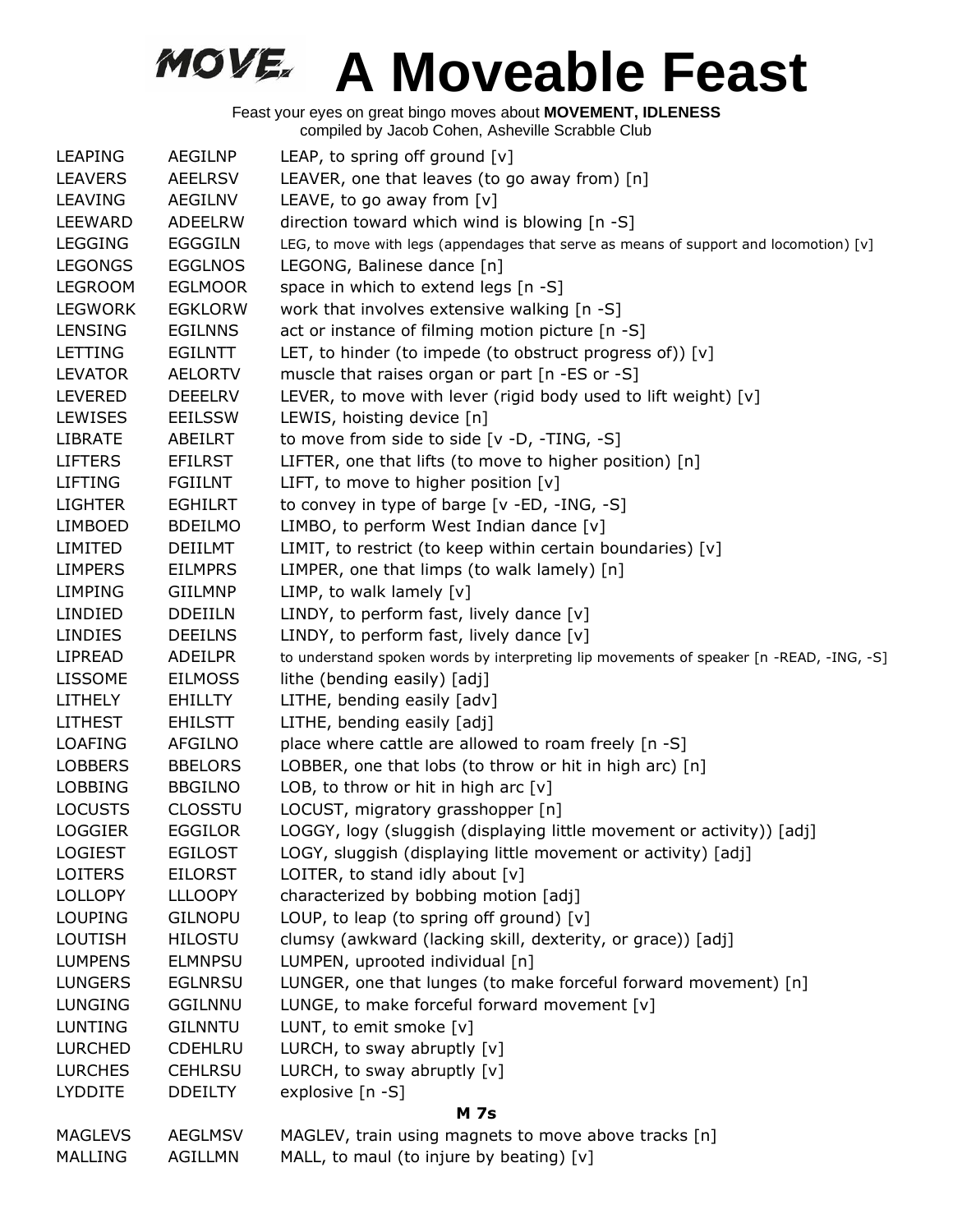# A Moveable Feast

Feast your eyes on great bingo moves about **MOVEMENT, IDLENESS**
compiled by Jacob Cohen, Asheville Scrabble Club

| | | |
|---|---|---|
| LEAPING | AEGILNP | LEAP, to spring off ground [v] |
| LEAVERS | AEELRSV | LEAVER, one that leaves (to go away from) [n] |
| LEAVING | AEGILNV | LEAVE, to go away from [v] |
| LEEWARD | ADEELRW | direction toward which wind is blowing [n -S] |
| LEGGING | EGGGILN | LEG, to move with legs (appendages that serve as means of support and locomotion) [v] |
| LEGONGS | EGGLNOS | LEGONG, Balinese dance [n] |
| LEGROOM | EGLMOOR | space in which to extend legs [n -S] |
| LEGWORK | EGKLORW | work that involves extensive walking [n -S] |
| LENSING | EGILNNS | act or instance of filming motion picture [n -S] |
| LETTING | EGILNTT | LET, to hinder (to impede (to obstruct progress of)) [v] |
| LEVATOR | AELORTV | muscle that raises organ or part [n -ES or -S] |
| LEVERED | DEEELRV | LEVER, to move with lever (rigid body used to lift weight) [v] |
| LEWISES | EEILSSW | LEWIS, hoisting device [n] |
| LIBRATE | ABEILRT | to move from side to side [v -D, -TING, -S] |
| LIFTERS | EFILRST | LIFTER, one that lifts (to move to higher position) [n] |
| LIFTING | FGIILNT | LIFT, to move to higher position [v] |
| LIGHTER | EGHILRT | to convey in type of barge [v -ED, -ING, -S] |
| LIMBOED | BDEILMO | LIMBO, to perform West Indian dance [v] |
| LIMITED | DEIILMT | LIMIT, to restrict (to keep within certain boundaries) [v] |
| LIMPERS | EILMPRS | LIMPER, one that limps (to walk lamely) [n] |
| LIMPING | GIILMNP | LIMP, to walk lamely [v] |
| LINDIED | DDEIILN | LINDY, to perform fast, lively dance [v] |
| LINDIES | DEEILNS | LINDY, to perform fast, lively dance [v] |
| LIPREAD | ADEILPR | to understand spoken words by interpreting lip movements of speaker [n -READ, -ING, -S] |
| LISSOME | EILMOSS | lithe (bending easily) [adj] |
| LITHELY | EHILLTY | LITHE, bending easily [adv] |
| LITHEST | EHILSTT | LITHE, bending easily [adj] |
| LOAFING | AFGILNO | place where cattle are allowed to roam freely [n -S] |
| LOBBERS | BBELORS | LOBBER, one that lobs (to throw or hit in high arc) [n] |
| LOBBING | BBGILNO | LOB, to throw or hit in high arc [v] |
| LOCUSTS | CLOSSTU | LOCUST, migratory grasshopper [n] |
| LOGGIER | EGGILOR | LOGGY, logy (sluggish (displaying little movement or activity)) [adj] |
| LOGIEST | EGILOST | LOGY, sluggish (displaying little movement or activity) [adj] |
| LOITERS | EILORST | LOITER, to stand idly about [v] |
| LOLLOPY | LLLOOPY | characterized by bobbing motion [adj] |
| LOUPING | GILNOPU | LOUP, to leap (to spring off ground) [v] |
| LOUTISH | HILOSTU | clumsy (awkward (lacking skill, dexterity, or grace)) [adj] |
| LUMPENS | ELMNPSU | LUMPEN, uprooted individual [n] |
| LUNGERS | EGLNRSU | LUNGER, one that lunges (to make forceful forward movement) [n] |
| LUNGING | GGILNNU | LUNGE, to make forceful forward movement [v] |
| LUNTING | GILNNTU | LUNT, to emit smoke [v] |
| LURCHED | CDEHLRU | LURCH, to sway abruptly [v] |
| LURCHES | CEHLRSU | LURCH, to sway abruptly [v] |
| LYDDITE | DDEILTY | explosive [n -S] |

### M 7s

| | | |
|---|---|---|
| MAGLEVS | AEGLMSV | MAGLEV, train using magnets to move above tracks [n] |
| MALLING | AGILLMN | MALL, to maul (to injure by beating) [v] |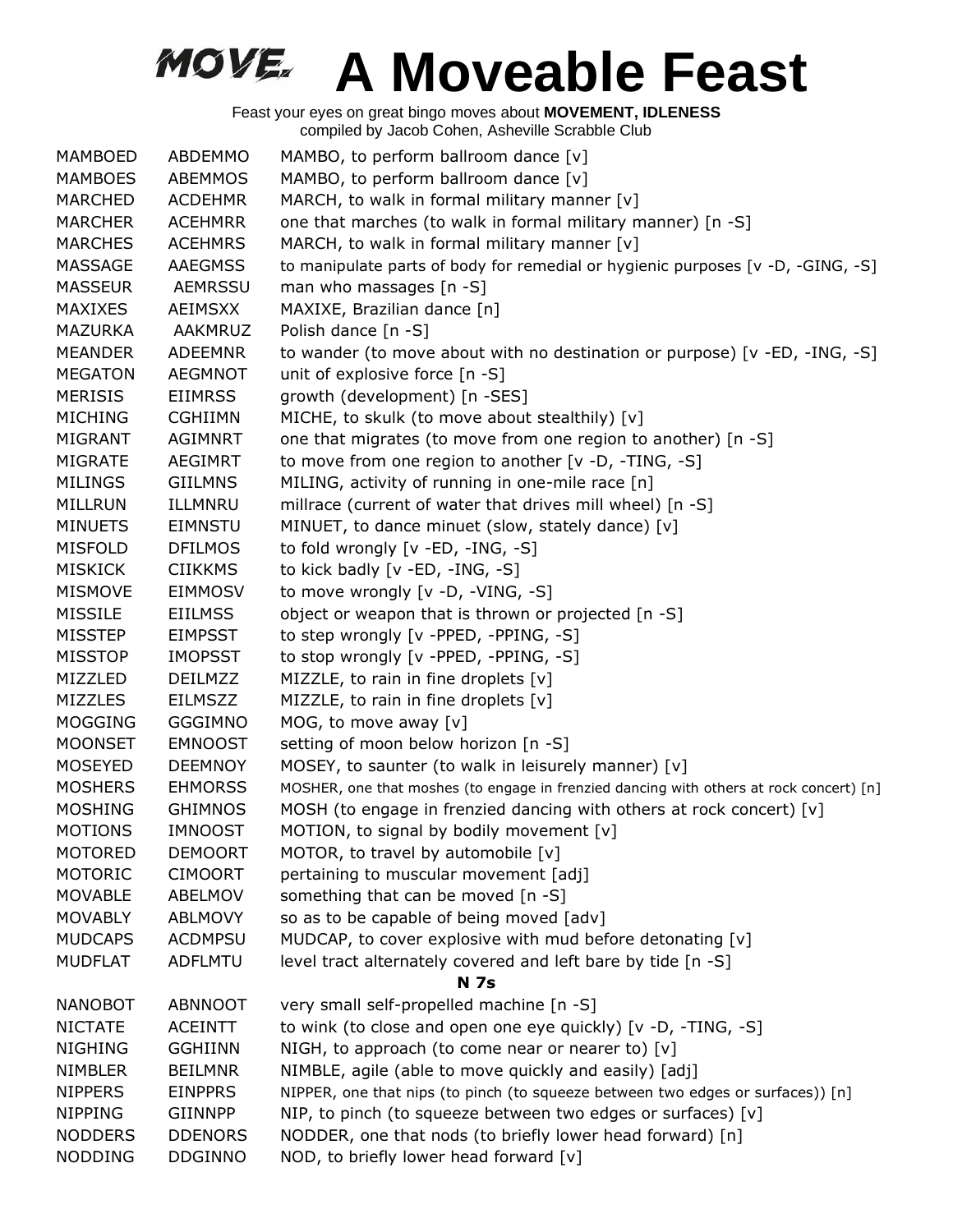# A Moveable Feast

Feast your eyes on great bingo moves about **MOVEMENT, IDLENESS**
compiled by Jacob Cohen, Asheville Scrabble Club

| | | |
|---|---|---|
| MAMBOED | ABDEMMO | MAMBO, to perform ballroom dance [v] |
| MAMBOES | ABEMMOS | MAMBO, to perform ballroom dance [v] |
| MARCHED | ACDEHMR | MARCH, to walk in formal military manner [v] |
| MARCHER | ACEHMRR | one that marches (to walk in formal military manner) [n -S] |
| MARCHES | ACEHMRS | MARCH, to walk in formal military manner [v] |
| MASSAGE | AAEGMSS | to manipulate parts of body for remedial or hygienic purposes [v -D, -GING, -S] |
| MASSEUR | AEMRSSU | man who massages [n -S] |
| MAXIXES | AEIMSXX | MAXIXE, Brazilian dance [n] |
| MAZURKA | AAKMRUZ | Polish dance [n -S] |
| MEANDER | ADEEMNR | to wander (to move about with no destination or purpose) [v -ED, -ING, -S] |
| MEGATON | AEGMNOT | unit of explosive force [n -S] |
| MERISIS | EIIMRSS | growth (development) [n -SES] |
| MICHING | CGHIIMN | MICHE, to skulk (to move about stealthily) [v] |
| MIGRANT | AGIMNRT | one that migrates (to move from one region to another) [n -S] |
| MIGRATE | AEGIMRT | to move from one region to another [v -D, -TING, -S] |
| MILINGS | GIILMNS | MILING, activity of running in one-mile race [n] |
| MILLRUN | ILLMNRU | millrace (current of water that drives mill wheel) [n -S] |
| MINUETS | EIMNSTU | MINUET, to dance minuet (slow, stately dance) [v] |
| MISFOLD | DFILMOS | to fold wrongly [v -ED, -ING, -S] |
| MISKICK | CIIKKMS | to kick badly [v -ED, -ING, -S] |
| MISMOVE | EIMMOSV | to move wrongly [v -D, -VING, -S] |
| MISSILE | EIILMSS | object or weapon that is thrown or projected [n -S] |
| MISSTEP | EIMPSST | to step wrongly [v -PPED, -PPING, -S] |
| MISSTOP | IMOPSST | to stop wrongly [v -PPED, -PPING, -S] |
| MIZZLED | DEILMZZ | MIZZLE, to rain in fine droplets [v] |
| MIZZLES | EILMSZZ | MIZZLE, to rain in fine droplets [v] |
| MOGGING | GGGIMNO | MOG, to move away [v] |
| MOONSET | EMNOOST | setting of moon below horizon [n -S] |
| MOSEYED | DEEMNOY | MOSEY, to saunter (to walk in leisurely manner) [v] |
| MOSHERS | EHMORSS | MOSHER, one that moshes (to engage in frenzied dancing with others at rock concert) [n] |
| MOSHING | GHIMNOS | MOSH (to engage in frenzied dancing with others at rock concert) [v] |
| MOTIONS | IMNOOST | MOTION, to signal by bodily movement [v] |
| MOTORED | DEMOORT | MOTOR, to travel by automobile [v] |
| MOTORIC | CIMOORT | pertaining to muscular movement [adj] |
| MOVABLE | ABELMOV | something that can be moved [n -S] |
| MOVABLY | ABLMOVY | so as to be capable of being moved [adv] |
| MUDCAPS | ACDMPSU | MUDCAP, to cover explosive with mud before detonating [v] |
| MUDFLAT | ADFLMTU | level tract alternately covered and left bare by tide [n -S] |

**N 7s**

| | | |
|---|---|---|
| NANOBOT | ABNNOOT | very small self-propelled machine [n -S] |
| NICTATE | ACEINTT | to wink (to close and open one eye quickly) [v -D, -TING, -S] |
| NIGHING | GGHIINN | NIGH, to approach (to come near or nearer to) [v] |
| NIMBLER | BEILMNR | NIMBLE, agile (able to move quickly and easily) [adj] |
| NIPPERS | EINPPRS | NIPPER, one that nips (to pinch (to squeeze between two edges or surfaces)) [n] |
| NIPPING | GIINNPP | NIP, to pinch (to squeeze between two edges or surfaces) [v] |
| NODDERS | DDENORS | NODDER, one that nods (to briefly lower head forward) [n] |
| NODDING | DDGINNO | NOD, to briefly lower head forward [v] |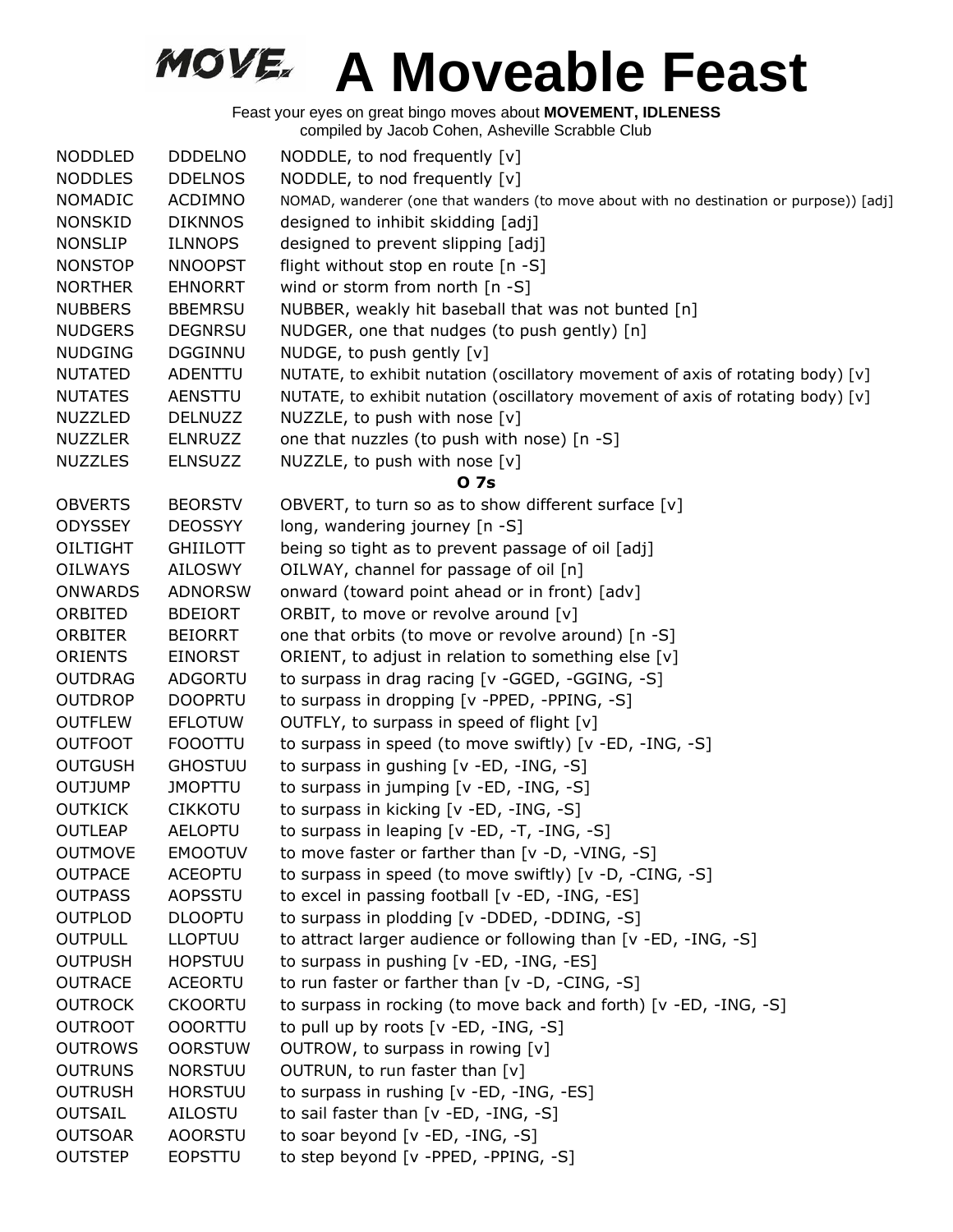# A Moveable Feast

Feast your eyes on great bingo moves about **MOVEMENT, IDLENESS**
compiled by Jacob Cohen, Asheville Scrabble Club

| | | |
|---|---|---|
| NODDLED | DDDELNO | NODDLE, to nod frequently [v] |
| NODDLES | DDELNOS | NODDLE, to nod frequently [v] |
| NOMADIC | ACDIMNO | NOMAD, wanderer (one that wanders (to move about with no destination or purpose)) [adj] |
| NONSKID | DIKNNOS | designed to inhibit skidding [adj] |
| NONSLIP | ILNNOPS | designed to prevent slipping [adj] |
| NONSTOP | NNOOPST | flight without stop en route [n -S] |
| NORTHER | EHNORRT | wind or storm from north [n -S] |
| NUBBERS | BBEMRSU | NUBBER, weakly hit baseball that was not bunted [n] |
| NUDGERS | DEGNRSU | NUDGER, one that nudges (to push gently) [n] |
| NUDGING | DGGINNU | NUDGE, to push gently [v] |
| NUTATED | ADENTTU | NUTATE, to exhibit nutation (oscillatory movement of axis of rotating body) [v] |
| NUTATES | AENSTTU | NUTATE, to exhibit nutation (oscillatory movement of axis of rotating body) [v] |
| NUZZLED | DELNUZZ | NUZZLE, to push with nose [v] |
| NUZZLER | ELNRUZZ | one that nuzzles (to push with nose) [n -S] |
| NUZZLES | ELNSUZZ | NUZZLE, to push with nose [v] |

**O 7s**

| | | |
|---|---|---|
| OBVERTS | BEORSTV | OBVERT, to turn so as to show different surface [v] |
| ODYSSEY | DEOSSYY | long, wandering journey [n -S] |
| OILTIGHT | GHIILOTT | being so tight as to prevent passage of oil [adj] |
| OILWAYS | AILOSWY | OILWAY, channel for passage of oil [n] |
| ONWARDS | ADNORSW | onward (toward point ahead or in front) [adv] |
| ORBITED | BDEIORT | ORBIT, to move or revolve around [v] |
| ORBITER | BEIORRT | one that orbits (to move or revolve around) [n -S] |
| ORIENTS | EINORST | ORIENT, to adjust in relation to something else [v] |
| OUTDRAG | ADGORTU | to surpass in drag racing [v -GGED, -GGING, -S] |
| OUTDROP | DOOPRTU | to surpass in dropping [v -PPED, -PPING, -S] |
| OUTFLEW | EFLOTUW | OUTFLY, to surpass in speed of flight [v] |
| OUTFOOT | FOOOTTU | to surpass in speed (to move swiftly) [v -ED, -ING, -S] |
| OUTGUSH | GHOSTUU | to surpass in gushing [v -ED, -ING, -S] |
| OUTJUMP | JMOPTTU | to surpass in jumping [v -ED, -ING, -S] |
| OUTKICK | CIKKOTU | to surpass in kicking [v -ED, -ING, -S] |
| OUTLEAP | AELOPTU | to surpass in leaping [v -ED, -T, -ING, -S] |
| OUTMOVE | EMOOTUV | to move faster or farther than [v -D, -VING, -S] |
| OUTPACE | ACEOPTU | to surpass in speed (to move swiftly) [v -D, -CING, -S] |
| OUTPASS | AOPSSTU | to excel in passing football [v -ED, -ING, -ES] |
| OUTPLOD | DLOOPTU | to surpass in plodding [v -DDED, -DDING, -S] |
| OUTPULL | LLOPTUU | to attract larger audience or following than [v -ED, -ING, -S] |
| OUTPUSH | HOPSTUU | to surpass in pushing [v -ED, -ING, -ES] |
| OUTRACE | ACEORTU | to run faster or farther than [v -D, -CING, -S] |
| OUTROCK | CKOORTU | to surpass in rocking (to move back and forth) [v -ED, -ING, -S] |
| OUTROOT | OOORTTU | to pull up by roots [v -ED, -ING, -S] |
| OUTROWS | OORSTUW | OUTROW, to surpass in rowing [v] |
| OUTRUNS | NORSTUU | OUTRUN, to run faster than [v] |
| OUTRUSH | HORSTUU | to surpass in rushing [v -ED, -ING, -ES] |
| OUTSAIL | AILOSTU | to sail faster than [v -ED, -ING, -S] |
| OUTSOAR | AOORSTU | to soar beyond [v -ED, -ING, -S] |
| OUTSTEP | EOPSTTU | to step beyond [v -PPED, -PPING, -S] |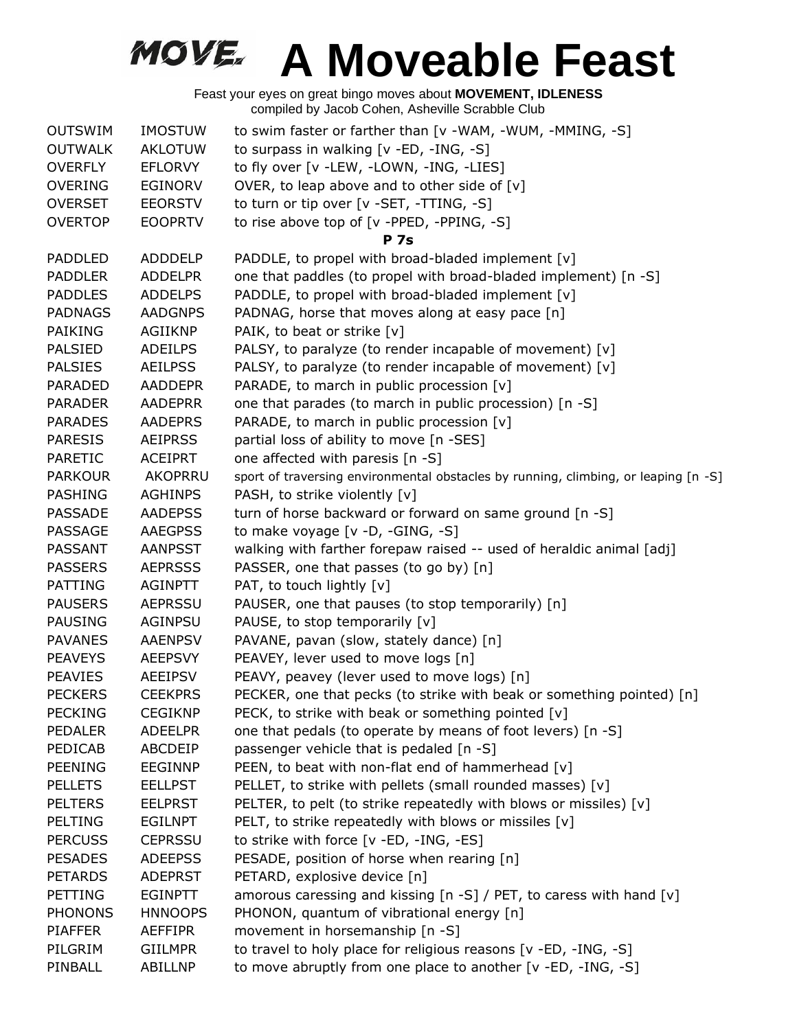# A Moveable Feast

Feast your eyes on great bingo moves about **MOVEMENT, IDLENESS**
compiled by Jacob Cohen, Asheville Scrabble Club

| | | |
|---|---|---|
| OUTSWIM | IMOSTUW | to swim faster or farther than [v -WAM, -WUM, -MMING, -S] |
| OUTWALK | AKLOTUW | to surpass in walking [v -ED, -ING, -S] |
| OVERFLY | EFLORVY | to fly over [v -LEW, -LOWN, -ING, -LIES] |
| OVERING | EGINORV | OVER, to leap above and to other side of [v] |
| OVERSET | EEORSTV | to turn or tip over [v -SET, -TTING, -S] |
| OVERTOP | EOOPRTV | to rise above top of [v -PPED, -PPING, -S] |

**P 7s**

| | | |
|---|---|---|
| PADDLED | ADDDELP | PADDLE, to propel with broad-bladed implement [v] |
| PADDLER | ADDELPR | one that paddles (to propel with broad-bladed implement) [n -S] |
| PADDLES | ADDELPS | PADDLE, to propel with broad-bladed implement [v] |
| PADNAGS | AADGNPS | PADNAG, horse that moves along at easy pace [n] |
| PAIKING | AGIIKNP | PAIK, to beat or strike [v] |
| PALSIED | ADEILPS | PALSY, to paralyze (to render incapable of movement) [v] |
| PALSIES | AEILPSS | PALSY, to paralyze (to render incapable of movement) [v] |
| PARADED | AADDEPR | PARADE, to march in public procession [v] |
| PARADER | AADEPRR | one that parades (to march in public procession) [n -S] |
| PARADES | AADEPRS | PARADE, to march in public procession [v] |
| PARESIS | AEIPRSS | partial loss of ability to move [n -SES] |
| PARETIC | ACEIPRT | one affected with paresis [n -S] |
| PARKOUR | AKOPRRU | sport of traversing environmental obstacles by running, climbing, or leaping [n -S] |
| PASHING | AGHINPS | PASH, to strike violently [v] |
| PASSADE | AADEPSS | turn of horse backward or forward on same ground [n -S] |
| PASSAGE | AAEGPSS | to make voyage [v -D, -GING, -S] |
| PASSANT | AANPSST | walking with farther forepaw raised -- used of heraldic animal [adj] |
| PASSERS | AEPRSSS | PASSER, one that passes (to go by) [n] |
| PATTING | AGINPTT | PAT, to touch lightly [v] |
| PAUSERS | AEPRSSU | PAUSER, one that pauses (to stop temporarily) [n] |
| PAUSING | AGINPSU | PAUSE, to stop temporarily [v] |
| PAVANES | AAENPSV | PAVANE, pavan (slow, stately dance) [n] |
| PEAVEYS | AEEPSVY | PEAVEY, lever used to move logs [n] |
| PEAVIES | AEEIPSV | PEAVY, peavey (lever used to move logs) [n] |
| PECKERS | CEEKPRS | PECKER, one that pecks (to strike with beak or something pointed) [n] |
| PECKING | CEGIKNP | PECK, to strike with beak or something pointed [v] |
| PEDALER | ADEELPR | one that pedals (to operate by means of foot levers) [n -S] |
| PEDICAB | ABCDEIP | passenger vehicle that is pedaled [n -S] |
| PEENING | EEGINNP | PEEN, to beat with non-flat end of hammerhead [v] |
| PELLETS | EELLPST | PELLET, to strike with pellets (small rounded masses) [v] |
| PELTERS | EELPRST | PELTER, to pelt (to strike repeatedly with blows or missiles) [v] |
| PELTING | EGILNPT | PELT, to strike repeatedly with blows or missiles [v] |
| PERCUSS | CEPRSSU | to strike with force [v -ED, -ING, -ES] |
| PESADES | ADEEPSS | PESADE, position of horse when rearing [n] |
| PETARDS | ADEPRST | PETARD, explosive device [n] |
| PETTING | EGINPTT | amorous caressing and kissing [n -S] / PET, to caress with hand [v] |
| PHONONS | HNNOOPS | PHONON, quantum of vibrational energy [n] |
| PIAFFER | AEFFIPR | movement in horsemanship [n -S] |
| PILGRIM | GIILMPR | to travel to holy place for religious reasons [v -ED, -ING, -S] |
| PINBALL | ABILLNP | to move abruptly from one place to another [v -ED, -ING, -S] |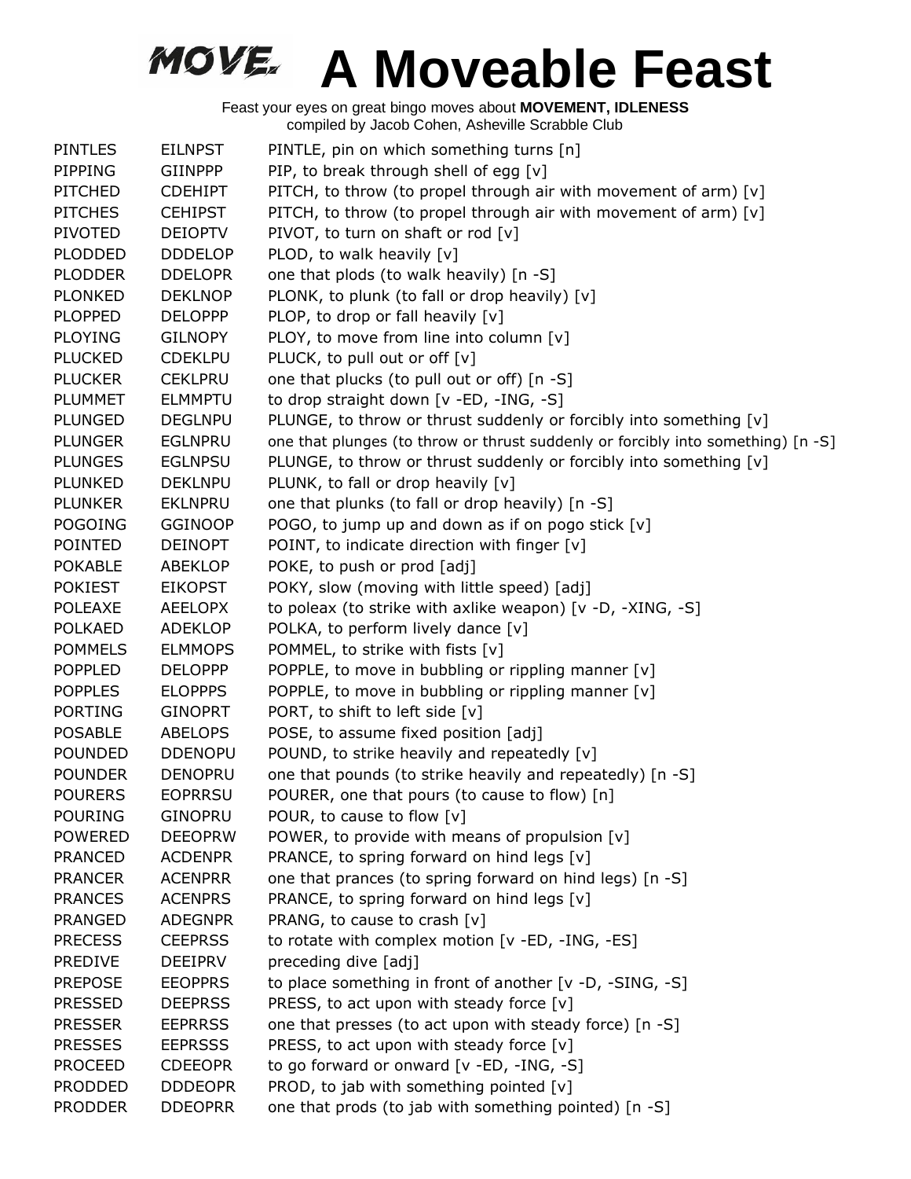# A Moveable Feast

Feast your eyes on great bingo moves about **MOVEMENT, IDLENESS**
compiled by Jacob Cohen, Asheville Scrabble Club

| | | |
|---|---|---|
| PINTLES | EILNPST | PINTLE, pin on which something turns [n] |
| PIPPING | GIINPPP | PIP, to break through shell of egg [v] |
| PITCHED | CDEHIPT | PITCH, to throw (to propel through air with movement of arm) [v] |
| PITCHES | CEHIPST | PITCH, to throw (to propel through air with movement of arm) [v] |
| PIVOTED | DEIOPTV | PIVOT, to turn on shaft or rod [v] |
| PLODDED | DDDELOP | PLOD, to walk heavily [v] |
| PLODDER | DDELOPR | one that plods (to walk heavily) [n -S] |
| PLONKED | DEKLNOP | PLONK, to plunk (to fall or drop heavily) [v] |
| PLOPPED | DELOPPP | PLOP, to drop or fall heavily [v] |
| PLOYING | GILNOPY | PLOY, to move from line into column [v] |
| PLUCKED | CDEKLPU | PLUCK, to pull out or off [v] |
| PLUCKER | CEKLPRU | one that plucks (to pull out or off) [n -S] |
| PLUMMET | ELMMPTU | to drop straight down [v -ED, -ING, -S] |
| PLUNGED | DEGLNPU | PLUNGE, to throw or thrust suddenly or forcibly into something [v] |
| PLUNGER | EGLNPRU | one that plunges (to throw or thrust suddenly or forcibly into something) [n -S] |
| PLUNGES | EGLNPSU | PLUNGE, to throw or thrust suddenly or forcibly into something [v] |
| PLUNKED | DEKLNPU | PLUNK, to fall or drop heavily [v] |
| PLUNKER | EKLNPRU | one that plunks (to fall or drop heavily) [n -S] |
| POGOING | GGINOOP | POGO, to jump up and down as if on pogo stick [v] |
| POINTED | DEINOPT | POINT, to indicate direction with finger [v] |
| POKABLE | ABEKLOP | POKE, to push or prod [adj] |
| POKIEST | EIKOPST | POKY, slow (moving with little speed) [adj] |
| POLEAXE | AEELOPX | to poleax (to strike with axlike weapon) [v -D, -XING, -S] |
| POLKAED | ADEKLOP | POLKA, to perform lively dance [v] |
| POMMELS | ELMMOPS | POMMEL, to strike with fists [v] |
| POPPLED | DELOPPP | POPPLE, to move in bubbling or rippling manner [v] |
| POPPLES | ELOPPPS | POPPLE, to move in bubbling or rippling manner [v] |
| PORTING | GINOPRT | PORT, to shift to left side [v] |
| POSABLE | ABELOPS | POSE, to assume fixed position [adj] |
| POUNDED | DDENOPU | POUND, to strike heavily and repeatedly [v] |
| POUNDER | DENOPRU | one that pounds (to strike heavily and repeatedly) [n -S] |
| POURERS | EOPRRSU | POURER, one that pours (to cause to flow) [n] |
| POURING | GINOPRU | POUR, to cause to flow [v] |
| POWERED | DEEOPRW | POWER, to provide with means of propulsion [v] |
| PRANCED | ACDENPR | PRANCE, to spring forward on hind legs [v] |
| PRANCER | ACENPRR | one that prances (to spring forward on hind legs) [n -S] |
| PRANCES | ACENPRS | PRANCE, to spring forward on hind legs [v] |
| PRANGED | ADEGNPR | PRANG, to cause to crash [v] |
| PRECESS | CEEPRSS | to rotate with complex motion [v -ED, -ING, -ES] |
| PREDIVE | DEEIPRV | preceding dive [adj] |
| PREPOSE | EEOPPRS | to place something in front of another [v -D, -SING, -S] |
| PRESSED | DEEPRSS | PRESS, to act upon with steady force [v] |
| PRESSER | EEPRRSS | one that presses (to act upon with steady force) [n -S] |
| PRESSES | EEPRSSS | PRESS, to act upon with steady force [v] |
| PROCEED | CDEEOPR | to go forward or onward [v -ED, -ING, -S] |
| PRODDED | DDDEOPR | PROD, to jab with something pointed [v] |
| PRODDER | DDEOPRR | one that prods (to jab with something pointed) [n -S] |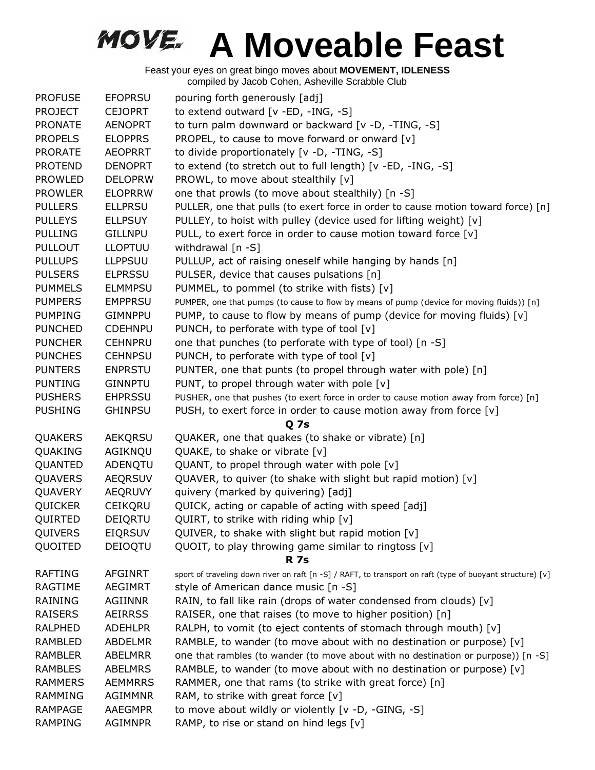# A Moveable Feast

Feast your eyes on great bingo moves about **MOVEMENT, IDLENESS**
compiled by Jacob Cohen, Asheville Scrabble Club

| | | |
|---|---|---|
| PROFUSE | EFOPRSU | pouring forth generously [adj] |
| PROJECT | CEJOPRT | to extend outward [v -ED, -ING, -S] |
| PRONATE | AENOPRT | to turn palm downward or backward [v -D, -TING, -S] |
| PROPELS | ELOPPRS | PROPEL, to cause to move forward or onward [v] |
| PRORATE | AEOPRRT | to divide proportionately [v -D, -TING, -S] |
| PROTEND | DENOPRT | to extend (to stretch out to full length) [v -ED, -ING, -S] |
| PROWLED | DELOPRW | PROWL, to move about stealthily [v] |
| PROWLER | ELOPRRW | one that prowls (to move about stealthily) [n -S] |
| PULLERS | ELLPRSU | PULLER, one that pulls (to exert force in order to cause motion toward force) [n] |
| PULLEYS | ELLPSUY | PULLEY, to hoist with pulley (device used for lifting weight) [v] |
| PULLING | GILLNPU | PULL, to exert force in order to cause motion toward force [v] |
| PULLOUT | LLOPTUU | withdrawal [n -S] |
| PULLUPS | LLPPSUU | PULLUP, act of raising oneself while hanging by hands [n] |
| PULSERS | ELPRSSU | PULSER, device that causes pulsations [n] |
| PUMMELS | ELMMPSU | PUMMEL, to pommel (to strike with fists) [v] |
| PUMPERS | EMPPRSU | PUMPER, one that pumps (to cause to flow by means of pump (device for moving fluids)) [n] |
| PUMPING | GIMNPPU | PUMP, to cause to flow by means of pump (device for moving fluids) [v] |
| PUNCHED | CDEHNPU | PUNCH, to perforate with type of tool [v] |
| PUNCHER | CEHNPRU | one that punches (to perforate with type of tool) [n -S] |
| PUNCHES | CEHNPSU | PUNCH, to perforate with type of tool [v] |
| PUNTERS | ENPRSTU | PUNTER, one that punts (to propel through water with pole) [n] |
| PUNTING | GINNPTU | PUNT, to propel through water with pole [v] |
| PUSHERS | EHPRSSU | PUSHER, one that pushes (to exert force in order to cause motion away from force) [n] |
| PUSHING | GHINPSU | PUSH, to exert force in order to cause motion away from force [v] |
| | | **Q 7s** |
| QUAKERS | AEKQRSU | QUAKER, one that quakes (to shake or vibrate) [n] |
| QUAKING | AGIKNQU | QUAKE, to shake or vibrate [v] |
| QUANTED | ADENQTU | QUANT, to propel through water with pole [v] |
| QUAVERS | AEQRSUV | QUAVER, to quiver (to shake with slight but rapid motion) [v] |
| QUAVERY | AEQRUVY | quivery (marked by quivering) [adj] |
| QUICKER | CEIKQRU | QUICK, acting or capable of acting with speed [adj] |
| QUIRTED | DEIQRTU | QUIRT, to strike with riding whip [v] |
| QUIVERS | EIQRSUV | QUIVER, to shake with slight but rapid motion [v] |
| QUOITED | DEIOQTU | QUOIT, to play throwing game similar to ringtoss [v] |
| | | **R 7s** |
| RAFTING | AFGINRT | sport of traveling down river on raft [n -S] / RAFT, to transport on raft (type of buoyant structure) [v] |
| RAGTIME | AEGIMRT | style of American dance music [n -S] |
| RAINING | AGIINNR | RAIN, to fall like rain (drops of water condensed from clouds) [v] |
| RAISERS | AEIRRSS | RAISER, one that raises (to move to higher position) [n] |
| RALPHED | ADEHLPR | RALPH, to vomit (to eject contents of stomach through mouth) [v] |
| RAMBLED | ABDELMR | RAMBLE, to wander (to move about with no destination or purpose) [v] |
| RAMBLER | ABELMRR | one that rambles (to wander (to move about with no destination or purpose)) [n -S] |
| RAMBLES | ABELMRS | RAMBLE, to wander (to move about with no destination or purpose) [v] |
| RAMMERS | AEMMRRS | RAMMER, one that rams (to strike with great force) [n] |
| RAMMING | AGIMMNR | RAM, to strike with great force [v] |
| RAMPAGE | AAEGMPR | to move about wildly or violently [v -D, -GING, -S] |
| RAMPING | AGIMNPR | RAMP, to rise or stand on hind legs [v] |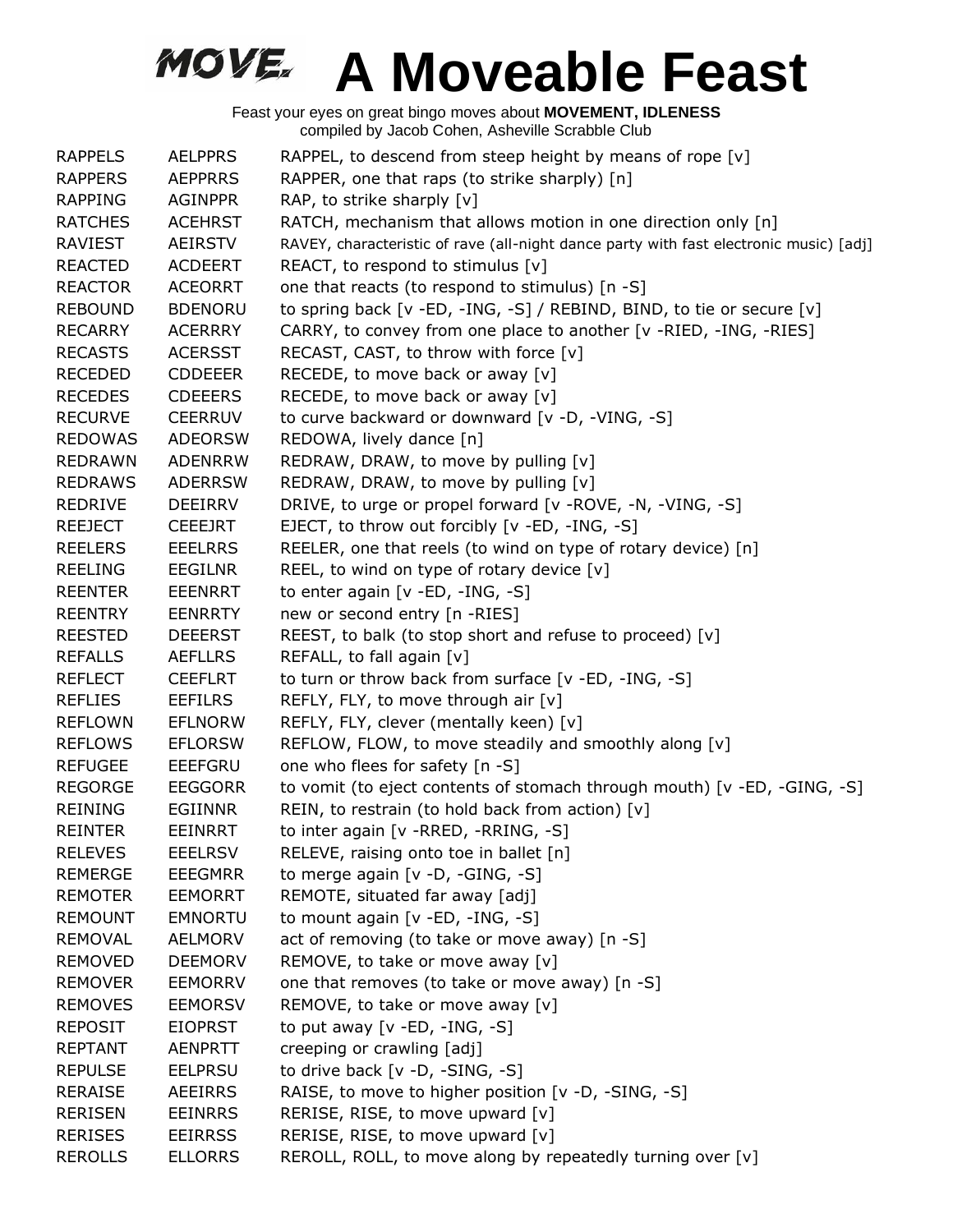# A Moveable Feast

Feast your eyes on great bingo moves about **MOVEMENT, IDLENESS**
compiled by Jacob Cohen, Asheville Scrabble Club

| | | |
|---|---|---|
| RAPPELS | AELPPRS | RAPPEL, to descend from steep height by means of rope [v] |
| RAPPERS | AEPPRRS | RAPPER, one that raps (to strike sharply) [n] |
| RAPPING | AGINPPR | RAP, to strike sharply [v] |
| RATCHES | ACEHRST | RATCH, mechanism that allows motion in one direction only [n] |
| RAVIEST | AEIRSTV | RAVEY, characteristic of rave (all-night dance party with fast electronic music) [adj] |
| REACTED | ACDEERT | REACT, to respond to stimulus [v] |
| REACTOR | ACEORRT | one that reacts (to respond to stimulus) [n -S] |
| REBOUND | BDENORU | to spring back [v -ED, -ING, -S] / REBIND, BIND, to tie or secure [v] |
| RECARRY | ACERRRY | CARRY, to convey from one place to another [v -RIED, -ING, -RIES] |
| RECASTS | ACERSST | RECAST, CAST, to throw with force [v] |
| RECEDED | CDDEEER | RECEDE, to move back or away [v] |
| RECEDES | CDEEERS | RECEDE, to move back or away [v] |
| RECURVE | CEERRUV | to curve backward or downward [v -D, -VING, -S] |
| REDOWAS | ADEORSW | REDOWA, lively dance [n] |
| REDRAWN | ADENRRW | REDRAW, DRAW, to move by pulling [v] |
| REDRAWS | ADERRSW | REDRAW, DRAW, to move by pulling [v] |
| REDRIVE | DEEIRRV | DRIVE, to urge or propel forward [v -ROVE, -N, -VING, -S] |
| REEJECT | CEEEJRT | EJECT, to throw out forcibly [v -ED, -ING, -S] |
| REELERS | EEELRRS | REELER, one that reels (to wind on type of rotary device) [n] |
| REELING | EEGILNR | REEL, to wind on type of rotary device [v] |
| REENTER | EEENRRT | to enter again [v -ED, -ING, -S] |
| REENTRY | EENRRTY | new or second entry [n -RIES] |
| REESTED | DEEERST | REEST, to balk (to stop short and refuse to proceed) [v] |
| REFALLS | AEFLLRS | REFALL, to fall again [v] |
| REFLECT | CEEFLRT | to turn or throw back from surface [v -ED, -ING, -S] |
| REFLIES | EEFILRS | REFLY, FLY, to move through air [v] |
| REFLOWN | EFLNORW | REFLY, FLY, clever (mentally keen) [v] |
| REFLOWS | EFLORSW | REFLOW, FLOW, to move steadily and smoothly along [v] |
| REFUGEE | EEEFGRU | one who flees for safety [n -S] |
| REGORGE | EEGGORR | to vomit (to eject contents of stomach through mouth) [v -ED, -GING, -S] |
| REINING | EGIINNR | REIN, to restrain (to hold back from action) [v] |
| REINTER | EEINRRT | to inter again [v -RRED, -RRING, -S] |
| RELEVES | EEELRSV | RELEVE, raising onto toe in ballet [n] |
| REMERGE | EEEGMRR | to merge again [v -D, -GING, -S] |
| REMOTER | EEMORRT | REMOTE, situated far away [adj] |
| REMOUNT | EMNORTU | to mount again [v -ED, -ING, -S] |
| REMOVAL | AELMORV | act of removing (to take or move away) [n -S] |
| REMOVED | DEEMORV | REMOVE, to take or move away [v] |
| REMOVER | EEMORRV | one that removes (to take or move away) [n -S] |
| REMOVES | EEMORSV | REMOVE, to take or move away [v] |
| REPOSIT | EIOPRST | to put away [v -ED, -ING, -S] |
| REPTANT | AENPRTT | creeping or crawling [adj] |
| REPULSE | EELPRSU | to drive back [v -D, -SING, -S] |
| RERAISE | AEEIRRS | RAISE, to move to higher position [v -D, -SING, -S] |
| RERISEN | EEINRRS | RERISE, RISE, to move upward [v] |
| RERISES | EEIRRSS | RERISE, RISE, to move upward [v] |
| REROLLS | ELLORRS | REROLL, ROLL, to move along by repeatedly turning over [v] |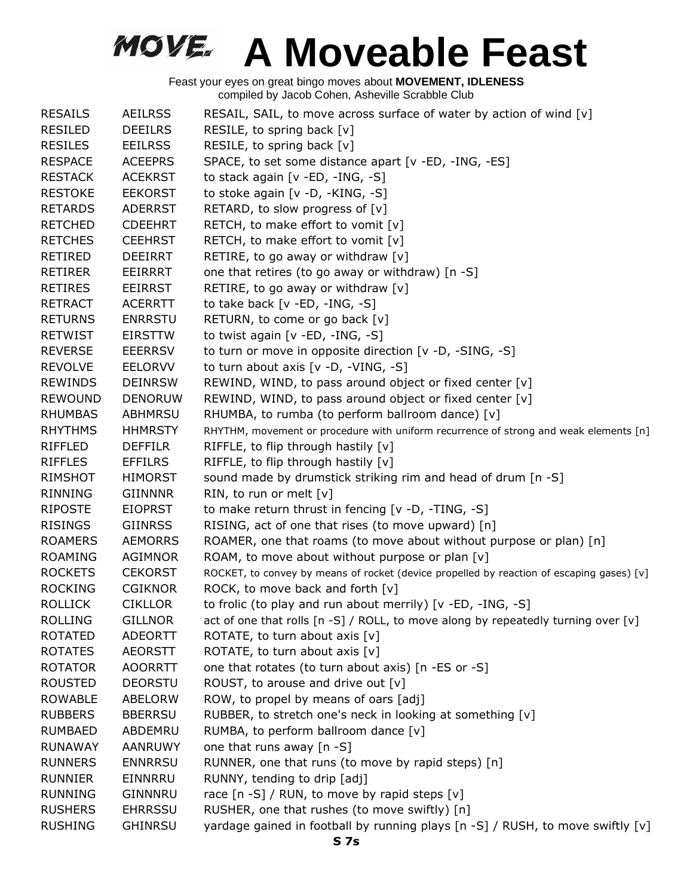# A Moveable Feast

Feast your eyes on great bingo moves about **MOVEMENT, IDLENESS**
compiled by Jacob Cohen, Asheville Scrabble Club

| | | |
|---|---|---|
| RESAILS | AEILRSS | RESAIL, SAIL, to move across surface of water by action of wind [v] |
| RESILED | DEEILRS | RESILE, to spring back [v] |
| RESILES | EEILRSS | RESILE, to spring back [v] |
| RESPACE | ACEEPRS | SPACE, to set some distance apart [v -ED, -ING, -ES] |
| RESTACK | ACEKRST | to stack again [v -ED, -ING, -S] |
| RESTOKE | EEKORST | to stoke again [v -D, -KING, -S] |
| RETARDS | ADERRST | RETARD, to slow progress of [v] |
| RETCHED | CDEEHRT | RETCH, to make effort to vomit [v] |
| RETCHES | CEEHRST | RETCH, to make effort to vomit [v] |
| RETIRED | DEEIRRT | RETIRE, to go away or withdraw [v] |
| RETIRER | EEIRRRT | one that retires (to go away or withdraw) [n -S] |
| RETIRES | EEIRRST | RETIRE, to go away or withdraw [v] |
| RETRACT | ACERRTT | to take back [v -ED, -ING, -S] |
| RETURNS | ENRRSTU | RETURN, to come or go back [v] |
| RETWIST | EIRSTTW | to twist again [v -ED, -ING, -S] |
| REVERSE | EEERRSV | to turn or move in opposite direction [v -D, -SING, -S] |
| REVOLVE | EELORVV | to turn about axis [v -D, -VING, -S] |
| REWINDS | DEINRSW | REWIND, WIND, to pass around object or fixed center [v] |
| REWOUND | DENORUW | REWIND, WIND, to pass around object or fixed center [v] |
| RHUMBAS | ABHMRSU | RHUMBA, to rumba (to perform ballroom dance) [v] |
| RHYTHMS | HHMRSTY | RHYTHM, movement or procedure with uniform recurrence of strong and weak elements [n] |
| RIFFLED | DEFFILR | RIFFLE, to flip through hastily [v] |
| RIFFLES | EFFILRS | RIFFLE, to flip through hastily [v] |
| RIMSHOT | HIMORST | sound made by drumstick striking rim and head of drum [n -S] |
| RINNING | GIINNNR | RIN, to run or melt [v] |
| RIPOSTE | EIOPRST | to make return thrust in fencing [v -D, -TING, -S] |
| RISINGS | GIINRSS | RISING, act of one that rises (to move upward) [n] |
| ROAMERS | AEMORRS | ROAMER, one that roams (to move about without purpose or plan) [n] |
| ROAMING | AGIMNOR | ROAM, to move about without purpose or plan [v] |
| ROCKETS | CEKORST | ROCKET, to convey by means of rocket (device propelled by reaction of escaping gases) [v] |
| ROCKING | CGIKNOR | ROCK, to move back and forth [v] |
| ROLLICK | CIKLLOR | to frolic (to play and run about merrily) [v -ED, -ING, -S] |
| ROLLING | GILLNOR | act of one that rolls [n -S] / ROLL, to move along by repeatedly turning over [v] |
| ROTATED | ADEORTT | ROTATE, to turn about axis [v] |
| ROTATES | AEORSTT | ROTATE, to turn about axis [v] |
| ROTATOR | AOORRTT | one that rotates (to turn about axis) [n -ES or -S] |
| ROUSTED | DEORSTU | ROUST, to arouse and drive out [v] |
| ROWABLE | ABELORW | ROW, to propel by means of oars [adj] |
| RUBBERS | BBERRSU | RUBBER, to stretch one's neck in looking at something [v] |
| RUMBAED | ABDEMRU | RUMBA, to perform ballroom dance [v] |
| RUNAWAY | AANRUWY | one that runs away [n -S] |
| RUNNERS | ENNRRSU | RUNNER, one that runs (to move by rapid steps) [n] |
| RUNNIER | EINNRRU | RUNNY, tending to drip [adj] |
| RUNNING | GINNNRU | race [n -S] / RUN, to move by rapid steps [v] |
| RUSHERS | EHRRSSU | RUSHER, one that rushes (to move swiftly) [n] |
| RUSHING | GHINRSU | yardage gained in football by running plays [n -S] / RUSH, to move swiftly [v] |

**S 7s**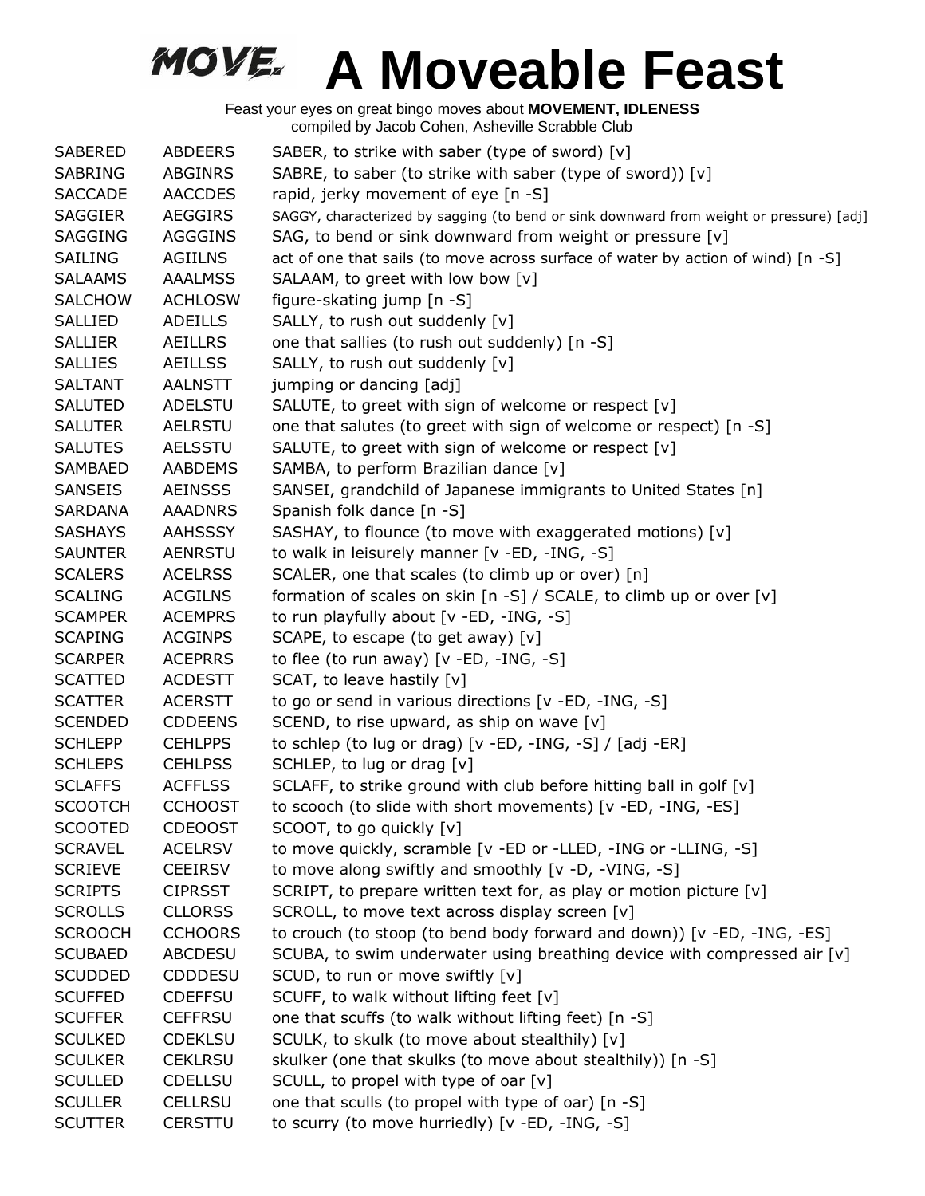# MOVE. A Moveable Feast

Feast your eyes on great bingo moves about **MOVEMENT, IDLENESS**
compiled by Jacob Cohen, Asheville Scrabble Club

| | | |
|---|---|---|
| SABERED | ABDEERS | SABER, to strike with saber (type of sword) [v] |
| SABRING | ABGINRS | SABRE, to saber (to strike with saber (type of sword)) [v] |
| SACCADE | AACCDES | rapid, jerky movement of eye [n -S] |
| SAGGIER | AEGGIRS | SAGGY, characterized by sagging (to bend or sink downward from weight or pressure) [adj] |
| SAGGING | AGGGINS | SAG, to bend or sink downward from weight or pressure [v] |
| SAILING | AGIILNS | act of one that sails (to move across surface of water by action of wind) [n -S] |
| SALAAMS | AAALMSS | SALAAM, to greet with low bow [v] |
| SALCHOW | ACHLOSW | figure-skating jump [n -S] |
| SALLIED | ADEILLS | SALLY, to rush out suddenly [v] |
| SALLIER | AEILLRS | one that sallies (to rush out suddenly) [n -S] |
| SALLIES | AEILLSS | SALLY, to rush out suddenly [v] |
| SALTANT | AALNSTT | jumping or dancing [adj] |
| SALUTED | ADELSTU | SALUTE, to greet with sign of welcome or respect [v] |
| SALUTER | AELRSTU | one that salutes (to greet with sign of welcome or respect) [n -S] |
| SALUTES | AELSSTU | SALUTE, to greet with sign of welcome or respect [v] |
| SAMBAED | AABDEMS | SAMBA, to perform Brazilian dance [v] |
| SANSEIS | AEINSSS | SANSEI, grandchild of Japanese immigrants to United States [n] |
| SARDANA | AAADNRS | Spanish folk dance [n -S] |
| SASHAYS | AAHSSSY | SASHAY, to flounce (to move with exaggerated motions) [v] |
| SAUNTER | AENRSTU | to walk in leisurely manner [v -ED, -ING, -S] |
| SCALERS | ACELRSS | SCALER, one that scales (to climb up or over) [n] |
| SCALING | ACGILNS | formation of scales on skin [n -S] / SCALE, to climb up or over [v] |
| SCAMPER | ACEMPRS | to run playfully about [v -ED, -ING, -S] |
| SCAPING | ACGINPS | SCAPE, to escape (to get away) [v] |
| SCARPER | ACEPRRS | to flee (to run away) [v -ED, -ING, -S] |
| SCATTED | ACDESTT | SCAT, to leave hastily [v] |
| SCATTER | ACERSTT | to go or send in various directions [v -ED, -ING, -S] |
| SCENDED | CDDEENS | SCEND, to rise upward, as ship on wave [v] |
| SCHLEPP | CEHLPPS | to schlep (to lug or drag) [v -ED, -ING, -S] / [adj -ER] |
| SCHLEPS | CEHLPSS | SCHLEP, to lug or drag [v] |
| SCLAFFS | ACFFLSS | SCLAFF, to strike ground with club before hitting ball in golf [v] |
| SCOOTCH | CCHOOST | to scooch (to slide with short movements) [v -ED, -ING, -ES] |
| SCOOTED | CDEOOST | SCOOT, to go quickly [v] |
| SCRAVEL | ACELRSV | to move quickly, scramble [v -ED or -LLED, -ING or -LLING, -S] |
| SCRIEVE | CEEIRSV | to move along swiftly and smoothly [v -D, -VING, -S] |
| SCRIPTS | CIPRSST | SCRIPT, to prepare written text for, as play or motion picture [v] |
| SCROLLS | CLLORSS | SCROLL, to move text across display screen [v] |
| SCROOCH | CCHOORS | to crouch (to stoop (to bend body forward and down)) [v -ED, -ING, -ES] |
| SCUBAED | ABCDESU | SCUBA, to swim underwater using breathing device with compressed air [v] |
| SCUDDED | CDDDESU | SCUD, to run or move swiftly [v] |
| SCUFFED | CDEFFSU | SCUFF, to walk without lifting feet [v] |
| SCUFFER | CEFFRSU | one that scuffs (to walk without lifting feet) [n -S] |
| SCULKED | CDEKLSU | SCULK, to skulk (to move about stealthily) [v] |
| SCULKER | CEKLRSU | skulker (one that skulks (to move about stealthily)) [n -S] |
| SCULLED | CDELLSU | SCULL, to propel with type of oar [v] |
| SCULLER | CELLRSU | one that sculls (to propel with type of oar) [n -S] |
| SCUTTER | CERSTTU | to scurry (to move hurriedly) [v -ED, -ING, -S] |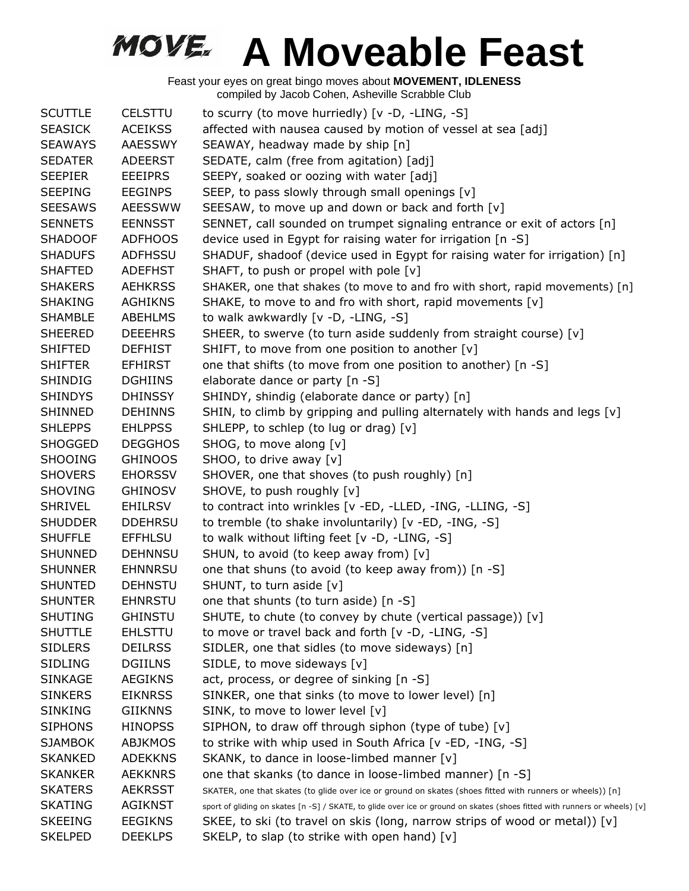# A Moveable Feast

Feast your eyes on great bingo moves about **MOVEMENT, IDLENESS**
compiled by Jacob Cohen, Asheville Scrabble Club

| | | |
|---|---|---|
| SCUTTLE | CELSTTU | to scurry (to move hurriedly) [v -D, -LING, -S] |
| SEASICK | ACEIKSS | affected with nausea caused by motion of vessel at sea [adj] |
| SEAWAYS | AAESSWY | SEAWAY, headway made by ship [n] |
| SEDATER | ADEERST | SEDATE, calm (free from agitation) [adj] |
| SEEPIER | EEEIPRS | SEEPY, soaked or oozing with water [adj] |
| SEEPING | EEGINPS | SEEP, to pass slowly through small openings [v] |
| SEESAWS | AEESSWW | SEESAW, to move up and down or back and forth [v] |
| SENNETS | EENNSST | SENNET, call sounded on trumpet signaling entrance or exit of actors [n] |
| SHADOOF | ADFHOOS | device used in Egypt for raising water for irrigation [n -S] |
| SHADUFS | ADFHSSU | SHADUF, shadoof (device used in Egypt for raising water for irrigation) [n] |
| SHAFTED | ADEFHST | SHAFT, to push or propel with pole [v] |
| SHAKERS | AEHKRSS | SHAKER, one that shakes (to move to and fro with short, rapid movements) [n] |
| SHAKING | AGHIKNS | SHAKE, to move to and fro with short, rapid movements [v] |
| SHAMBLE | ABEHLMS | to walk awkwardly [v -D, -LING, -S] |
| SHEERED | DEEEHRS | SHEER, to swerve (to turn aside suddenly from straight course) [v] |
| SHIFTED | DEFHIST | SHIFT, to move from one position to another [v] |
| SHIFTER | EFHIRST | one that shifts (to move from one position to another) [n -S] |
| SHINDIG | DGHIINS | elaborate dance or party [n -S] |
| SHINDYS | DHINSSY | SHINDY, shindig (elaborate dance or party) [n] |
| SHINNED | DEHINNS | SHIN, to climb by gripping and pulling alternately with hands and legs [v] |
| SHLEPPS | EHLPPSS | SHLEPP, to schlep (to lug or drag) [v] |
| SHOGGED | DEGGHOS | SHOG, to move along [v] |
| SHOOING | GHINOOS | SHOO, to drive away [v] |
| SHOVERS | EHORSSV | SHOVER, one that shoves (to push roughly) [n] |
| SHOVING | GHINOSV | SHOVE, to push roughly [v] |
| SHRIVEL | EHILRSV | to contract into wrinkles [v -ED, -LLED, -ING, -LLING, -S] |
| SHUDDER | DDEHRSU | to tremble (to shake involuntarily) [v -ED, -ING, -S] |
| SHUFFLE | EFFHLSU | to walk without lifting feet [v -D, -LING, -S] |
| SHUNNED | DEHNNSU | SHUN, to avoid (to keep away from) [v] |
| SHUNNER | EHNNRSU | one that shuns (to avoid (to keep away from)) [n -S] |
| SHUNTED | DEHNSTU | SHUNT, to turn aside [v] |
| SHUNTER | EHNRSTU | one that shunts (to turn aside) [n -S] |
| SHUTING | GHINSTU | SHUTE, to chute (to convey by chute (vertical passage)) [v] |
| SHUTTLE | EHLSTTU | to move or travel back and forth [v -D, -LING, -S] |
| SIDLERS | DEILRSS | SIDLER, one that sidles (to move sideways) [n] |
| SIDLING | DGIILNS | SIDLE, to move sideways [v] |
| SINKAGE | AEGIKNS | act, process, or degree of sinking [n -S] |
| SINKERS | EIKNRSS | SINKER, one that sinks (to move to lower level) [n] |
| SINKING | GIIKNNS | SINK, to move to lower level [v] |
| SIPHONS | HINOPSS | SIPHON, to draw off through siphon (type of tube) [v] |
| SJAMBOK | ABJKMOS | to strike with whip used in South Africa [v -ED, -ING, -S] |
| SKANKED | ADEKKNS | SKANK, to dance in loose-limbed manner [v] |
| SKANKER | AEKKNRS | one that skanks (to dance in loose-limbed manner) [n -S] |
| SKATERS | AEKRSST | SKATER, one that skates (to glide over ice or ground on skates (shoes fitted with runners or wheels)) [n] |
| SKATING | AGIKNST | sport of gliding on skates [n -S] / SKATE, to glide over ice or ground on skates (shoes fitted with runners or wheels) [v] |
| SKEEING | EEGIKNS | SKEE, to ski (to travel on skis (long, narrow strips of wood or metal)) [v] |
| SKELPED | DEEKLPS | SKELP, to slap (to strike with open hand) [v] |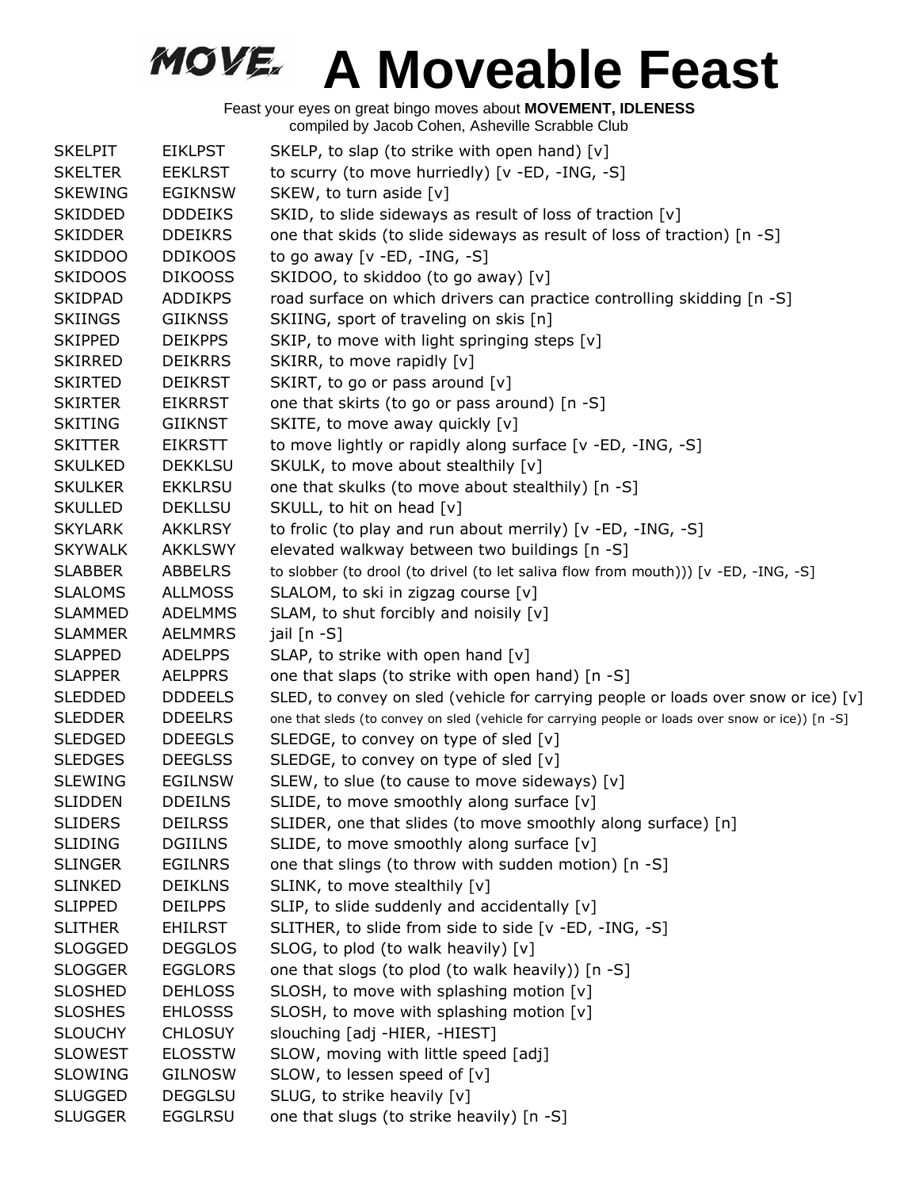# MOVE. A Moveable Feast

Feast your eyes on great bingo moves about **MOVEMENT, IDLENESS**
compiled by Jacob Cohen, Asheville Scrabble Club

| | | |
|---|---|---|
| SKELPIT | EIKLPST | SKELP, to slap (to strike with open hand) [v] |
| SKELTER | EEKLRST | to scurry (to move hurriedly) [v -ED, -ING, -S] |
| SKEWING | EGIKNSW | SKEW, to turn aside [v] |
| SKIDDED | DDDEIKS | SKID, to slide sideways as result of loss of traction [v] |
| SKIDDER | DDEIKRS | one that skids (to slide sideways as result of loss of traction) [n -S] |
| SKIDDOO | DDIKOOS | to go away [v -ED, -ING, -S] |
| SKIDOOS | DIKOOSS | SKIDOO, to skiddoo (to go away) [v] |
| SKIDPAD | ADDIKPS | road surface on which drivers can practice controlling skidding [n -S] |
| SKIINGS | GIIKNSS | SKIING, sport of traveling on skis [n] |
| SKIPPED | DEIKPPS | SKIP, to move with light springing steps [v] |
| SKIRRED | DEIKRRS | SKIRR, to move rapidly [v] |
| SKIRTED | DEIKRST | SKIRT, to go or pass around [v] |
| SKIRTER | EIKRRST | one that skirts (to go or pass around) [n -S] |
| SKITING | GIIKNST | SKITE, to move away quickly [v] |
| SKITTER | EIKRSTT | to move lightly or rapidly along surface [v -ED, -ING, -S] |
| SKULKED | DEKKLSU | SKULK, to move about stealthily [v] |
| SKULKER | EKKLRSU | one that skulks (to move about stealthily) [n -S] |
| SKULLED | DEKLLSU | SKULL, to hit on head [v] |
| SKYLARK | AKKLRSY | to frolic (to play and run about merrily) [v -ED, -ING, -S] |
| SKYWALK | AKKLSWY | elevated walkway between two buildings [n -S] |
| SLABBER | ABBELRS | to slobber (to drool (to drivel (to let saliva flow from mouth))) [v -ED, -ING, -S] |
| SLALOMS | ALLMOSS | SLALOM, to ski in zigzag course [v] |
| SLAMMED | ADELMMS | SLAM, to shut forcibly and noisily [v] |
| SLAMMER | AELMMRS | jail [n -S] |
| SLAPPED | ADELPPS | SLAP, to strike with open hand [v] |
| SLAPPER | AELPPRS | one that slaps (to strike with open hand) [n -S] |
| SLEDDED | DDDEELS | SLED, to convey on sled (vehicle for carrying people or loads over snow or ice) [v] |
| SLEDDER | DDEELRS | one that sleds (to convey on sled (vehicle for carrying people or loads over snow or ice)) [n -S] |
| SLEDGED | DDEEGLS | SLEDGE, to convey on type of sled [v] |
| SLEDGES | DEEGLSS | SLEDGE, to convey on type of sled [v] |
| SLEWING | EGILNSW | SLEW, to slue (to cause to move sideways) [v] |
| SLIDDEN | DDEILNS | SLIDE, to move smoothly along surface [v] |
| SLIDERS | DEILRSS | SLIDER, one that slides (to move smoothly along surface) [n] |
| SLIDING | DGIILNS | SLIDE, to move smoothly along surface [v] |
| SLINGER | EGILNRS | one that slings (to throw with sudden motion) [n -S] |
| SLINKED | DEIKLNS | SLINK, to move stealthily [v] |
| SLIPPED | DEILPPS | SLIP, to slide suddenly and accidentally [v] |
| SLITHER | EHILRST | SLITHER, to slide from side to side [v -ED, -ING, -S] |
| SLOGGED | DEGGLOS | SLOG, to plod (to walk heavily) [v] |
| SLOGGER | EGGLORS | one that slogs (to plod (to walk heavily)) [n -S] |
| SLOSHED | DEHLOSS | SLOSH, to move with splashing motion [v] |
| SLOSHES | EHLOSSS | SLOSH, to move with splashing motion [v] |
| SLOUCHY | CHLOSUY | slouching [adj -HIER, -HIEST] |
| SLOWEST | ELOSSTW | SLOW, moving with little speed [adj] |
| SLOWING | GILNOSW | SLOW, to lessen speed of [v] |
| SLUGGED | DEGGLSU | SLUG, to strike heavily [v] |
| SLUGGER | EGGLRSU | one that slugs (to strike heavily) [n -S] |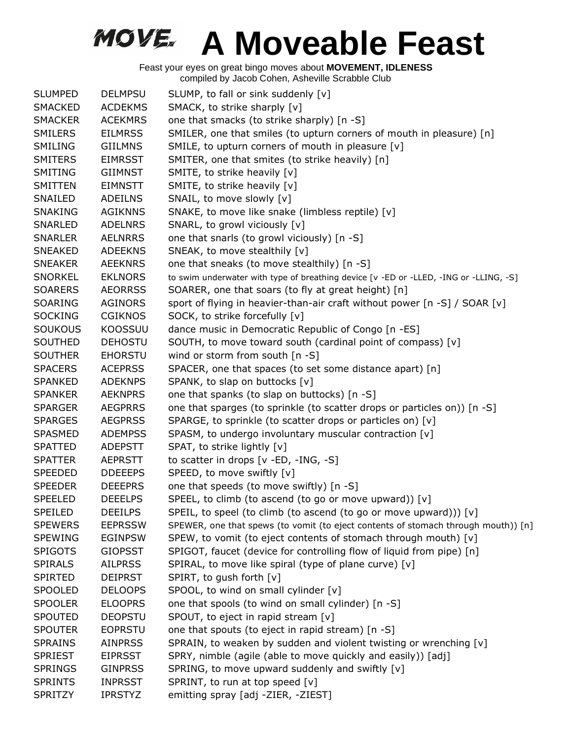# A Moveable Feast

Feast your eyes on great bingo moves about **MOVEMENT, IDLENESS**
compiled by Jacob Cohen, Asheville Scrabble Club

| | | |
|---|---|---|
| SLUMPED | DELMPSU | SLUMP, to fall or sink suddenly [v] |
| SMACKED | ACDEKMS | SMACK, to strike sharply [v] |
| SMACKER | ACEKMRS | one that smacks (to strike sharply) [n -S] |
| SMILERS | EILMRSS | SMILER, one that smiles (to upturn corners of mouth in pleasure) [n] |
| SMILING | GIILMNS | SMILE, to upturn corners of mouth in pleasure [v] |
| SMITERS | EIMRSST | SMITER, one that smites (to strike heavily) [n] |
| SMITING | GIIMNST | SMITE, to strike heavily [v] |
| SMITTEN | EIMNSTT | SMITE, to strike heavily [v] |
| SNAILED | ADEILNS | SNAIL, to move slowly [v] |
| SNAKING | AGIKNNS | SNAKE, to move like snake (limbless reptile) [v] |
| SNARLED | ADELNRS | SNARL, to growl viciously [v] |
| SNARLER | AELNRRS | one that snarls (to growl viciously) [n -S] |
| SNEAKED | ADEEKNS | SNEAK, to move stealthily [v] |
| SNEAKER | AEEKNRS | one that sneaks (to move stealthily) [n -S] |
| SNORKEL | EKLNORS | to swim underwater with type of breathing device [v -ED or -LLED, -ING or -LLING, -S] |
| SOARERS | AEORRSS | SOARER, one that soars (to fly at great height) [n] |
| SOARING | AGINORS | sport of flying in heavier-than-air craft without power [n -S] / SOAR [v] |
| SOCKING | CGIKNOS | SOCK, to strike forcefully [v] |
| SOUKOUS | KOOSSUU | dance music in Democratic Republic of Congo [n -ES] |
| SOUTHED | DEHOSTU | SOUTH, to move toward south (cardinal point of compass) [v] |
| SOUTHER | EHORSTU | wind or storm from south [n -S] |
| SPACERS | ACEPRSS | SPACER, one that spaces (to set some distance apart) [n] |
| SPANKED | ADEKNPS | SPANK, to slap on buttocks [v] |
| SPANKER | AEKNPRS | one that spanks (to slap on buttocks) [n -S] |
| SPARGER | AEGPRRS | one that sparges (to sprinkle (to scatter drops or particles on)) [n -S] |
| SPARGES | AEGPRSS | SPARGE, to sprinkle (to scatter drops or particles on) [v] |
| SPASMED | ADEMPSS | SPASM, to undergo involuntary muscular contraction [v] |
| SPATTED | ADEPSTT | SPAT, to strike lightly [v] |
| SPATTER | AEPRSTT | to scatter in drops [v -ED, -ING, -S] |
| SPEEDED | DDEEEPS | SPEED, to move swiftly [v] |
| SPEEDER | DEEEPRS | one that speeds (to move swiftly) [n -S] |
| SPEELED | DEEELPS | SPEEL, to climb (to ascend (to go or move upward)) [v] |
| SPEILED | DEEILPS | SPEIL, to speel (to climb (to ascend (to go or move upward))) [v] |
| SPEWERS | EEPRSSW | SPEWER, one that spews (to vomit (to eject contents of stomach through mouth)) [n] |
| SPEWING | EGINPSW | SPEW, to vomit (to eject contents of stomach through mouth) [v] |
| SPIGOTS | GIOPSST | SPIGOT, faucet (device for controlling flow of liquid from pipe) [n] |
| SPIRALS | AILPRSS | SPIRAL, to move like spiral (type of plane curve) [v] |
| SPIRTED | DEIPRST | SPIRT, to gush forth [v] |
| SPOOLED | DELOOPS | SPOOL, to wind on small cylinder [v] |
| SPOOLER | ELOOPRS | one that spools (to wind on small cylinder) [n -S] |
| SPOUTED | DEOPSTU | SPOUT, to eject in rapid stream [v] |
| SPOUTER | EOPRSTU | one that spouts (to eject in rapid stream) [n -S] |
| SPRAINS | AINPRSS | SPRAIN, to weaken by sudden and violent twisting or wrenching [v] |
| SPRIEST | EIPRSST | SPRY, nimble (agile (able to move quickly and easily)) [adj] |
| SPRINGS | GINPRSS | SPRING, to move upward suddenly and swiftly [v] |
| SPRINTS | INPRSST | SPRINT, to run at top speed [v] |
| SPRITZY | IPRSTYZ | emitting spray [adj -ZIER, -ZIEST] |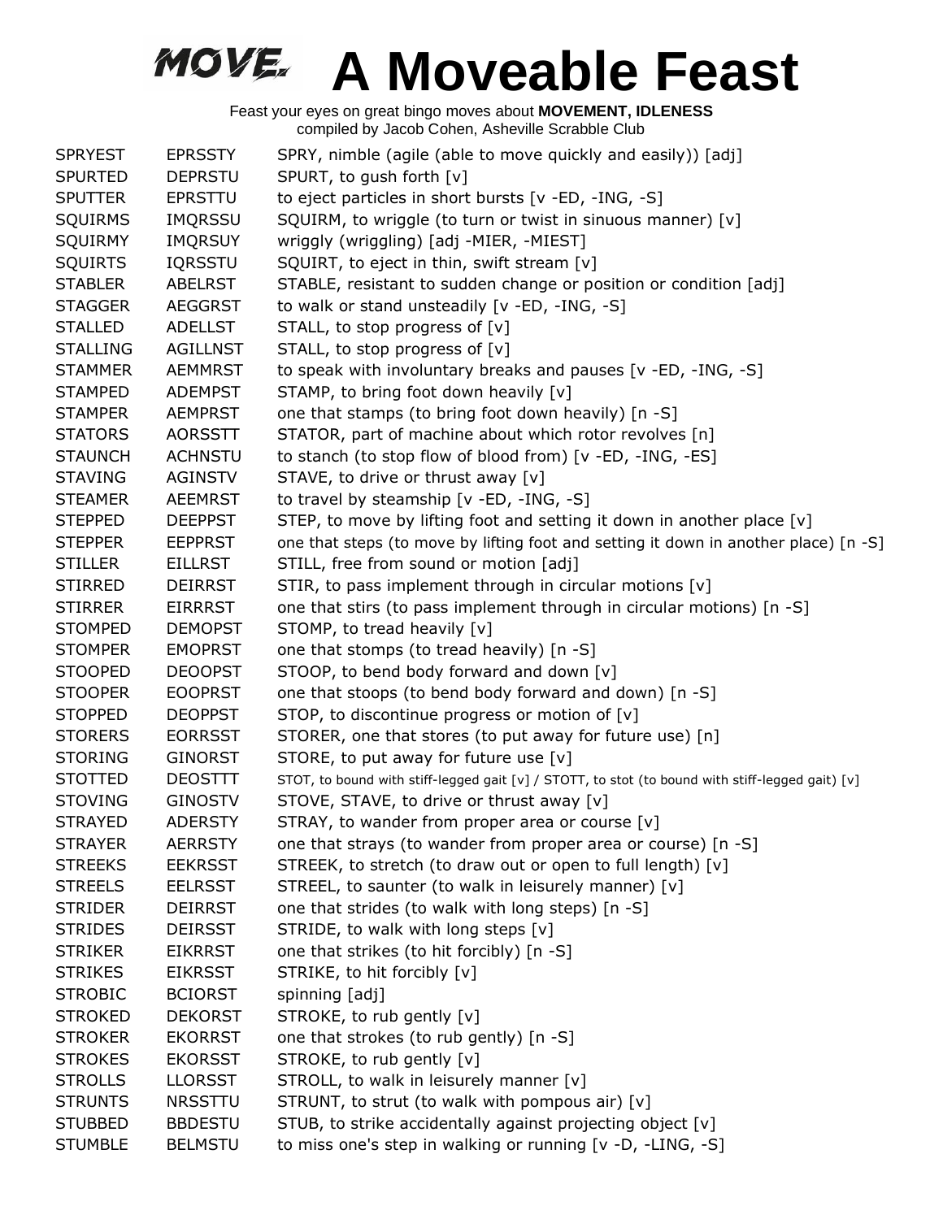# MOVE. A Moveable Feast

Feast your eyes on great bingo moves about **MOVEMENT, IDLENESS**
compiled by Jacob Cohen, Asheville Scrabble Club

| | | |
|---|---|---|
| SPRYEST | EPRSSTY | SPRY, nimble (agile (able to move quickly and easily)) [adj] |
| SPURTED | DEPRSTU | SPURT, to gush forth [v] |
| SPUTTER | EPRSTTU | to eject particles in short bursts [v -ED, -ING, -S] |
| SQUIRMS | IMQRSSU | SQUIRM, to wriggle (to turn or twist in sinuous manner) [v] |
| SQUIRMY | IMQRSUY | wriggly (wriggling) [adj -MIER, -MIEST] |
| SQUIRTS | IQRSSTU | SQUIRT, to eject in thin, swift stream [v] |
| STABLER | ABELRST | STABLE, resistant to sudden change or position or condition [adj] |
| STAGGER | AEGGRST | to walk or stand unsteadily [v -ED, -ING, -S] |
| STALLED | ADELLST | STALL, to stop progress of [v] |
| STALLING | AGILLNST | STALL, to stop progress of [v] |
| STAMMER | AEMMRST | to speak with involuntary breaks and pauses [v -ED, -ING, -S] |
| STAMPED | ADEMPST | STAMP, to bring foot down heavily [v] |
| STAMPER | AEMPRST | one that stamps (to bring foot down heavily) [n -S] |
| STATORS | AORSSTT | STATOR, part of machine about which rotor revolves [n] |
| STAUNCH | ACHNSTU | to stanch (to stop flow of blood from) [v -ED, -ING, -ES] |
| STAVING | AGINSTV | STAVE, to drive or thrust away [v] |
| STEAMER | AEEMRST | to travel by steamship [v -ED, -ING, -S] |
| STEPPED | DEEPPST | STEP, to move by lifting foot and setting it down in another place [v] |
| STEPPER | EEPPRST | one that steps (to move by lifting foot and setting it down in another place) [n -S] |
| STILLER | EILLRST | STILL, free from sound or motion [adj] |
| STIRRED | DEIRRST | STIR, to pass implement through in circular motions [v] |
| STIRRER | EIRRRST | one that stirs (to pass implement through in circular motions) [n -S] |
| STOMPED | DEMOPST | STOMP, to tread heavily [v] |
| STOMPER | EMOPRST | one that stomps (to tread heavily) [n -S] |
| STOOPED | DEOOPST | STOOP, to bend body forward and down [v] |
| STOOPER | EOOPRST | one that stoops (to bend body forward and down) [n -S] |
| STOPPED | DEOPPST | STOP, to discontinue progress or motion of [v] |
| STORERS | EORRSST | STORER, one that stores (to put away for future use) [n] |
| STORING | GINORST | STORE, to put away for future use [v] |
| STOTTED | DEOSTTT | STOT, to bound with stiff-legged gait [v] / STOTT, to stot (to bound with stiff-legged gait) [v] |
| STOVING | GINOSTV | STOVE, STAVE, to drive or thrust away [v] |
| STRAYED | ADERSTY | STRAY, to wander from proper area or course [v] |
| STRAYER | AERRSTY | one that strays (to wander from proper area or course) [n -S] |
| STREEKS | EEKRSST | STREEK, to stretch (to draw out or open to full length) [v] |
| STREELS | EELRSST | STREEL, to saunter (to walk in leisurely manner) [v] |
| STRIDER | DEIRRST | one that strides (to walk with long steps) [n -S] |
| STRIDES | DEIRSST | STRIDE, to walk with long steps [v] |
| STRIKER | EIKRRST | one that strikes (to hit forcibly) [n -S] |
| STRIKES | EIKRSST | STRIKE, to hit forcibly [v] |
| STROBIC | BCIORST | spinning [adj] |
| STROKED | DEKORST | STROKE, to rub gently [v] |
| STROKER | EKORRST | one that strokes (to rub gently) [n -S] |
| STROKES | EKORSST | STROKE, to rub gently [v] |
| STROLLS | LLORSST | STROLL, to walk in leisurely manner [v] |
| STRUNTS | NRSSTTU | STRUNT, to strut (to walk with pompous air) [v] |
| STUBBED | BBDESTU | STUB, to strike accidentally against projecting object [v] |
| STUMBLE | BELMSTU | to miss one's step in walking or running [v -D, -LING, -S] |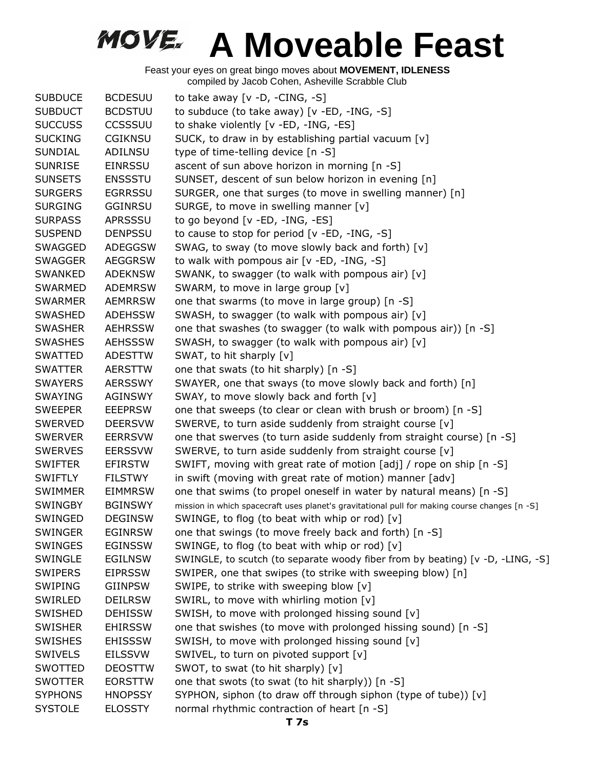# MOVE. A Moveable Feast

Feast your eyes on great bingo moves about **MOVEMENT, IDLENESS**
compiled by Jacob Cohen, Asheville Scrabble Club

| | | |
|---|---|---|
| SUBDUCE | BCDESUU | to take away [v -D, -CING, -S] |
| SUBDUCT | BCDSTUU | to subduce (to take away) [v -ED, -ING, -S] |
| SUCCUSS | CCSSSUU | to shake violently [v -ED, -ING, -ES] |
| SUCKING | CGIKNSU | SUCK, to draw in by establishing partial vacuum [v] |
| SUNDIAL | ADILNSU | type of time-telling device [n -S] |
| SUNRISE | EINRSSU | ascent of sun above horizon in morning [n -S] |
| SUNSETS | ENSSSTU | SUNSET, descent of sun below horizon in evening [n] |
| SURGERS | EGRRSSU | SURGER, one that surges (to move in swelling manner) [n] |
| SURGING | GGINRSU | SURGE, to move in swelling manner [v] |
| SURPASS | APRSSSU | to go beyond [v -ED, -ING, -ES] |
| SUSPEND | DENPSSU | to cause to stop for period [v -ED, -ING, -S] |
| SWAGGED | ADEGGSW | SWAG, to sway (to move slowly back and forth) [v] |
| SWAGGER | AEGGRSW | to walk with pompous air [v -ED, -ING, -S] |
| SWANKED | ADEKNSW | SWANK, to swagger (to walk with pompous air) [v] |
| SWARMED | ADEMRSW | SWARM, to move in large group [v] |
| SWARMER | AEMRRSW | one that swarms (to move in large group) [n -S] |
| SWASHED | ADEHSSW | SWASH, to swagger (to walk with pompous air) [v] |
| SWASHER | AEHRSSW | one that swashes (to swagger (to walk with pompous air)) [n -S] |
| SWASHES | AEHSSSW | SWASH, to swagger (to walk with pompous air) [v] |
| SWATTED | ADESTTW | SWAT, to hit sharply [v] |
| SWATTER | AERSTTW | one that swats (to hit sharply) [n -S] |
| SWAYERS | AERSSWY | SWAYER, one that sways (to move slowly back and forth) [n] |
| SWAYING | AGINSWY | SWAY, to move slowly back and forth [v] |
| SWEEPER | EEEPRSW | one that sweeps (to clear or clean with brush or broom) [n -S] |
| SWERVED | DEERSVW | SWERVE, to turn aside suddenly from straight course [v] |
| SWERVER | EERRSVW | one that swerves (to turn aside suddenly from straight course) [n -S] |
| SWERVES | EERSSVW | SWERVE, to turn aside suddenly from straight course [v] |
| SWIFTER | EFIRSTW | SWIFT, moving with great rate of motion [adj] / rope on ship [n -S] |
| SWIFTLY | FILSTWY | in swift (moving with great rate of motion) manner [adv] |
| SWIMMER | EIMMRSW | one that swims (to propel oneself in water by natural means) [n -S] |
| SWINGBY | BGINSWY | mission in which spacecraft uses planet's gravitational pull for making course changes [n -S] |
| SWINGED | DEGINSW | SWINGE, to flog (to beat with whip or rod) [v] |
| SWINGER | EGINRSW | one that swings (to move freely back and forth) [n -S] |
| SWINGES | EGINSSW | SWINGE, to flog (to beat with whip or rod) [v] |
| SWINGLE | EGILNSW | SWINGLE, to scutch (to separate woody fiber from by beating) [v -D, -LING, -S] |
| SWIPERS | EIPRSSW | SWIPER, one that swipes (to strike with sweeping blow) [n] |
| SWIPING | GIINPSW | SWIPE, to strike with sweeping blow [v] |
| SWIRLED | DEILRSW | SWIRL, to move with whirling motion [v] |
| SWISHED | DEHISSW | SWISH, to move with prolonged hissing sound [v] |
| SWISHER | EHIRSSW | one that swishes (to move with prolonged hissing sound) [n -S] |
| SWISHES | EHISSSW | SWISH, to move with prolonged hissing sound [v] |
| SWIVELS | EILSSVW | SWIVEL, to turn on pivoted support [v] |
| SWOTTED | DEOSTTW | SWOT, to swat (to hit sharply) [v] |
| SWOTTER | EORSTTW | one that swots (to swat (to hit sharply)) [n -S] |
| SYPHONS | HNOPSSY | SYPHON, siphon (to draw off through siphon (type of tube)) [v] |
| SYSTOLE | ELOSSTY | normal rhythmic contraction of heart [n -S] |

**T 7s**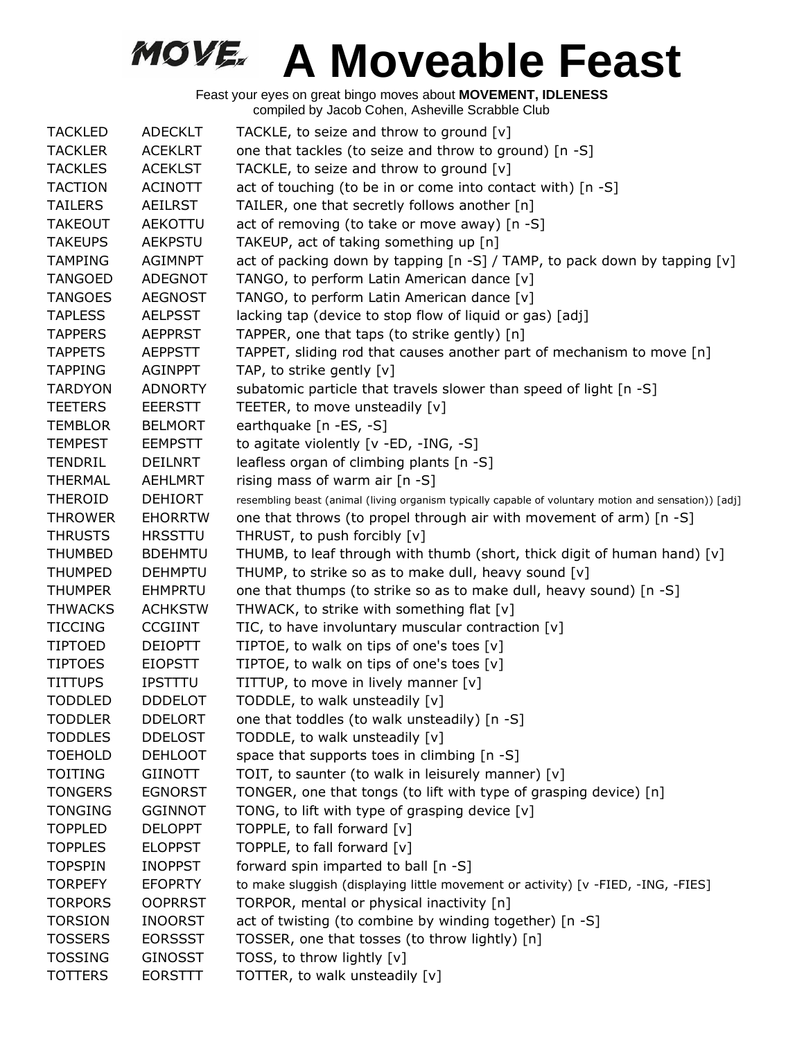# A Moveable Feast

Feast your eyes on great bingo moves about **MOVEMENT, IDLENESS**
compiled by Jacob Cohen, Asheville Scrabble Club

| | | |
|---|---|---|
| TACKLED | ADECKLT | TACKLE, to seize and throw to ground [v] |
| TACKLER | ACEKLRT | one that tackles (to seize and throw to ground) [n -S] |
| TACKLES | ACEKLST | TACKLE, to seize and throw to ground [v] |
| TACTION | ACINOTT | act of touching (to be in or come into contact with) [n -S] |
| TAILERS | AEILRST | TAILER, one that secretly follows another [n] |
| TAKEOUT | AEKOTTU | act of removing (to take or move away) [n -S] |
| TAKEUPS | AEKPSTU | TAKEUP, act of taking something up [n] |
| TAMPING | AGIMNPT | act of packing down by tapping [n -S] / TAMP, to pack down by tapping [v] |
| TANGOED | ADEGNOT | TANGO, to perform Latin American dance [v] |
| TANGOES | AEGNOST | TANGO, to perform Latin American dance [v] |
| TAPLESS | AELPSST | lacking tap (device to stop flow of liquid or gas) [adj] |
| TAPPERS | AEPPRST | TAPPER, one that taps (to strike gently) [n] |
| TAPPETS | AEPPSTT | TAPPET, sliding rod that causes another part of mechanism to move [n] |
| TAPPING | AGINPPT | TAP, to strike gently [v] |
| TARDYON | ADNORTY | subatomic particle that travels slower than speed of light [n -S] |
| TEETERS | EEERSTT | TEETER, to move unsteadily [v] |
| TEMBLOR | BELMORT | earthquake [n -ES, -S] |
| TEMPEST | EEMPSTT | to agitate violently [v -ED, -ING, -S] |
| TENDRIL | DEILNRT | leafless organ of climbing plants [n -S] |
| THERMAL | AEHLMRT | rising mass of warm air [n -S] |
| THEROID | DEHIORT | resembling beast (animal (living organism typically capable of voluntary motion and sensation)) [adj] |
| THROWER | EHORRTW | one that throws (to propel through air with movement of arm) [n -S] |
| THRUSTS | HRSSTTU | THRUST, to push forcibly [v] |
| THUMBED | BDEHMTU | THUMB, to leaf through with thumb (short, thick digit of human hand) [v] |
| THUMPED | DEHMPTU | THUMP, to strike so as to make dull, heavy sound [v] |
| THUMPER | EHMPRTU | one that thumps (to strike so as to make dull, heavy sound) [n -S] |
| THWACKS | ACHKSTW | THWACK, to strike with something flat [v] |
| TICCING | CCGIINT | TIC, to have involuntary muscular contraction [v] |
| TIPTOED | DEIOPTT | TIPTOE, to walk on tips of one's toes [v] |
| TIPTOES | EIOPSTT | TIPTOE, to walk on tips of one's toes [v] |
| TITTUPS | IPSTTTU | TITTUP, to move in lively manner [v] |
| TODDLED | DDDELOT | TODDLE, to walk unsteadily [v] |
| TODDLER | DDELORT | one that toddles (to walk unsteadily) [n -S] |
| TODDLES | DDELOST | TODDLE, to walk unsteadily [v] |
| TOEHOLD | DEHLOOT | space that supports toes in climbing [n -S] |
| TOITING | GIINOTT | TOIT, to saunter (to walk in leisurely manner) [v] |
| TONGERS | EGNORST | TONGER, one that tongs (to lift with type of grasping device) [n] |
| TONGING | GGINNOT | TONG, to lift with type of grasping device [v] |
| TOPPLED | DELOPPT | TOPPLE, to fall forward [v] |
| TOPPLES | ELOPPST | TOPPLE, to fall forward [v] |
| TOPSPIN | INOPPST | forward spin imparted to ball [n -S] |
| TORPEFY | EFOPRTY | to make sluggish (displaying little movement or activity) [v -FIED, -ING, -FIES] |
| TORPORS | OOPRRST | TORPOR, mental or physical inactivity [n] |
| TORSION | INOORST | act of twisting (to combine by winding together) [n -S] |
| TOSSERS | EORSSST | TOSSER, one that tosses (to throw lightly) [n] |
| TOSSING | GINOSST | TOSS, to throw lightly [v] |
| TOTTERS | EORSTTT | TOTTER, to walk unsteadily [v] |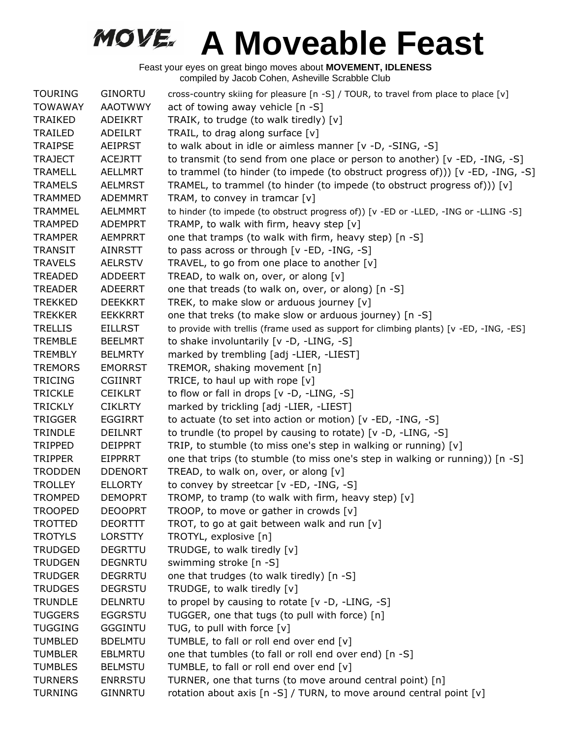# A Moveable Feast

Feast your eyes on great bingo moves about **MOVEMENT, IDLENESS**
compiled by Jacob Cohen, Asheville Scrabble Club

| | | |
|---|---|---|
| TOURING | GINORTU | cross-country skiing for pleasure [n -S] / TOUR, to travel from place to place [v] |
| TOWAWAY | AAOTWWY | act of towing away vehicle [n -S] |
| TRAIKED | ADEIKRT | TRAIK, to trudge (to walk tiredly) [v] |
| TRAILED | ADEILRT | TRAIL, to drag along surface [v] |
| TRAIPSE | AEIPRST | to walk about in idle or aimless manner [v -D, -SING, -S] |
| TRAJECT | ACEJRTT | to transmit (to send from one place or person to another) [v -ED, -ING, -S] |
| TRAMELL | AELLMRT | to trammel (to hinder (to impede (to obstruct progress of))) [v -ED, -ING, -S] |
| TRAMELS | AELMRST | TRAMEL, to trammel (to hinder (to impede (to obstruct progress of))) [v] |
| TRAMMED | ADEMMRT | TRAM, to convey in tramcar [v] |
| TRAMMEL | AELMMRT | to hinder (to impede (to obstruct progress of)) [v -ED or -LLED, -ING or -LLING -S] |
| TRAMPED | ADEMPRT | TRAMP, to walk with firm, heavy step [v] |
| TRAMPER | AEMPRRT | one that tramps (to walk with firm, heavy step) [n -S] |
| TRANSIT | AINRSTT | to pass across or through [v -ED, -ING, -S] |
| TRAVELS | AELRSTV | TRAVEL, to go from one place to another [v] |
| TREADED | ADDEERT | TREAD, to walk on, over, or along [v] |
| TREADER | ADEERRT | one that treads (to walk on, over, or along) [n -S] |
| TREKKED | DEEKKRT | TREK, to make slow or arduous journey [v] |
| TREKKER | EEKKRRT | one that treks (to make slow or arduous journey) [n -S] |
| TRELLIS | EILLRST | to provide with trellis (frame used as support for climbing plants) [v -ED, -ING, -ES] |
| TREMBLE | BEELMRT | to shake involuntarily [v -D, -LING, -S] |
| TREMBLY | BELMRTY | marked by trembling [adj -LIER, -LIEST] |
| TREMORS | EMORRST | TREMOR, shaking movement [n] |
| TRICING | CGIINRT | TRICE, to haul up with rope [v] |
| TRICKLE | CEIKLRT | to flow or fall in drops [v -D, -LING, -S] |
| TRICKLY | CIKLRTY | marked by trickling [adj -LIER, -LIEST] |
| TRIGGER | EGGIRRT | to actuate (to set into action or motion) [v -ED, -ING, -S] |
| TRINDLE | DEILNRT | to trundle (to propel by causing to rotate) [v -D, -LING, -S] |
| TRIPPED | DEIPPRT | TRIP, to stumble (to miss one's step in walking or running) [v] |
| TRIPPER | EIPPRRT | one that trips (to stumble (to miss one's step in walking or running)) [n -S] |
| TRODDEN | DDENORT | TREAD, to walk on, over, or along [v] |
| TROLLEY | ELLORTY | to convey by streetcar [v -ED, -ING, -S] |
| TROMPED | DEMOPRT | TROMP, to tramp (to walk with firm, heavy step) [v] |
| TROOPED | DEOOPRT | TROOP, to move or gather in crowds [v] |
| TROTTED | DEORTTT | TROT, to go at gait between walk and run [v] |
| TROTYLS | LORSTTY | TROTYL, explosive [n] |
| TRUDGED | DEGRTTU | TRUDGE, to walk tiredly [v] |
| TRUDGEN | DEGNRTU | swimming stroke [n -S] |
| TRUDGER | DEGRRTU | one that trudges (to walk tiredly) [n -S] |
| TRUDGES | DEGRSTU | TRUDGE, to walk tiredly [v] |
| TRUNDLE | DELNRTU | to propel by causing to rotate [v -D, -LING, -S] |
| TUGGERS | EGGRSTU | TUGGER, one that tugs (to pull with force) [n] |
| TUGGING | GGGINTU | TUG, to pull with force [v] |
| TUMBLED | BDELMTU | TUMBLE, to fall or roll end over end [v] |
| TUMBLER | EBLMRTU | one that tumbles (to fall or roll end over end) [n -S] |
| TUMBLES | BELMSTU | TUMBLE, to fall or roll end over end [v] |
| TURNERS | ENRRSTU | TURNER, one that turns (to move around central point) [n] |
| TURNING | GINNRTU | rotation about axis [n -S] / TURN, to move around central point [v] |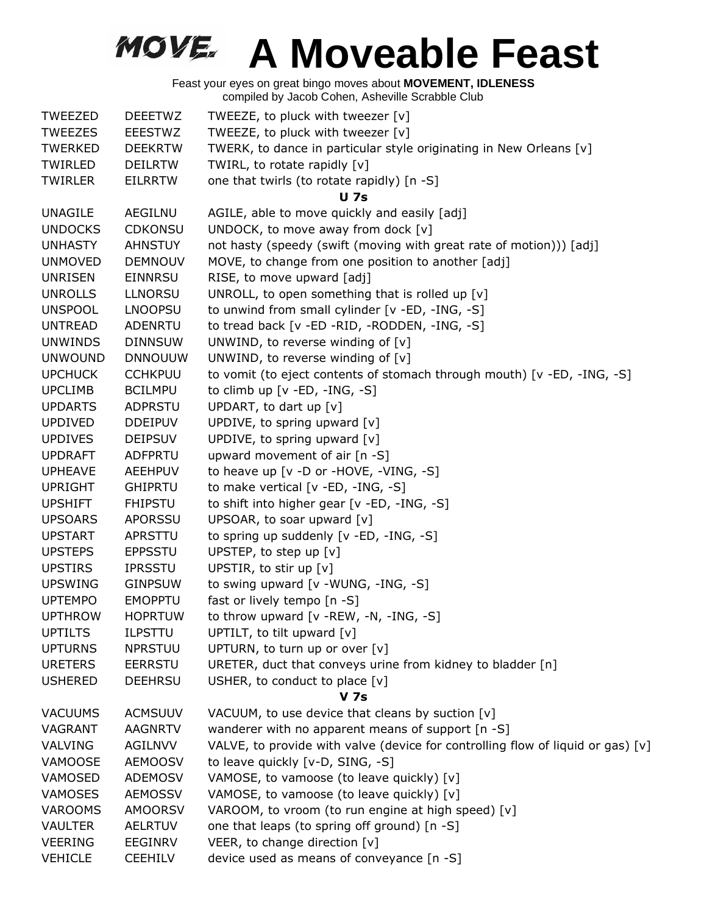# A Moveable Feast

Feast your eyes on great bingo moves about **MOVEMENT, IDLENESS**
compiled by Jacob Cohen, Asheville Scrabble Club

| | | |
|---|---|---|
| TWEEZED | DEEETWZ | TWEEZE, to pluck with tweezer [v] |
| TWEEZES | EEESTWZ | TWEEZE, to pluck with tweezer [v] |
| TWERKED | DEEKRTW | TWERK, to dance in particular style originating in New Orleans [v] |
| TWIRLED | DEILRTW | TWIRL, to rotate rapidly [v] |
| TWIRLER | EILRRTW | one that twirls (to rotate rapidly) [n -S] |
| | | **U 7s** |
| UNAGILE | AEGILNU | AGILE, able to move quickly and easily [adj] |
| UNDOCKS | CDKONSU | UNDOCK, to move away from dock [v] |
| UNHASTY | AHNSTUY | not hasty (speedy (swift (moving with great rate of motion))) [adj] |
| UNMOVED | DEMNOUV | MOVE, to change from one position to another [adj] |
| UNRISEN | EINNRSU | RISE, to move upward [adj] |
| UNROLLS | LLNORSU | UNROLL, to open something that is rolled up [v] |
| UNSPOOL | LNOOPSU | to unwind from small cylinder [v -ED, -ING, -S] |
| UNTREAD | ADENRTU | to tread back [v -ED -RID, -RODDEN, -ING, -S] |
| UNWINDS | DINNSUW | UNWIND, to reverse winding of [v] |
| UNWOUND | DNNOUUW | UNWIND, to reverse winding of [v] |
| UPCHUCK | CCHKPUU | to vomit (to eject contents of stomach through mouth) [v -ED, -ING, -S] |
| UPCLIMB | BCILMPU | to climb up [v -ED, -ING, -S] |
| UPDARTS | ADPRSTU | UPDART, to dart up [v] |
| UPDIVED | DDEIPUV | UPDIVE, to spring upward [v] |
| UPDIVES | DEIPSUV | UPDIVE, to spring upward [v] |
| UPDRAFT | ADFPRTU | upward movement of air [n -S] |
| UPHEAVE | AEEHPUV | to heave up [v -D or -HOVE, -VING, -S] |
| UPRIGHT | GHIPRTU | to make vertical [v -ED, -ING, -S] |
| UPSHIFT | FHIPSTU | to shift into higher gear [v -ED, -ING, -S] |
| UPSOARS | APORSSU | UPSOAR, to soar upward [v] |
| UPSTART | APRSTTU | to spring up suddenly [v -ED, -ING, -S] |
| UPSTEPS | EPPSSTU | UPSTEP, to step up [v] |
| UPSTIRS | IPRSSTU | UPSTIR, to stir up [v] |
| UPSWING | GINPSUW | to swing upward [v -WUNG, -ING, -S] |
| UPTEMPO | EMOPPTU | fast or lively tempo [n -S] |
| UPTHROW | HOPRTUW | to throw upward [v -REW, -N, -ING, -S] |
| UPTILTS | ILPSTTU | UPTILT, to tilt upward [v] |
| UPTURNS | NPRSTUU | UPTURN, to turn up or over [v] |
| URETERS | EERRSTU | URETER, duct that conveys urine from kidney to bladder [n] |
| USHERED | DEEHRSU | USHER, to conduct to place [v] |
| | | **V 7s** |
| VACUUMS | ACMSUUV | VACUUM, to use device that cleans by suction [v] |
| VAGRANT | AAGNRTV | wanderer with no apparent means of support [n -S] |
| VALVING | AGILNVV | VALVE, to provide with valve (device for controlling flow of liquid or gas) [v] |
| VAMOOSE | AEMOOSV | to leave quickly [v-D, SING, -S] |
| VAMOSED | ADEMOSV | VAMOSE, to vamoose (to leave quickly) [v] |
| VAMOSES | AEMOSSV | VAMOSE, to vamoose (to leave quickly) [v] |
| VAROOMS | AMOORSV | VAROOM, to vroom (to run engine at high speed) [v] |
| VAULTER | AELRTUV | one that leaps (to spring off ground) [n -S] |
| VEERING | EEGINRV | VEER, to change direction [v] |
| VEHICLE | CEEHILV | device used as means of conveyance [n -S] |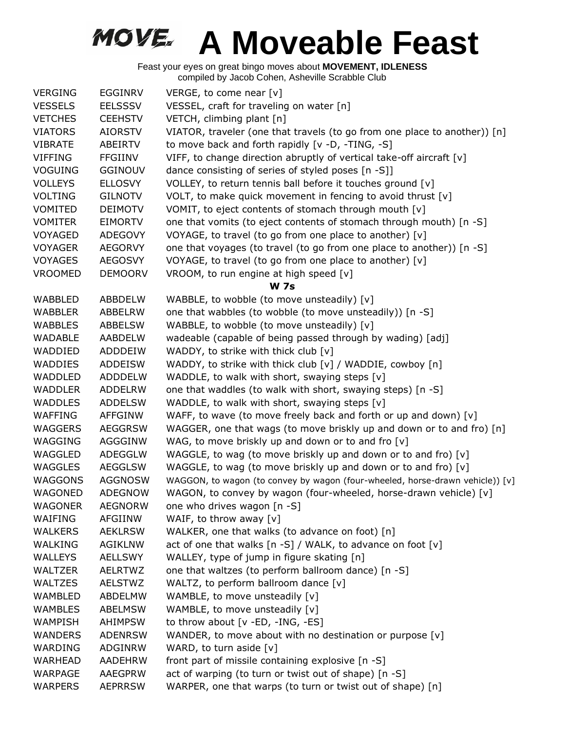# A Moveable Feast

Feast your eyes on great bingo moves about **MOVEMENT, IDLENESS**
compiled by Jacob Cohen, Asheville Scrabble Club

| | | |
|---|---|---|
| VERGING | EGGINRV | VERGE, to come near [v] |
| VESSELS | EELSSSV | VESSEL, craft for traveling on water [n] |
| VETCHES | CEEHSTV | VETCH, climbing plant [n] |
| VIATORS | AIORSTV | VIATOR, traveler (one that travels (to go from one place to another)) [n] |
| VIBRATE | ABEIRTV | to move back and forth rapidly [v -D, -TING, -S] |
| VIFFING | FFGIINV | VIFF, to change direction abruptly of vertical take-off aircraft [v] |
| VOGUING | GGINOUV | dance consisting of series of styled poses [n -S]] |
| VOLLEYS | ELLOSVY | VOLLEY, to return tennis ball before it touches ground [v] |
| VOLTING | GILNOTV | VOLT, to make quick movement in fencing to avoid thrust [v] |
| VOMITED | DEIMOTV | VOMIT, to eject contents of stomach through mouth [v] |
| VOMITER | EIMORTV | one that vomits (to eject contents of stomach through mouth) [n -S] |
| VOYAGED | ADEGOVY | VOYAGE, to travel (to go from one place to another) [v] |
| VOYAGER | AEGORVY | one that voyages (to travel (to go from one place to another)) [n -S] |
| VOYAGES | AEGOSVY | VOYAGE, to travel (to go from one place to another) [v] |
| VROOMED | DEMOORV | VROOM, to run engine at high speed [v] |

**W 7s**

| | | |
|---|---|---|
| WABBLED | ABBDELW | WABBLE, to wobble (to move unsteadily) [v] |
| WABBLER | ABBELRW | one that wabbles (to wobble (to move unsteadily)) [n -S] |
| WABBLES | ABBELSW | WABBLE, to wobble (to move unsteadily) [v] |
| WADABLE | AABDELW | wadeable (capable of being passed through by wading) [adj] |
| WADDIED | ADDDEIW | WADDY, to strike with thick club [v] |
| WADDIES | ADDEISW | WADDY, to strike with thick club [v] / WADDIE, cowboy [n] |
| WADDLED | ADDDELW | WADDLE, to walk with short, swaying steps [v] |
| WADDLER | ADDELRW | one that waddles (to walk with short, swaying steps) [n -S] |
| WADDLES | ADDELSW | WADDLE, to walk with short, swaying steps [v] |
| WAFFING | AFFGINW | WAFF, to wave (to move freely back and forth or up and down) [v] |
| WAGGERS | AEGGRSW | WAGGER, one that wags (to move briskly up and down or to and fro) [n] |
| WAGGING | AGGGINW | WAG, to move briskly up and down or to and fro [v] |
| WAGGLED | ADEGGLW | WAGGLE, to wag (to move briskly up and down or to and fro) [v] |
| WAGGLES | AEGGLSW | WAGGLE, to wag (to move briskly up and down or to and fro) [v] |
| WAGGONS | AGGNOSW | WAGGON, to wagon (to convey by wagon (four-wheeled, horse-drawn vehicle)) [v] |
| WAGONED | ADEGNOW | WAGON, to convey by wagon (four-wheeled, horse-drawn vehicle) [v] |
| WAGONER | AEGNORW | one who drives wagon [n -S] |
| WAIFING | AFGIINW | WAIF, to throw away [v] |
| WALKERS | AEKLRSW | WALKER, one that walks (to advance on foot) [n] |
| WALKING | AGIKLNW | act of one that walks [n -S] / WALK, to advance on foot [v] |
| WALLEYS | AELLSWY | WALLEY, type of jump in figure skating [n] |
| WALTZER | AELRTWZ | one that waltzes (to perform ballroom dance) [n -S] |
| WALTZES | AELSTWZ | WALTZ, to perform ballroom dance [v] |
| WAMBLED | ABDELMW | WAMBLE, to move unsteadily [v] |
| WAMBLES | ABELMSW | WAMBLE, to move unsteadily [v] |
| WAMPISH | AHIMPSW | to throw about [v -ED, -ING, -ES] |
| WANDERS | ADENRSW | WANDER, to move about with no destination or purpose [v] |
| WARDING | ADGINRW | WARD, to turn aside [v] |
| WARHEAD | AADEHRW | front part of missile containing explosive [n -S] |
| WARPAGE | AAEGPRW | act of warping (to turn or twist out of shape) [n -S] |
| WARPERS | AEPRRSW | WARPER, one that warps (to turn or twist out of shape) [n] |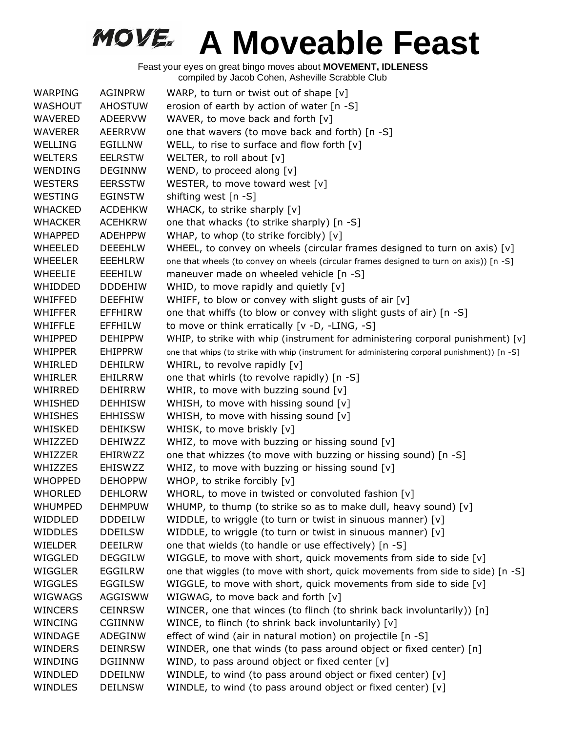# A Moveable Feast

Feast your eyes on great bingo moves about **MOVEMENT, IDLENESS**
compiled by Jacob Cohen, Asheville Scrabble Club

| | | |
|---|---|---|
| WARPING | AGINPRW | WARP, to turn or twist out of shape [v] |
| WASHOUT | AHOSTUW | erosion of earth by action of water [n -S] |
| WAVERED | ADEERVW | WAVER, to move back and forth [v] |
| WAVERER | AEERRVW | one that wavers (to move back and forth) [n -S] |
| WELLING | EGILLNW | WELL, to rise to surface and flow forth [v] |
| WELTERS | EELRSTW | WELTER, to roll about [v] |
| WENDING | DEGINNW | WEND, to proceed along [v] |
| WESTERS | EERSSTW | WESTER, to move toward west [v] |
| WESTING | EGINSTW | shifting west [n -S] |
| WHACKED | ACDEHKW | WHACK, to strike sharply [v] |
| WHACKER | ACEHKRW | one that whacks (to strike sharply) [n -S] |
| WHAPPED | ADEHPPW | WHAP, to whop (to strike forcibly) [v] |
| WHEELED | DEEEHLW | WHEEL, to convey on wheels (circular frames designed to turn on axis) [v] |
| WHEELER | EEEHLRW | one that wheels (to convey on wheels (circular frames designed to turn on axis)) [n -S] |
| WHEELIE | EEEHILW | maneuver made on wheeled vehicle [n -S] |
| WHIDDED | DDDEHIW | WHID, to move rapidly and quietly [v] |
| WHIFFED | DEEFHIW | WHIFF, to blow or convey with slight gusts of air [v] |
| WHIFFER | EFFHIRW | one that whiffs (to blow or convey with slight gusts of air) [n -S] |
| WHIFFLE | EFFHILW | to move or think erratically [v -D, -LING, -S] |
| WHIPPED | DEHIPPW | WHIP, to strike with whip (instrument for administering corporal punishment) [v] |
| WHIPPER | EHIPPRW | one that whips (to strike with whip (instrument for administering corporal punishment)) [n -S] |
| WHIRLED | DEHILRW | WHIRL, to revolve rapidly [v] |
| WHIRLER | EHILRRW | one that whirls (to revolve rapidly) [n -S] |
| WHIRRED | DEHIRRW | WHIR, to move with buzzing sound [v] |
| WHISHED | DEHHISW | WHISH, to move with hissing sound [v] |
| WHISHES | EHHISSW | WHISH, to move with hissing sound [v] |
| WHISKED | DEHIKSW | WHISK, to move briskly [v] |
| WHIZZED | DEHIWZZ | WHIZ, to move with buzzing or hissing sound [v] |
| WHIZZER | EHIRWZZ | one that whizzes (to move with buzzing or hissing sound) [n -S] |
| WHIZZES | EHISWZZ | WHIZ, to move with buzzing or hissing sound [v] |
| WHOPPED | DEHOPPW | WHOP, to strike forcibly [v] |
| WHORLED | DEHLORW | WHORL, to move in twisted or convoluted fashion [v] |
| WHUMPED | DEHMPUW | WHUMP, to thump (to strike so as to make dull, heavy sound) [v] |
| WIDDLED | DDDEILW | WIDDLE, to wriggle (to turn or twist in sinuous manner) [v] |
| WIDDLES | DDEILSW | WIDDLE, to wriggle (to turn or twist in sinuous manner) [v] |
| WIELDER | DEEILRW | one that wields (to handle or use effectively) [n -S] |
| WIGGLED | DEGGILW | WIGGLE, to move with short, quick movements from side to side [v] |
| WIGGLER | EGGILRW | one that wiggles (to move with short, quick movements from side to side) [n -S] |
| WIGGLES | EGGILSW | WIGGLE, to move with short, quick movements from side to side [v] |
| WIGWAGS | AGGISWW | WIGWAG, to move back and forth [v] |
| WINCERS | CEINRSW | WINCER, one that winces (to flinch (to shrink back involuntarily)) [n] |
| WINCING | CGIINNW | WINCE, to flinch (to shrink back involuntarily) [v] |
| WINDAGE | ADEGINW | effect of wind (air in natural motion) on projectile [n -S] |
| WINDERS | DEINRSW | WINDER, one that winds (to pass around object or fixed center) [n] |
| WINDING | DGIINNW | WIND, to pass around object or fixed center [v] |
| WINDLED | DDEILNW | WINDLE, to wind (to pass around object or fixed center) [v] |
| WINDLES | DEILNSW | WINDLE, to wind (to pass around object or fixed center) [v] |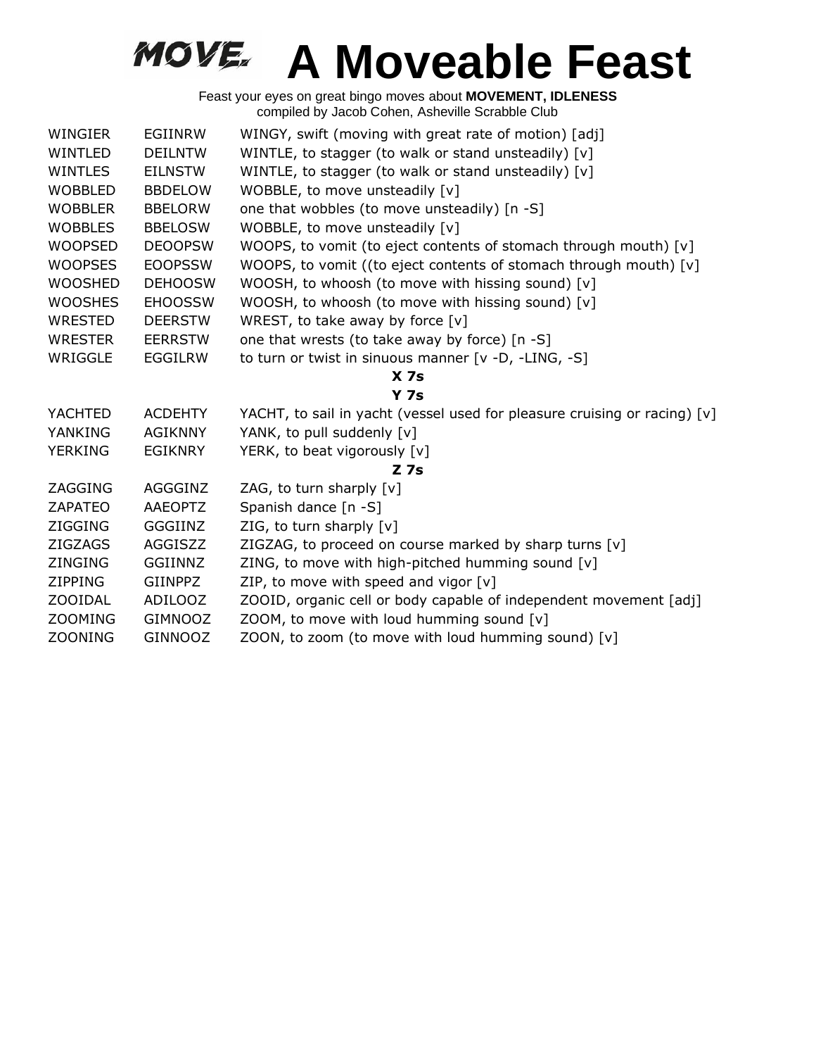# MOVE. A Moveable Feast

Feast your eyes on great bingo moves about **MOVEMENT, IDLENESS**
compiled by Jacob Cohen, Asheville Scrabble Club

| | | |
|---|---|---|
| WINGIER | EGIINRW | WINGY, swift (moving with great rate of motion) [adj] |
| WINTLED | DEILNTW | WINTLE, to stagger (to walk or stand unsteadily) [v] |
| WINTLES | EILNSTW | WINTLE, to stagger (to walk or stand unsteadily) [v] |
| WOBBLED | BBDELOW | WOBBLE, to move unsteadily [v] |
| WOBBLER | BBELORW | one that wobbles (to move unsteadily) [n -S] |
| WOBBLES | BBELOSW | WOBBLE, to move unsteadily [v] |
| WOOPSED | DEOOPSW | WOOPS, to vomit (to eject contents of stomach through mouth) [v] |
| WOOPSES | EOOPSSW | WOOPS, to vomit ((to eject contents of stomach through mouth) [v] |
| WOOSHED | DEHOOSW | WOOSH, to whoosh (to move with hissing sound) [v] |
| WOOSHES | EHOOSSW | WOOSH, to whoosh (to move with hissing sound) [v] |
| WRESTED | DEERSTW | WREST, to take away by force [v] |
| WRESTER | EERRSTW | one that wrests (to take away by force) [n -S] |
| WRIGGLE | EGGILRW | to turn or twist in sinuous manner [v -D, -LING, -S] |

**X 7s**

**Y 7s**

| | | |
|---|---|---|
| YACHTED | ACDEHTY | YACHT, to sail in yacht (vessel used for pleasure cruising or racing) [v] |
| YANKING | AGIKNNY | YANK, to pull suddenly [v] |
| YERKING | EGIKNRY | YERK, to beat vigorously [v] |

**Z 7s**

| | | |
|---|---|---|
| ZAGGING | AGGGINZ | ZAG, to turn sharply [v] |
| ZAPATEO | AAEOPTZ | Spanish dance [n -S] |
| ZIGGING | GGGIINZ | ZIG, to turn sharply [v] |
| ZIGZAGS | AGGISZZ | ZIGZAG, to proceed on course marked by sharp turns [v] |
| ZINGING | GGIINNZ | ZING, to move with high-pitched humming sound [v] |
| ZIPPING | GIINPPZ | ZIP, to move with speed and vigor [v] |
| ZOOIDAL | ADILOOZ | ZOOID, organic cell or body capable of independent movement [adj] |
| ZOOMING | GIMNOOZ | ZOOM, to move with loud humming sound [v] |
| ZOONING | GINNOOZ | ZOON, to zoom (to move with loud humming sound) [v] |